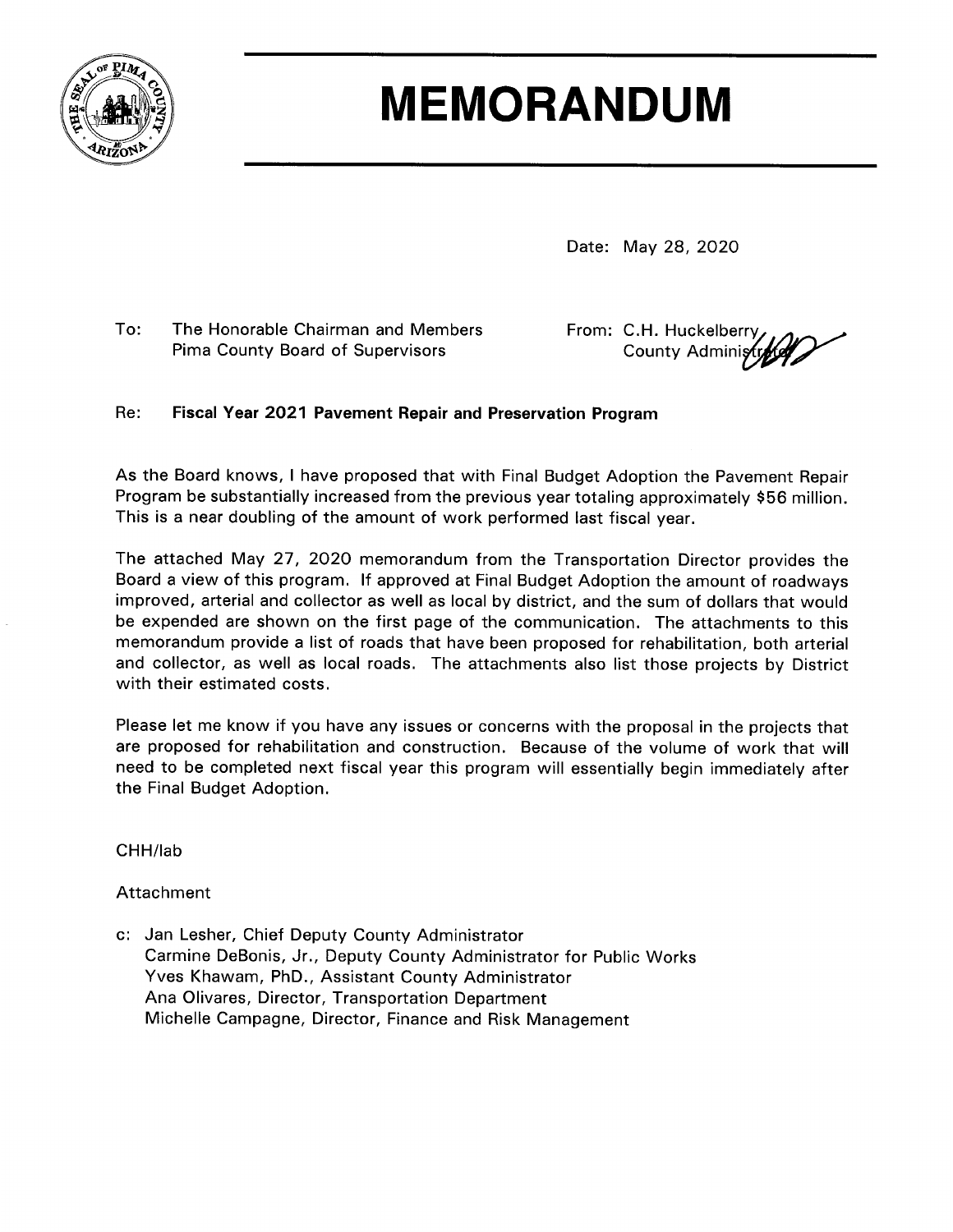# MEMORANDUM

Date: May 28, 2020

To: The Honorable Chairman and Members
Pima County Board of Supervisors

From: C.H. Huckelberry
County Administrator

Re: **Fiscal Year 2021 Pavement Repair and Preservation Program**

As the Board knows, I have proposed that with Final Budget Adoption the Pavement Repair Program be substantially increased from the previous year totaling approximately $56 million. This is a near doubling of the amount of work performed last fiscal year.

The attached May 27, 2020 memorandum from the Transportation Director provides the Board a view of this program. If approved at Final Budget Adoption the amount of roadways improved, arterial and collector as well as local by district, and the sum of dollars that would be expended are shown on the first page of the communication. The attachments to this memorandum provide a list of roads that have been proposed for rehabilitation, both arterial and collector, as well as local roads. The attachments also list those projects by District with their estimated costs.

Please let me know if you have any issues or concerns with the proposal in the projects that are proposed for rehabilitation and construction. Because of the volume of work that will need to be completed next fiscal year this program will essentially begin immediately after the Final Budget Adoption.

CHH/lab

Attachment

c: Jan Lesher, Chief Deputy County Administrator
Carmine DeBonis, Jr., Deputy County Administrator for Public Works
Yves Khawam, PhD., Assistant County Administrator
Ana Olivares, Director, Transportation Department
Michelle Campagne, Director, Finance and Risk Management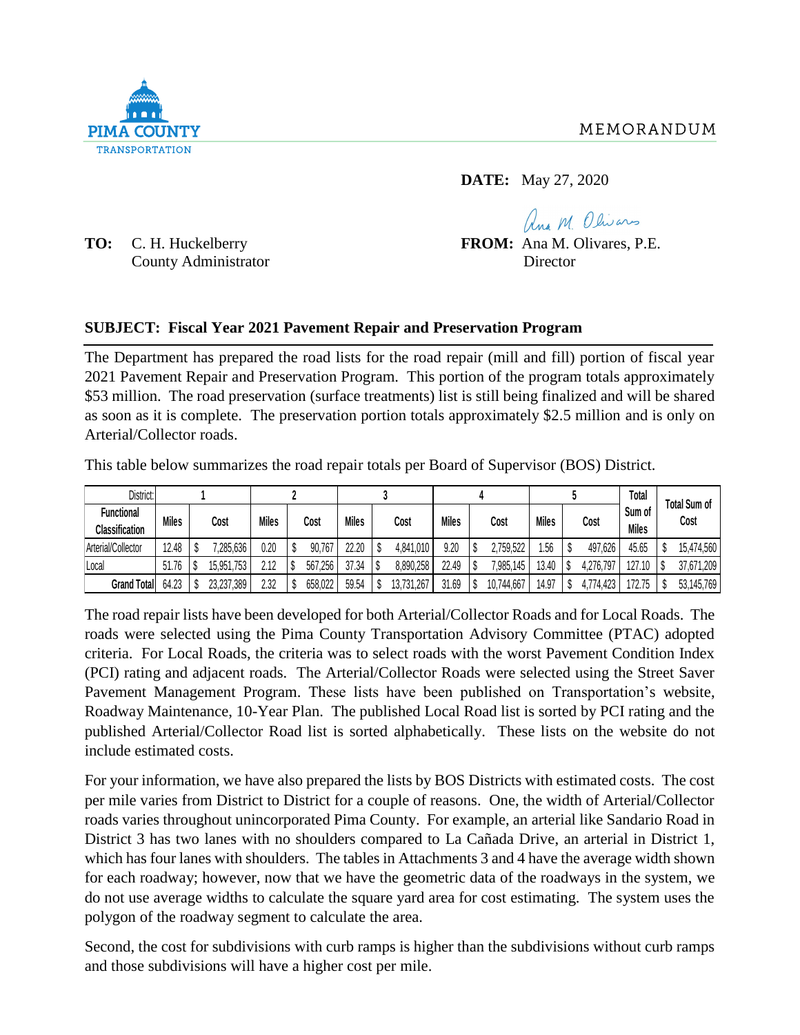PIMA COUNTY
TRANSPORTATION

MEMORANDUM

**DATE:** May 27, 2020

**TO:** C. H. Huckelberry
County Administrator

**FROM:** Ana M. Olivares, P.E.
Director

## SUBJECT: Fiscal Year 2021 Pavement Repair and Preservation Program

The Department has prepared the road lists for the road repair (mill and fill) portion of fiscal year 2021 Pavement Repair and Preservation Program. This portion of the program totals approximately $53 million. The road preservation (surface treatments) list is still being finalized and will be shared as soon as it is complete. The preservation portion totals approximately $2.5 million and is only on Arterial/Collector roads.

This table below summarizes the road repair totals per Board of Supervisor (BOS) District.

| District: | 1 | | 2 | | 3 | | 4 | | 5 | | Total Sum of Miles | Total Sum of Cost |
|---|---|---|---|---|---|---|---|---|---|---|---|---|
| Functional Classification | Miles | Cost | Miles | Cost | Miles | Cost | Miles | Cost | Miles | Cost | | |
| Arterial/Collector | 12.48 | $ 7,285,636 | 0.20 | $ 90,767 | 22.20 | $ 4,841,010 | 9.20 | $ 2,759,522 | 1.56 | $ 497,626 | 45.65 | $ 15,474,560 |
| Local | 51.76 | $ 15,951,753 | 2.12 | $ 567,256 | 37.34 | $ 8,890,258 | 22.49 | $ 7,985,145 | 13.40 | $ 4,276,797 | 127.10 | $ 37,671,209 |
| **Grand Total** | 64.23 | $ 23,237,389 | 2.32 | $ 658,022 | 59.54 | $ 13,731,267 | 31.69 | $ 10,744,667 | 14.97 | $ 4,774,423 | 172.75 | $ 53,145,769 |

The road repair lists have been developed for both Arterial/Collector Roads and for Local Roads. The roads were selected using the Pima County Transportation Advisory Committee (PTAC) adopted criteria. For Local Roads, the criteria was to select roads with the worst Pavement Condition Index (PCI) rating and adjacent roads. The Arterial/Collector Roads were selected using the Street Saver Pavement Management Program. These lists have been published on Transportation's website, Roadway Maintenance, 10-Year Plan. The published Local Road list is sorted by PCI rating and the published Arterial/Collector Road list is sorted alphabetically. These lists on the website do not include estimated costs.

For your information, we have also prepared the lists by BOS Districts with estimated costs. The cost per mile varies from District to District for a couple of reasons. One, the width of Arterial/Collector roads varies throughout unincorporated Pima County. For example, an arterial like Sandario Road in District 3 has two lanes with no shoulders compared to La Cañada Drive, an arterial in District 1, which has four lanes with shoulders. The tables in Attachments 3 and 4 have the average width shown for each roadway; however, now that we have the geometric data of the roadways in the system, we do not use average widths to calculate the square yard area for cost estimating. The system uses the polygon of the roadway segment to calculate the area.

Second, the cost for subdivisions with curb ramps is higher than the subdivisions without curb ramps and those subdivisions will have a higher cost per mile.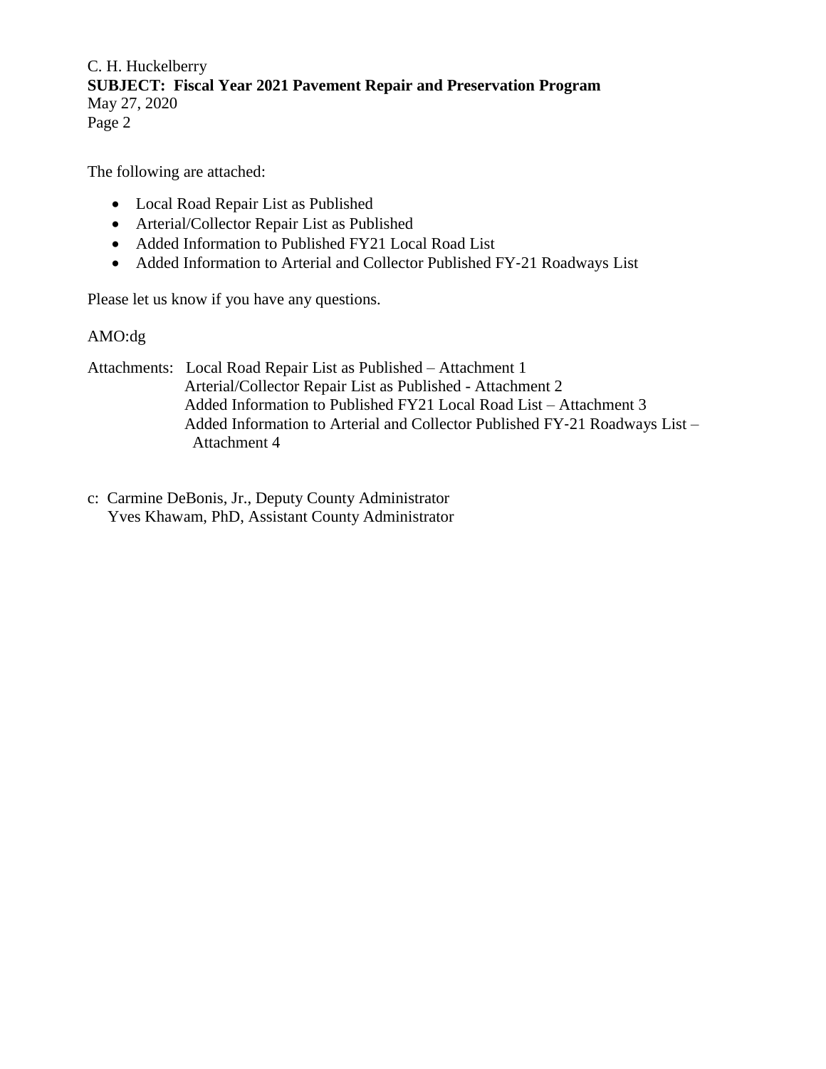The following are attached:

- Local Road Repair List as Published
- Arterial/Collector Repair List as Published
- Added Information to Published FY21 Local Road List
- Added Information to Arterial and Collector Published FY-21 Roadways List

Please let us know if you have any questions.

AMO:dg

Attachments: Local Road Repair List as Published – Attachment 1
Arterial/Collector Repair List as Published - Attachment 2
Added Information to Published FY21 Local Road List – Attachment 3
Added Information to Arterial and Collector Published FY-21 Roadways List – Attachment 4

c: Carmine DeBonis, Jr., Deputy County Administrator
Yves Khawam, PhD, Assistant County Administrator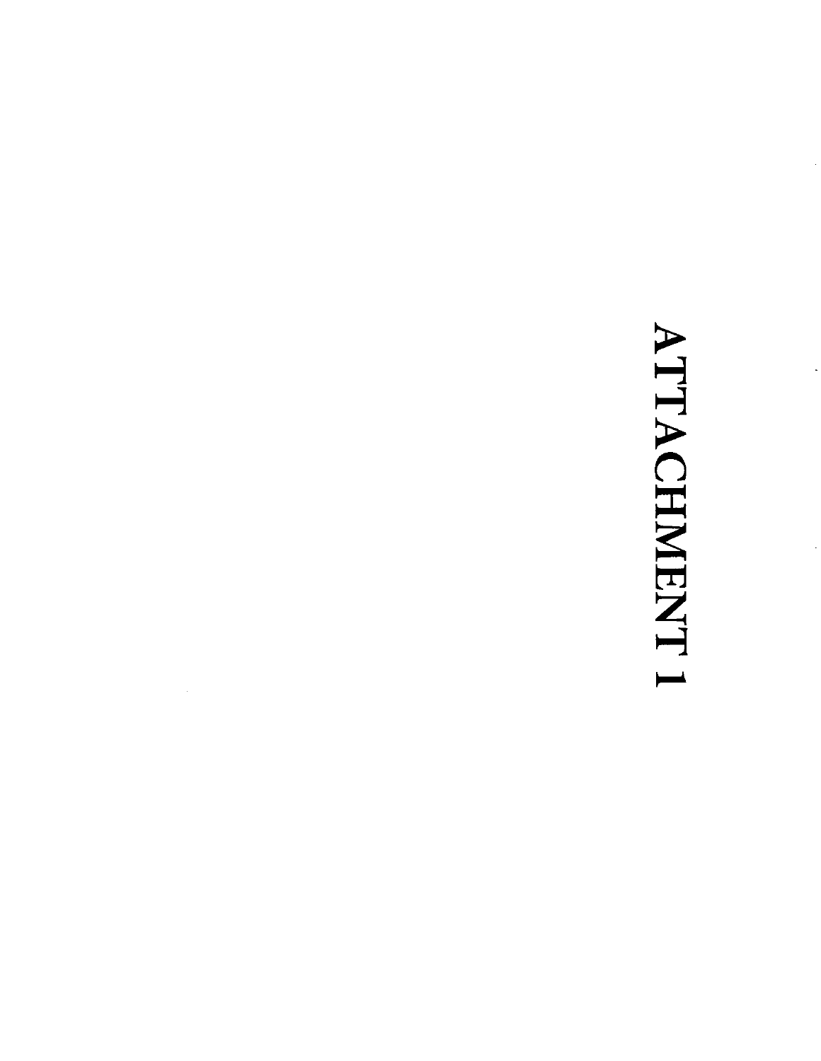# ATTACHMENT 1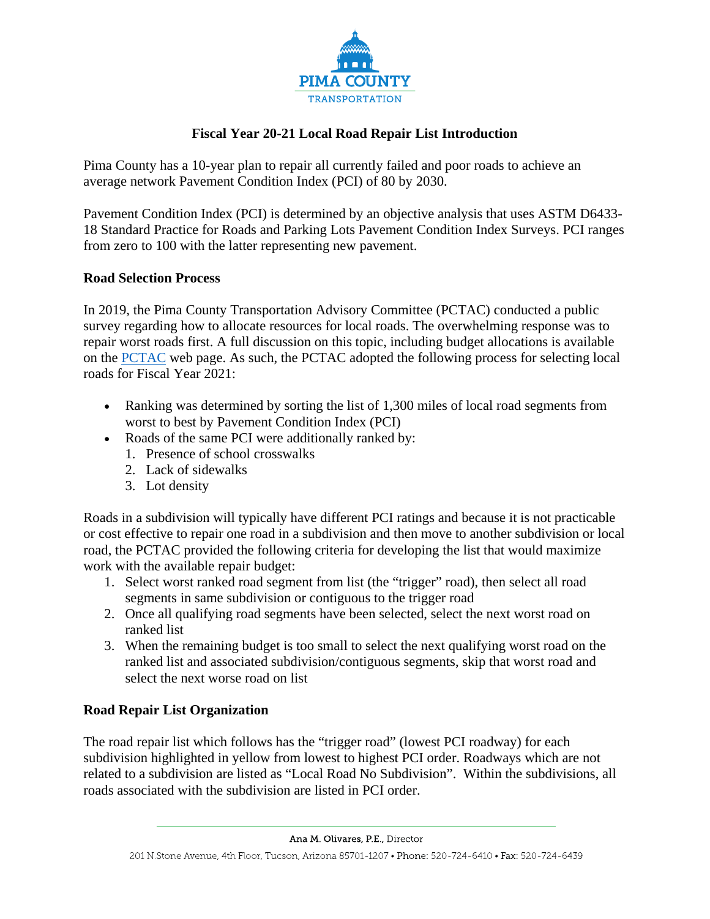# Fiscal Year 20-21 Local Road Repair List Introduction

Pima County has a 10-year plan to repair all currently failed and poor roads to achieve an average network Pavement Condition Index (PCI) of 80 by 2030.

Pavement Condition Index (PCI) is determined by an objective analysis that uses ASTM D6433-18 Standard Practice for Roads and Parking Lots Pavement Condition Index Surveys. PCI ranges from zero to 100 with the latter representing new pavement.

## Road Selection Process

In 2019, the Pima County Transportation Advisory Committee (PCTAC) conducted a public survey regarding how to allocate resources for local roads. The overwhelming response was to repair worst roads first. A full discussion on this topic, including budget allocations is available on the PCTAC web page. As such, the PCTAC adopted the following process for selecting local roads for Fiscal Year 2021:

- Ranking was determined by sorting the list of 1,300 miles of local road segments from worst to best by Pavement Condition Index (PCI)
- Roads of the same PCI were additionally ranked by:
  1. Presence of school crosswalks
  2. Lack of sidewalks
  3. Lot density

Roads in a subdivision will typically have different PCI ratings and because it is not practicable or cost effective to repair one road in a subdivision and then move to another subdivision or local road, the PCTAC provided the following criteria for developing the list that would maximize work with the available repair budget:

1. Select worst ranked road segment from list (the "trigger" road), then select all road segments in same subdivision or contiguous to the trigger road
2. Once all qualifying road segments have been selected, select the next worst road on ranked list
3. When the remaining budget is too small to select the next qualifying worst road on the ranked list and associated subdivision/contiguous segments, skip that worst road and select the next worse road on list

## Road Repair List Organization

The road repair list which follows has the "trigger road" (lowest PCI roadway) for each subdivision highlighted in yellow from lowest to highest PCI order. Roadways which are not related to a subdivision are listed as "Local Road No Subdivision". Within the subdivisions, all roads associated with the subdivision are listed in PCI order.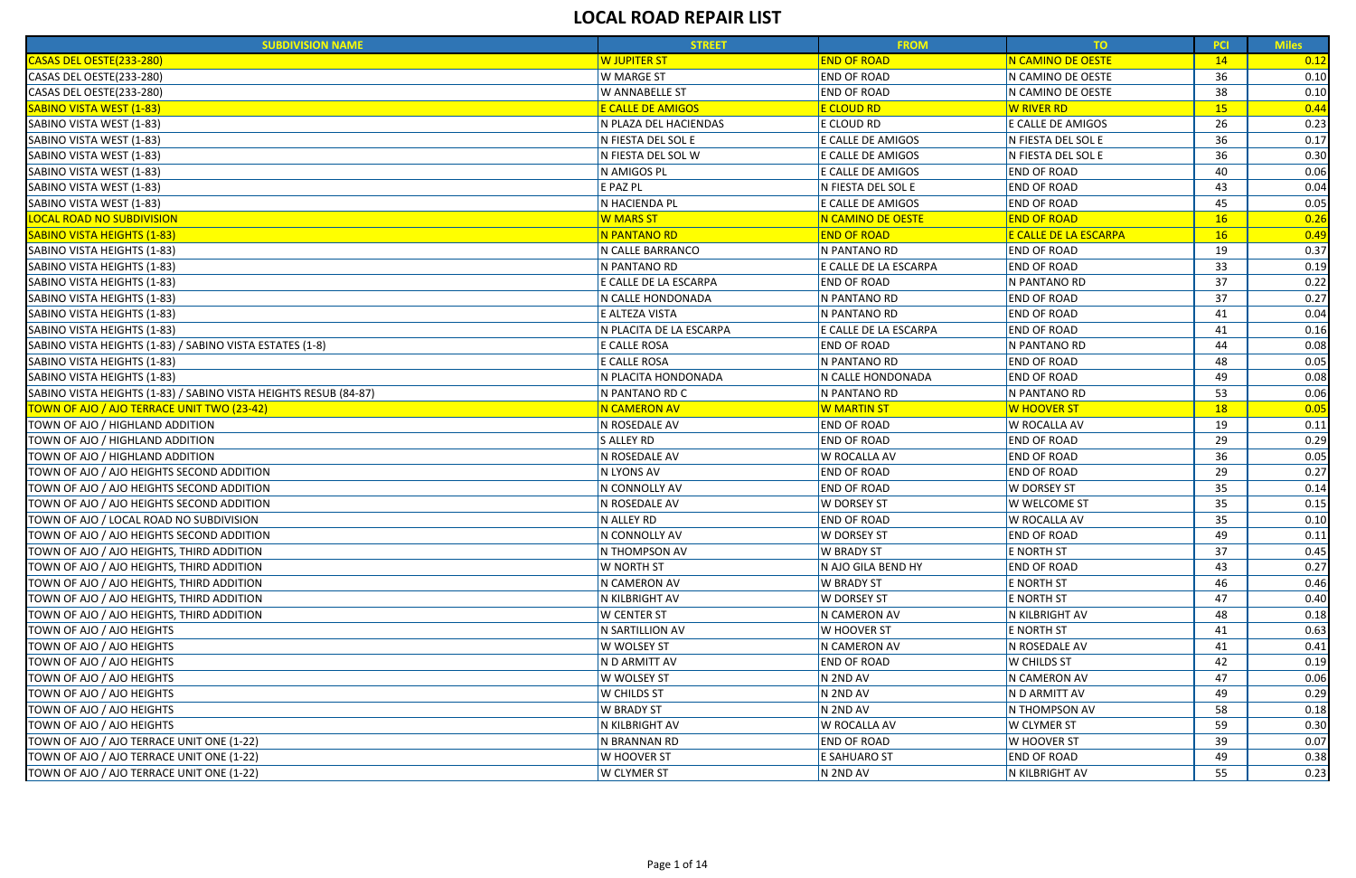# LOCAL ROAD REPAIR LIST

| SUBDIVISION NAME | STREET | FROM | TO | PCI | Miles |
|---|---|---|---|---|---|
| CASAS DEL OESTE(233-280) | W JUPITER ST | END OF ROAD | N CAMINO DE OESTE | 14 | 0.12 |
| CASAS DEL OESTE(233-280) | W MARGE ST | END OF ROAD | N CAMINO DE OESTE | 36 | 0.10 |
| CASAS DEL OESTE(233-280) | W ANNABELLE ST | END OF ROAD | N CAMINO DE OESTE | 38 | 0.10 |
| SABINO VISTA WEST (1-83) | E CALLE DE AMIGOS | E CLOUD RD | W RIVER RD | 15 | 0.44 |
| SABINO VISTA WEST (1-83) | N PLAZA DEL HACIENDAS | E CLOUD RD | E CALLE DE AMIGOS | 26 | 0.23 |
| SABINO VISTA WEST (1-83) | N FIESTA DEL SOL E | E CALLE DE AMIGOS | N FIESTA DEL SOL E | 36 | 0.17 |
| SABINO VISTA WEST (1-83) | N FIESTA DEL SOL W | E CALLE DE AMIGOS | N FIESTA DEL SOL E | 36 | 0.30 |
| SABINO VISTA WEST (1-83) | N AMIGOS PL | E CALLE DE AMIGOS | END OF ROAD | 40 | 0.06 |
| SABINO VISTA WEST (1-83) | E PAZ PL | N FIESTA DEL SOL E | END OF ROAD | 43 | 0.04 |
| SABINO VISTA WEST (1-83) | N HACIENDA PL | E CALLE DE AMIGOS | END OF ROAD | 45 | 0.05 |
| LOCAL ROAD NO SUBDIVISION | W MARS ST | N CAMINO DE OESTE | END OF ROAD | 16 | 0.26 |
| SABINO VISTA HEIGHTS (1-83) | N PANTANO RD | END OF ROAD | E CALLE DE LA ESCARPA | 16 | 0.49 |
| SABINO VISTA HEIGHTS (1-83) | N CALLE BARRANCO | N PANTANO RD | END OF ROAD | 19 | 0.37 |
| SABINO VISTA HEIGHTS (1-83) | N PANTANO RD | E CALLE DE LA ESCARPA | END OF ROAD | 33 | 0.19 |
| SABINO VISTA HEIGHTS (1-83) | E CALLE DE LA ESCARPA | END OF ROAD | N PANTANO RD | 37 | 0.22 |
| SABINO VISTA HEIGHTS (1-83) | N CALLE HONDONADA | N PANTANO RD | END OF ROAD | 37 | 0.27 |
| SABINO VISTA HEIGHTS (1-83) | E ALTEZA VISTA | N PANTANO RD | END OF ROAD | 41 | 0.04 |
| SABINO VISTA HEIGHTS (1-83) | N PLACITA DE LA ESCARPA | E CALLE DE LA ESCARPA | END OF ROAD | 41 | 0.16 |
| SABINO VISTA HEIGHTS (1-83) / SABINO VISTA ESTATES (1-8) | E CALLE ROSA | END OF ROAD | N PANTANO RD | 44 | 0.08 |
| SABINO VISTA HEIGHTS (1-83) | E CALLE ROSA | N PANTANO RD | END OF ROAD | 48 | 0.05 |
| SABINO VISTA HEIGHTS (1-83) | N PLACITA HONDONADA | N CALLE HONDONADA | END OF ROAD | 49 | 0.08 |
| SABINO VISTA HEIGHTS (1-83) / SABINO VISTA HEIGHTS RESUB (84-87) | N PANTANO RD C | N PANTANO RD | N PANTANO RD | 53 | 0.06 |
| TOWN OF AJO / AJO TERRACE UNIT TWO (23-42) | N CAMERON AV | W MARTIN ST | W HOOVER ST | 18 | 0.05 |
| TOWN OF AJO / HIGHLAND ADDITION | N ROSEDALE AV | END OF ROAD | W ROCALLA AV | 19 | 0.11 |
| TOWN OF AJO / HIGHLAND ADDITION | S ALLEY RD | END OF ROAD | END OF ROAD | 29 | 0.29 |
| TOWN OF AJO / HIGHLAND ADDITION | N ROSEDALE AV | W ROCALLA AV | END OF ROAD | 36 | 0.05 |
| TOWN OF AJO / AJO HEIGHTS SECOND ADDITION | N LYONS AV | END OF ROAD | END OF ROAD | 29 | 0.27 |
| TOWN OF AJO / AJO HEIGHTS SECOND ADDITION | N CONNOLLY AV | END OF ROAD | W DORSEY ST | 35 | 0.14 |
| TOWN OF AJO / AJO HEIGHTS SECOND ADDITION | N ROSEDALE AV | W DORSEY ST | W WELCOME ST | 35 | 0.15 |
| TOWN OF AJO / LOCAL ROAD NO SUBDIVISION | N ALLEY RD | END OF ROAD | W ROCALLA AV | 35 | 0.10 |
| TOWN OF AJO / AJO HEIGHTS SECOND ADDITION | N CONNOLLY AV | W DORSEY ST | END OF ROAD | 49 | 0.11 |
| TOWN OF AJO / AJO HEIGHTS, THIRD ADDITION | N THOMPSON AV | W BRADY ST | E NORTH ST | 37 | 0.45 |
| TOWN OF AJO / AJO HEIGHTS, THIRD ADDITION | W NORTH ST | N AJO GILA BEND HY | END OF ROAD | 43 | 0.27 |
| TOWN OF AJO / AJO HEIGHTS, THIRD ADDITION | N CAMERON AV | W BRADY ST | E NORTH ST | 46 | 0.46 |
| TOWN OF AJO / AJO HEIGHTS, THIRD ADDITION | N KILBRIGHT AV | W DORSEY ST | E NORTH ST | 47 | 0.40 |
| TOWN OF AJO / AJO HEIGHTS, THIRD ADDITION | W CENTER ST | N CAMERON AV | N KILBRIGHT AV | 48 | 0.18 |
| TOWN OF AJO / AJO HEIGHTS | N SARTILLION AV | W HOOVER ST | E NORTH ST | 41 | 0.63 |
| TOWN OF AJO / AJO HEIGHTS | W WOLSEY ST | N CAMERON AV | N ROSEDALE AV | 41 | 0.41 |
| TOWN OF AJO / AJO HEIGHTS | N D ARMITT AV | END OF ROAD | W CHILDS ST | 42 | 0.19 |
| TOWN OF AJO / AJO HEIGHTS | W WOLSEY ST | N 2ND AV | N CAMERON AV | 47 | 0.06 |
| TOWN OF AJO / AJO HEIGHTS | W CHILDS ST | N 2ND AV | N D ARMITT AV | 49 | 0.29 |
| TOWN OF AJO / AJO HEIGHTS | W BRADY ST | N 2ND AV | N THOMPSON AV | 58 | 0.18 |
| TOWN OF AJO / AJO HEIGHTS | N KILBRIGHT AV | W ROCALLA AV | W CLYMER ST | 59 | 0.30 |
| TOWN OF AJO / AJO TERRACE UNIT ONE (1-22) | N BRANNAN RD | END OF ROAD | W HOOVER ST | 39 | 0.07 |
| TOWN OF AJO / AJO TERRACE UNIT ONE (1-22) | W HOOVER ST | E SAHUARO ST | END OF ROAD | 49 | 0.38 |
| TOWN OF AJO / AJO TERRACE UNIT ONE (1-22) | W CLYMER ST | N 2ND AV | N KILBRIGHT AV | 55 | 0.23 |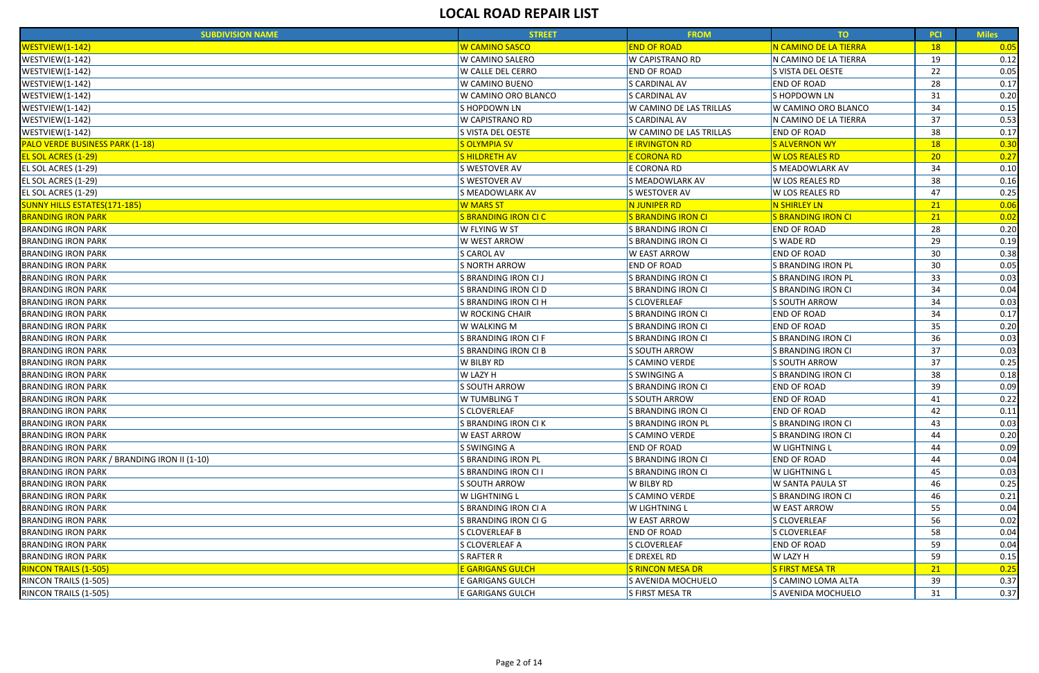# LOCAL ROAD REPAIR LIST

| SUBDIVISION NAME | STREET | FROM | TO | PCI | Miles |
|---|---|---|---|---|---|
| WESTVIEW(1-142) | W CAMINO SASCO | END OF ROAD | N CAMINO DE LA TIERRA | 18 | 0.05 |
| WESTVIEW(1-142) | W CAMINO SALERO | W CAPISTRANO RD | N CAMINO DE LA TIERRA | 19 | 0.12 |
| WESTVIEW(1-142) | W CALLE DEL CERRO | END OF ROAD | S VISTA DEL OESTE | 22 | 0.05 |
| WESTVIEW(1-142) | W CAMINO BUENO | S CARDINAL AV | END OF ROAD | 28 | 0.17 |
| WESTVIEW(1-142) | W CAMINO ORO BLANCO | S CARDINAL AV | S HOPDOWN LN | 31 | 0.20 |
| WESTVIEW(1-142) | S HOPDOWN LN | W CAMINO DE LAS TRILLAS | W CAMINO ORO BLANCO | 34 | 0.15 |
| WESTVIEW(1-142) | W CAPISTRANO RD | S CARDINAL AV | N CAMINO DE LA TIERRA | 37 | 0.53 |
| WESTVIEW(1-142) | S VISTA DEL OESTE | W CAMINO DE LAS TRILLAS | END OF ROAD | 38 | 0.17 |
| PALO VERDE BUSINESS PARK (1-18) | S OLYMPIA SV | E IRVINGTON RD | S ALVERNON WY | 18 | 0.30 |
| EL SOL ACRES (1-29) | S HILDRETH AV | E CORONA RD | W LOS REALES RD | 20 | 0.27 |
| EL SOL ACRES (1-29) | S WESTOVER AV | E CORONA RD | S MEADOWLARK AV | 34 | 0.10 |
| EL SOL ACRES (1-29) | S WESTOVER AV | S MEADOWLARK AV | W LOS REALES RD | 38 | 0.16 |
| EL SOL ACRES (1-29) | S MEADOWLARK AV | S WESTOVER AV | W LOS REALES RD | 47 | 0.25 |
| SUNNY HILLS ESTATES(171-185) | W MARS ST | N JUNIPER RD | N SHIRLEY LN | 21 | 0.06 |
| BRANDING IRON PARK | S BRANDING IRON CI C | S BRANDING IRON CI | S BRANDING IRON CI | 21 | 0.02 |
| BRANDING IRON PARK | W FLYING W ST | S BRANDING IRON CI | END OF ROAD | 28 | 0.20 |
| BRANDING IRON PARK | W WEST ARROW | S BRANDING IRON CI | S WADE RD | 29 | 0.19 |
| BRANDING IRON PARK | S CAROL AV | W EAST ARROW | END OF ROAD | 30 | 0.38 |
| BRANDING IRON PARK | S NORTH ARROW | END OF ROAD | S BRANDING IRON PL | 30 | 0.05 |
| BRANDING IRON PARK | S BRANDING IRON CI J | S BRANDING IRON CI | S BRANDING IRON PL | 33 | 0.03 |
| BRANDING IRON PARK | S BRANDING IRON CI D | S BRANDING IRON CI | S BRANDING IRON CI | 34 | 0.04 |
| BRANDING IRON PARK | S BRANDING IRON CI H | S CLOVERLEAF | S SOUTH ARROW | 34 | 0.03 |
| BRANDING IRON PARK | W ROCKING CHAIR | S BRANDING IRON CI | END OF ROAD | 34 | 0.17 |
| BRANDING IRON PARK | W WALKING M | S BRANDING IRON CI | END OF ROAD | 35 | 0.20 |
| BRANDING IRON PARK | S BRANDING IRON CI F | S BRANDING IRON CI | S BRANDING IRON CI | 36 | 0.03 |
| BRANDING IRON PARK | S BRANDING IRON CI B | S SOUTH ARROW | S BRANDING IRON CI | 37 | 0.03 |
| BRANDING IRON PARK | W BILBY RD | S CAMINO VERDE | S SOUTH ARROW | 37 | 0.25 |
| BRANDING IRON PARK | W LAZY H | S SWINGING A | S BRANDING IRON CI | 38 | 0.18 |
| BRANDING IRON PARK | S SOUTH ARROW | S BRANDING IRON CI | END OF ROAD | 39 | 0.09 |
| BRANDING IRON PARK | W TUMBLING T | S SOUTH ARROW | END OF ROAD | 41 | 0.22 |
| BRANDING IRON PARK | S CLOVERLEAF | S BRANDING IRON CI | END OF ROAD | 42 | 0.11 |
| BRANDING IRON PARK | S BRANDING IRON CI K | S BRANDING IRON PL | S BRANDING IRON CI | 43 | 0.03 |
| BRANDING IRON PARK | W EAST ARROW | S CAMINO VERDE | S BRANDING IRON CI | 44 | 0.20 |
| BRANDING IRON PARK | S SWINGING A | END OF ROAD | W LIGHTNING L | 44 | 0.09 |
| BRANDING IRON PARK / BRANDING IRON II (1-10) | S BRANDING IRON PL | S BRANDING IRON CI | END OF ROAD | 44 | 0.04 |
| BRANDING IRON PARK | S BRANDING IRON CI I | S BRANDING IRON CI | W LIGHTNING L | 45 | 0.03 |
| BRANDING IRON PARK | S SOUTH ARROW | W BILBY RD | W SANTA PAULA ST | 46 | 0.25 |
| BRANDING IRON PARK | W LIGHTNING L | S CAMINO VERDE | S BRANDING IRON CI | 46 | 0.21 |
| BRANDING IRON PARK | S BRANDING IRON CI A | W LIGHTNING L | W EAST ARROW | 55 | 0.04 |
| BRANDING IRON PARK | S BRANDING IRON CI G | W EAST ARROW | S CLOVERLEAF | 56 | 0.02 |
| BRANDING IRON PARK | S CLOVERLEAF B | END OF ROAD | S CLOVERLEAF | 58 | 0.04 |
| BRANDING IRON PARK | S CLOVERLEAF A | S CLOVERLEAF | END OF ROAD | 59 | 0.04 |
| BRANDING IRON PARK | S RAFTER R | E DREXEL RD | W LAZY H | 59 | 0.15 |
| RINCON TRAILS (1-505) | E GARIGANS GULCH | S RINCON MESA DR | S FIRST MESA TR | 21 | 0.25 |
| RINCON TRAILS (1-505) | E GARIGANS GULCH | S AVENIDA MOCHUELO | S CAMINO LOMA ALTA | 39 | 0.37 |
| RINCON TRAILS (1-505) | E GARIGANS GULCH | S FIRST MESA TR | S AVENIDA MOCHUELO | 31 | 0.37 |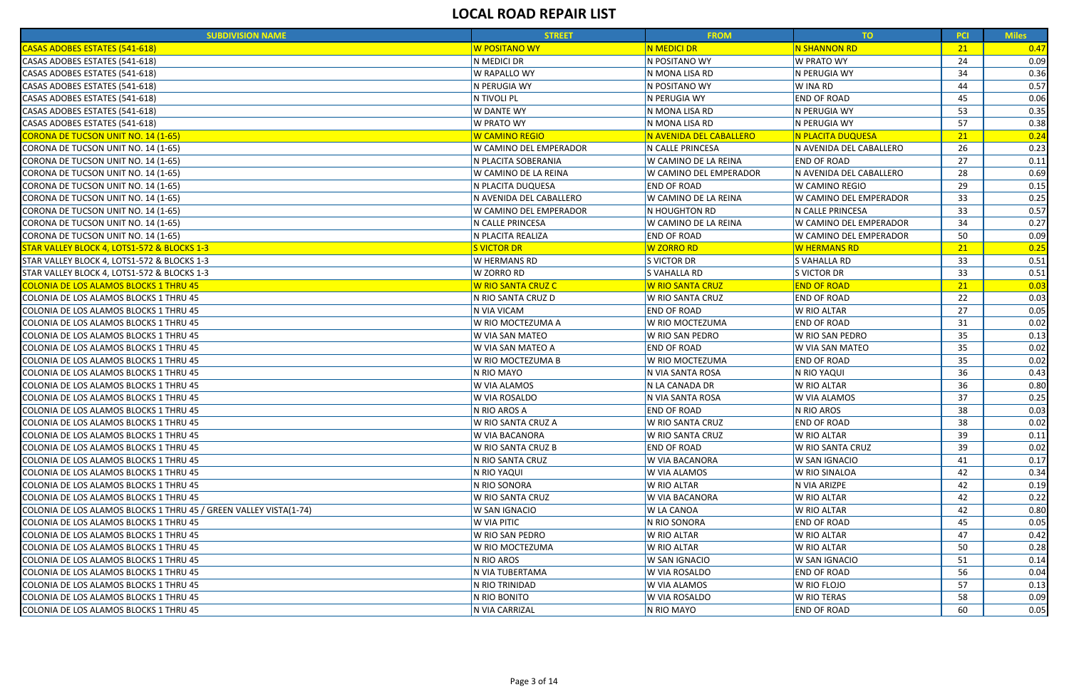# LOCAL ROAD REPAIR LIST

| SUBDIVISION NAME | STREET | FROM | TO | PCI | Miles |
|---|---|---|---|---|---|
| CASAS ADOBES ESTATES (541-618) | W POSITANO WY | N MEDICI DR | N SHANNON RD | 21 | 0.47 |
| CASAS ADOBES ESTATES (541-618) | N MEDICI DR | N POSITANO WY | W PRATO WY | 24 | 0.09 |
| CASAS ADOBES ESTATES (541-618) | W RAPALLO WY | N MONA LISA RD | N PERUGIA WY | 34 | 0.36 |
| CASAS ADOBES ESTATES (541-618) | N PERUGIA WY | N POSITANO WY | W INA RD | 44 | 0.57 |
| CASAS ADOBES ESTATES (541-618) | N TIVOLI PL | N PERUGIA WY | END OF ROAD | 45 | 0.06 |
| CASAS ADOBES ESTATES (541-618) | W DANTE WY | N MONA LISA RD | N PERUGIA WY | 53 | 0.35 |
| CASAS ADOBES ESTATES (541-618) | W PRATO WY | N MONA LISA RD | N PERUGIA WY | 57 | 0.38 |
| CORONA DE TUCSON UNIT NO. 14 (1-65) | W CAMINO REGIO | N AVENIDA DEL CABALLERO | N PLACITA DUQUESA | 21 | 0.24 |
| CORONA DE TUCSON UNIT NO. 14 (1-65) | W CAMINO DEL EMPERADOR | N CALLE PRINCESA | N AVENIDA DEL CABALLERO | 26 | 0.23 |
| CORONA DE TUCSON UNIT NO. 14 (1-65) | N PLACITA SOBERANIA | W CAMINO DE LA REINA | END OF ROAD | 27 | 0.11 |
| CORONA DE TUCSON UNIT NO. 14 (1-65) | W CAMINO DE LA REINA | W CAMINO DEL EMPERADOR | N AVENIDA DEL CABALLERO | 28 | 0.69 |
| CORONA DE TUCSON UNIT NO. 14 (1-65) | N PLACITA DUQUESA | END OF ROAD | W CAMINO REGIO | 29 | 0.15 |
| CORONA DE TUCSON UNIT NO. 14 (1-65) | N AVENIDA DEL CABALLERO | W CAMINO DE LA REINA | W CAMINO DEL EMPERADOR | 33 | 0.25 |
| CORONA DE TUCSON UNIT NO. 14 (1-65) | W CAMINO DEL EMPERADOR | N HOUGHTON RD | N CALLE PRINCESA | 33 | 0.57 |
| CORONA DE TUCSON UNIT NO. 14 (1-65) | N CALLE PRINCESA | W CAMINO DE LA REINA | W CAMINO DEL EMPERADOR | 34 | 0.27 |
| CORONA DE TUCSON UNIT NO. 14 (1-65) | N PLACITA REALIZA | END OF ROAD | W CAMINO DEL EMPERADOR | 50 | 0.09 |
| STAR VALLEY BLOCK 4, LOTS1-572 & BLOCKS 1-3 | S VICTOR DR | W ZORRO RD | W HERMANS RD | 21 | 0.25 |
| STAR VALLEY BLOCK 4, LOTS1-572 & BLOCKS 1-3 | W HERMANS RD | S VICTOR DR | S VAHALLA RD | 33 | 0.51 |
| STAR VALLEY BLOCK 4, LOTS1-572 & BLOCKS 1-3 | W ZORRO RD | S VAHALLA RD | S VICTOR DR | 33 | 0.51 |
| COLONIA DE LOS ALAMOS BLOCKS 1 THRU 45 | W RIO SANTA CRUZ C | W RIO SANTA CRUZ | END OF ROAD | 21 | 0.03 |
| COLONIA DE LOS ALAMOS BLOCKS 1 THRU 45 | N RIO SANTA CRUZ D | W RIO SANTA CRUZ | END OF ROAD | 22 | 0.03 |
| COLONIA DE LOS ALAMOS BLOCKS 1 THRU 45 | N VIA VICAM | END OF ROAD | W RIO ALTAR | 27 | 0.05 |
| COLONIA DE LOS ALAMOS BLOCKS 1 THRU 45 | W RIO MOCTEZUMA A | W RIO MOCTEZUMA | END OF ROAD | 31 | 0.02 |
| COLONIA DE LOS ALAMOS BLOCKS 1 THRU 45 | W VIA SAN MATEO | W RIO SAN PEDRO | W RIO SAN PEDRO | 35 | 0.13 |
| COLONIA DE LOS ALAMOS BLOCKS 1 THRU 45 | W VIA SAN MATEO A | END OF ROAD | W VIA SAN MATEO | 35 | 0.02 |
| COLONIA DE LOS ALAMOS BLOCKS 1 THRU 45 | W RIO MOCTEZUMA B | W RIO MOCTEZUMA | END OF ROAD | 35 | 0.02 |
| COLONIA DE LOS ALAMOS BLOCKS 1 THRU 45 | N RIO MAYO | N VIA SANTA ROSA | N RIO YAQUI | 36 | 0.43 |
| COLONIA DE LOS ALAMOS BLOCKS 1 THRU 45 | W VIA ALAMOS | N LA CANADA DR | W RIO ALTAR | 36 | 0.80 |
| COLONIA DE LOS ALAMOS BLOCKS 1 THRU 45 | W VIA ROSALDO | N VIA SANTA ROSA | W VIA ALAMOS | 37 | 0.25 |
| COLONIA DE LOS ALAMOS BLOCKS 1 THRU 45 | N RIO AROS A | END OF ROAD | N RIO AROS | 38 | 0.03 |
| COLONIA DE LOS ALAMOS BLOCKS 1 THRU 45 | W RIO SANTA CRUZ A | W RIO SANTA CRUZ | END OF ROAD | 38 | 0.02 |
| COLONIA DE LOS ALAMOS BLOCKS 1 THRU 45 | W VIA BACANORA | W RIO SANTA CRUZ | W RIO ALTAR | 39 | 0.11 |
| COLONIA DE LOS ALAMOS BLOCKS 1 THRU 45 | W RIO SANTA CRUZ B | END OF ROAD | W RIO SANTA CRUZ | 39 | 0.02 |
| COLONIA DE LOS ALAMOS BLOCKS 1 THRU 45 | N RIO SANTA CRUZ | W VIA BACANORA | W SAN IGNACIO | 41 | 0.17 |
| COLONIA DE LOS ALAMOS BLOCKS 1 THRU 45 | N RIO YAQUI | W VIA ALAMOS | W RIO SINALOA | 42 | 0.34 |
| COLONIA DE LOS ALAMOS BLOCKS 1 THRU 45 | N RIO SONORA | W RIO ALTAR | N VIA ARIZPE | 42 | 0.19 |
| COLONIA DE LOS ALAMOS BLOCKS 1 THRU 45 | W RIO SANTA CRUZ | W VIA BACANORA | W RIO ALTAR | 42 | 0.22 |
| COLONIA DE LOS ALAMOS BLOCKS 1 THRU 45 / GREEN VALLEY VISTA(1-74) | W SAN IGNACIO | W LA CANOA | W RIO ALTAR | 42 | 0.80 |
| COLONIA DE LOS ALAMOS BLOCKS 1 THRU 45 | W VIA PITIC | N RIO SONORA | END OF ROAD | 45 | 0.05 |
| COLONIA DE LOS ALAMOS BLOCKS 1 THRU 45 | W RIO SAN PEDRO | W RIO ALTAR | W RIO ALTAR | 47 | 0.42 |
| COLONIA DE LOS ALAMOS BLOCKS 1 THRU 45 | W RIO MOCTEZUMA | W RIO ALTAR | W RIO ALTAR | 50 | 0.28 |
| COLONIA DE LOS ALAMOS BLOCKS 1 THRU 45 | N RIO AROS | W SAN IGNACIO | W SAN IGNACIO | 51 | 0.14 |
| COLONIA DE LOS ALAMOS BLOCKS 1 THRU 45 | N VIA TUBERTAMA | W VIA ROSALDO | END OF ROAD | 56 | 0.04 |
| COLONIA DE LOS ALAMOS BLOCKS 1 THRU 45 | N RIO TRINIDAD | W VIA ALAMOS | W RIO FLOJO | 57 | 0.13 |
| COLONIA DE LOS ALAMOS BLOCKS 1 THRU 45 | N RIO BONITO | W VIA ROSALDO | W RIO TERAS | 58 | 0.09 |
| COLONIA DE LOS ALAMOS BLOCKS 1 THRU 45 | N VIA CARRIZAL | N RIO MAYO | END OF ROAD | 60 | 0.05 |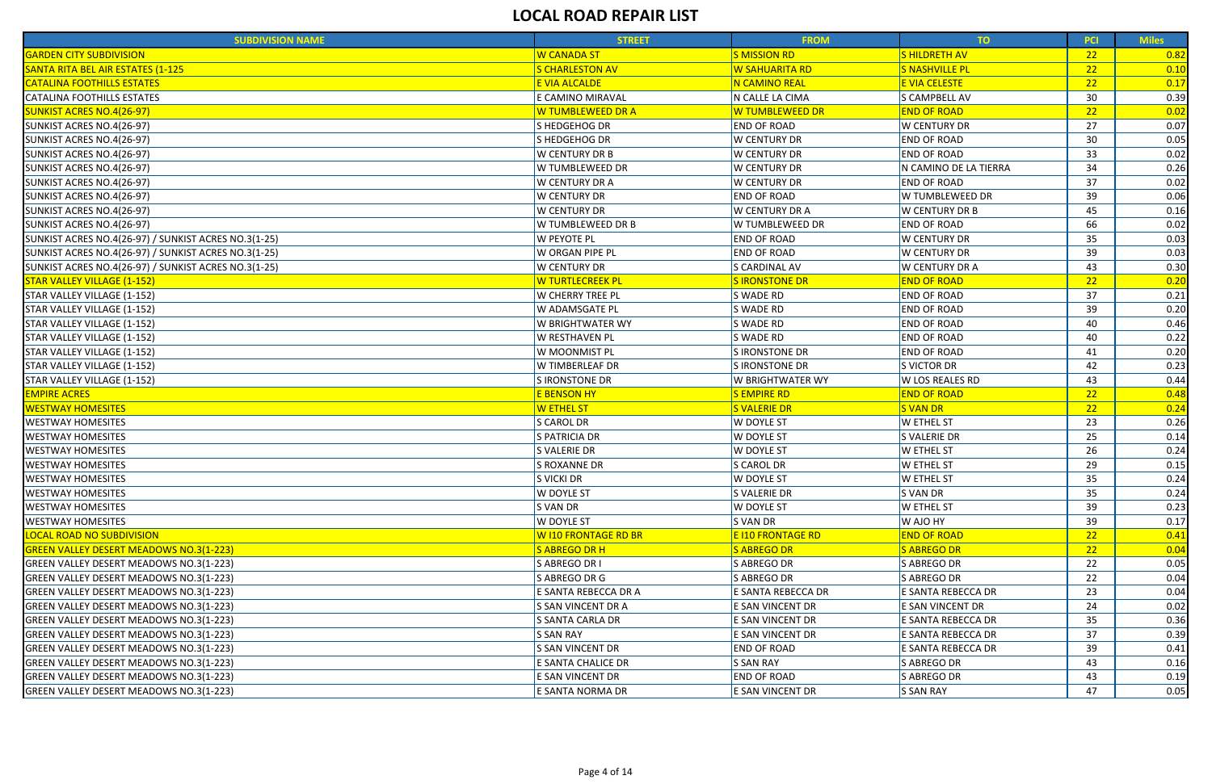# LOCAL ROAD REPAIR LIST

| SUBDIVISION NAME | STREET | FROM | TO | PCI | Miles |
|---|---|---|---|---|---|
| GARDEN CITY SUBDIVISION | W CANADA ST | S MISSION RD | S HILDRETH AV | 22 | 0.82 |
| SANTA RITA BEL AIR ESTATES (1-125 | S CHARLESTON AV | W SAHUARITA RD | S NASHVILLE PL | 22 | 0.10 |
| CATALINA FOOTHILLS ESTATES | E VIA ALCALDE | N CAMINO REAL | E VIA CELESTE | 22 | 0.17 |
| CATALINA FOOTHILLS ESTATES | E CAMINO MIRAVAL | N CALLE LA CIMA | S CAMPBELL AV | 30 | 0.39 |
| SUNKIST ACRES NO.4(26-97) | W TUMBLEWEED DR A | W TUMBLEWEED DR | END OF ROAD | 22 | 0.02 |
| SUNKIST ACRES NO.4(26-97) | S HEDGEHOG DR | END OF ROAD | W CENTURY DR | 27 | 0.07 |
| SUNKIST ACRES NO.4(26-97) | S HEDGEHOG DR | W CENTURY DR | END OF ROAD | 30 | 0.05 |
| SUNKIST ACRES NO.4(26-97) | W CENTURY DR B | W CENTURY DR | END OF ROAD | 33 | 0.02 |
| SUNKIST ACRES NO.4(26-97) | W TUMBLEWEED DR | W CENTURY DR | N CAMINO DE LA TIERRA | 34 | 0.26 |
| SUNKIST ACRES NO.4(26-97) | W CENTURY DR A | W CENTURY DR | END OF ROAD | 37 | 0.02 |
| SUNKIST ACRES NO.4(26-97) | W CENTURY DR | END OF ROAD | W TUMBLEWEED DR | 39 | 0.06 |
| SUNKIST ACRES NO.4(26-97) | W CENTURY DR | W CENTURY DR A | W CENTURY DR B | 45 | 0.16 |
| SUNKIST ACRES NO.4(26-97) | W TUMBLEWEED DR B | W TUMBLEWEED DR | END OF ROAD | 66 | 0.02 |
| SUNKIST ACRES NO.4(26-97) / SUNKIST ACRES NO.3(1-25) | W PEYOTE PL | END OF ROAD | W CENTURY DR | 35 | 0.03 |
| SUNKIST ACRES NO.4(26-97) / SUNKIST ACRES NO.3(1-25) | W ORGAN PIPE PL | END OF ROAD | W CENTURY DR | 39 | 0.03 |
| SUNKIST ACRES NO.4(26-97) / SUNKIST ACRES NO.3(1-25) | W CENTURY DR | S CARDINAL AV | W CENTURY DR A | 43 | 0.30 |
| STAR VALLEY VILLAGE (1-152) | W TURTLECREEK PL | S IRONSTONE DR | END OF ROAD | 22 | 0.20 |
| STAR VALLEY VILLAGE (1-152) | W CHERRY TREE PL | S WADE RD | END OF ROAD | 37 | 0.21 |
| STAR VALLEY VILLAGE (1-152) | W ADAMSGATE PL | S WADE RD | END OF ROAD | 39 | 0.20 |
| STAR VALLEY VILLAGE (1-152) | W BRIGHTWATER WY | S WADE RD | END OF ROAD | 40 | 0.46 |
| STAR VALLEY VILLAGE (1-152) | W RESTHAVEN PL | S WADE RD | END OF ROAD | 40 | 0.22 |
| STAR VALLEY VILLAGE (1-152) | W MOONMIST PL | S IRONSTONE DR | END OF ROAD | 41 | 0.20 |
| STAR VALLEY VILLAGE (1-152) | W TIMBERLEAF DR | S IRONSTONE DR | S VICTOR DR | 42 | 0.23 |
| STAR VALLEY VILLAGE (1-152) | S IRONSTONE DR | W BRIGHTWATER WY | W LOS REALES RD | 43 | 0.44 |
| EMPIRE ACRES | E BENSON HY | S EMPIRE RD | END OF ROAD | 22 | 0.48 |
| WESTWAY HOMESITES | W ETHEL ST | S VALERIE DR | S VAN DR | 22 | 0.24 |
| WESTWAY HOMESITES | S CAROL DR | W DOYLE ST | W ETHEL ST | 23 | 0.26 |
| WESTWAY HOMESITES | S PATRICIA DR | W DOYLE ST | S VALERIE DR | 25 | 0.14 |
| WESTWAY HOMESITES | S VALERIE DR | W DOYLE ST | W ETHEL ST | 26 | 0.24 |
| WESTWAY HOMESITES | S ROXANNE DR | S CAROL DR | W ETHEL ST | 29 | 0.15 |
| WESTWAY HOMESITES | S VICKI DR | W DOYLE ST | W ETHEL ST | 35 | 0.24 |
| WESTWAY HOMESITES | W DOYLE ST | S VALERIE DR | S VAN DR | 35 | 0.24 |
| WESTWAY HOMESITES | S VAN DR | W DOYLE ST | W ETHEL ST | 39 | 0.23 |
| WESTWAY HOMESITES | W DOYLE ST | S VAN DR | W AJO HY | 39 | 0.17 |
| LOCAL ROAD NO SUBDIVISION | W I10 FRONTAGE RD BR | E I10 FRONTAGE RD | END OF ROAD | 22 | 0.41 |
| GREEN VALLEY DESERT MEADOWS NO.3(1-223) | S ABREGO DR H | S ABREGO DR | S ABREGO DR | 22 | 0.04 |
| GREEN VALLEY DESERT MEADOWS NO.3(1-223) | S ABREGO DR I | S ABREGO DR | S ABREGO DR | 22 | 0.05 |
| GREEN VALLEY DESERT MEADOWS NO.3(1-223) | S ABREGO DR G | S ABREGO DR | S ABREGO DR | 22 | 0.04 |
| GREEN VALLEY DESERT MEADOWS NO.3(1-223) | E SANTA REBECCA DR A | E SANTA REBECCA DR | E SANTA REBECCA DR | 23 | 0.04 |
| GREEN VALLEY DESERT MEADOWS NO.3(1-223) | S SAN VINCENT DR A | E SAN VINCENT DR | E SAN VINCENT DR | 24 | 0.02 |
| GREEN VALLEY DESERT MEADOWS NO.3(1-223) | S SANTA CARLA DR | E SAN VINCENT DR | E SANTA REBECCA DR | 35 | 0.36 |
| GREEN VALLEY DESERT MEADOWS NO.3(1-223) | S SAN RAY | E SAN VINCENT DR | E SANTA REBECCA DR | 37 | 0.39 |
| GREEN VALLEY DESERT MEADOWS NO.3(1-223) | S SAN VINCENT DR | END OF ROAD | E SANTA REBECCA DR | 39 | 0.41 |
| GREEN VALLEY DESERT MEADOWS NO.3(1-223) | E SANTA CHALICE DR | S SAN RAY | S ABREGO DR | 43 | 0.16 |
| GREEN VALLEY DESERT MEADOWS NO.3(1-223) | E SAN VINCENT DR | END OF ROAD | S ABREGO DR | 43 | 0.19 |
| GREEN VALLEY DESERT MEADOWS NO.3(1-223) | E SANTA NORMA DR | E SAN VINCENT DR | S SAN RAY | 47 | 0.05 |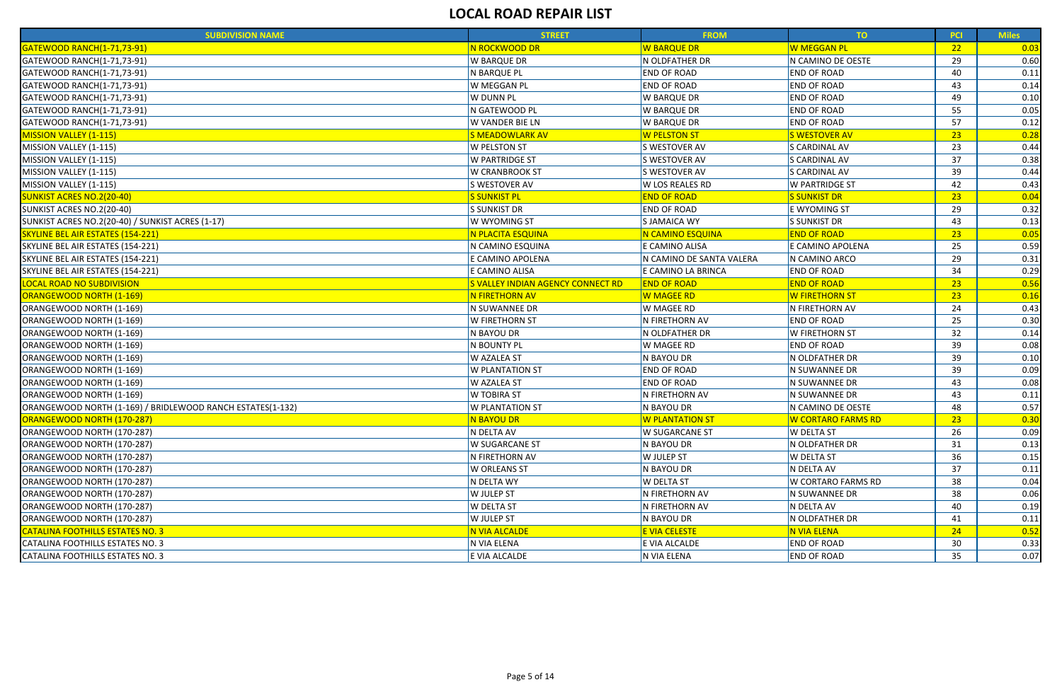# LOCAL ROAD REPAIR LIST

| SUBDIVISION NAME | STREET | FROM | TO | PCI | Miles |
|---|---|---|---|---|---|
| GATEWOOD RANCH(1-71,73-91) | N ROCKWOOD DR | W BARQUE DR | W MEGGAN PL | 22 | 0.03 |
| GATEWOOD RANCH(1-71,73-91) | W BARQUE DR | N OLDFATHER DR | N CAMINO DE OESTE | 29 | 0.60 |
| GATEWOOD RANCH(1-71,73-91) | N BARQUE PL | END OF ROAD | END OF ROAD | 40 | 0.11 |
| GATEWOOD RANCH(1-71,73-91) | W MEGGAN PL | END OF ROAD | END OF ROAD | 43 | 0.14 |
| GATEWOOD RANCH(1-71,73-91) | W DUNN PL | W BARQUE DR | END OF ROAD | 49 | 0.10 |
| GATEWOOD RANCH(1-71,73-91) | N GATEWOOD PL | W BARQUE DR | END OF ROAD | 55 | 0.05 |
| GATEWOOD RANCH(1-71,73-91) | W VANDER BIE LN | W BARQUE DR | END OF ROAD | 57 | 0.12 |
| MISSION VALLEY (1-115) | S MEADOWLARK AV | W PELSTON ST | S WESTOVER AV | 23 | 0.28 |
| MISSION VALLEY (1-115) | W PELSTON ST | S WESTOVER AV | S CARDINAL AV | 23 | 0.44 |
| MISSION VALLEY (1-115) | W PARTRIDGE ST | S WESTOVER AV | S CARDINAL AV | 37 | 0.38 |
| MISSION VALLEY (1-115) | W CRANBROOK ST | S WESTOVER AV | S CARDINAL AV | 39 | 0.44 |
| MISSION VALLEY (1-115) | S WESTOVER AV | W LOS REALES RD | W PARTRIDGE ST | 42 | 0.43 |
| SUNKIST ACRES NO.2(20-40) | S SUNKIST PL | END OF ROAD | S SUNKIST DR | 23 | 0.04 |
| SUNKIST ACRES NO.2(20-40) | S SUNKIST DR | END OF ROAD | E WYOMING ST | 29 | 0.32 |
| SUNKIST ACRES NO.2(20-40) / SUNKIST ACRES (1-17) | W WYOMING ST | S JAMAICA WY | S SUNKIST DR | 43 | 0.13 |
| SKYLINE BEL AIR ESTATES (154-221) | N PLACITA ESQUINA | N CAMINO ESQUINA | END OF ROAD | 23 | 0.05 |
| SKYLINE BEL AIR ESTATES (154-221) | N CAMINO ESQUINA | E CAMINO ALISA | E CAMINO APOLENA | 25 | 0.59 |
| SKYLINE BEL AIR ESTATES (154-221) | E CAMINO APOLENA | N CAMINO DE SANTA VALERA | N CAMINO ARCO | 29 | 0.31 |
| SKYLINE BEL AIR ESTATES (154-221) | E CAMINO ALISA | E CAMINO LA BRINCA | END OF ROAD | 34 | 0.29 |
| LOCAL ROAD NO SUBDIVISION | S VALLEY INDIAN AGENCY CONNECT RD | END OF ROAD | END OF ROAD | 23 | 0.56 |
| ORANGEWOOD NORTH (1-169) | N FIRETHORN AV | W MAGEE RD | W FIRETHORN ST | 23 | 0.16 |
| ORANGEWOOD NORTH (1-169) | N SUWANNEE DR | W MAGEE RD | N FIRETHORN AV | 24 | 0.43 |
| ORANGEWOOD NORTH (1-169) | W FIRETHORN ST | N FIRETHORN AV | END OF ROAD | 25 | 0.30 |
| ORANGEWOOD NORTH (1-169) | N BAYOU DR | N OLDFATHER DR | W FIRETHORN ST | 32 | 0.14 |
| ORANGEWOOD NORTH (1-169) | N BOUNTY PL | W MAGEE RD | END OF ROAD | 39 | 0.08 |
| ORANGEWOOD NORTH (1-169) | W AZALEA ST | N BAYOU DR | N OLDFATHER DR | 39 | 0.10 |
| ORANGEWOOD NORTH (1-169) | W PLANTATION ST | END OF ROAD | N SUWANNEE DR | 39 | 0.09 |
| ORANGEWOOD NORTH (1-169) | W AZALEA ST | END OF ROAD | N SUWANNEE DR | 43 | 0.08 |
| ORANGEWOOD NORTH (1-169) | W TOBIRA ST | N FIRETHORN AV | N SUWANNEE DR | 43 | 0.11 |
| ORANGEWOOD NORTH (1-169) / BRIDLEWOOD RANCH ESTATES(1-132) | W PLANTATION ST | N BAYOU DR | N CAMINO DE OESTE | 48 | 0.57 |
| ORANGEWOOD NORTH (170-287) | N BAYOU DR | W PLANTATION ST | W CORTARO FARMS RD | 23 | 0.30 |
| ORANGEWOOD NORTH (170-287) | N DELTA AV | W SUGARCANE ST | W DELTA ST | 26 | 0.09 |
| ORANGEWOOD NORTH (170-287) | W SUGARCANE ST | N BAYOU DR | N OLDFATHER DR | 31 | 0.13 |
| ORANGEWOOD NORTH (170-287) | N FIRETHORN AV | W JULEP ST | W DELTA ST | 36 | 0.15 |
| ORANGEWOOD NORTH (170-287) | W ORLEANS ST | N BAYOU DR | N DELTA AV | 37 | 0.11 |
| ORANGEWOOD NORTH (170-287) | N DELTA WY | W DELTA ST | W CORTARO FARMS RD | 38 | 0.04 |
| ORANGEWOOD NORTH (170-287) | W JULEP ST | N FIRETHORN AV | N SUWANNEE DR | 38 | 0.06 |
| ORANGEWOOD NORTH (170-287) | W DELTA ST | N FIRETHORN AV | N DELTA AV | 40 | 0.19 |
| ORANGEWOOD NORTH (170-287) | W JULEP ST | N BAYOU DR | N OLDFATHER DR | 41 | 0.11 |
| CATALINA FOOTHILLS ESTATES NO. 3 | N VIA ALCALDE | E VIA CELESTE | N VIA ELENA | 24 | 0.52 |
| CATALINA FOOTHILLS ESTATES NO. 3 | N VIA ELENA | E VIA ALCALDE | END OF ROAD | 30 | 0.33 |
| CATALINA FOOTHILLS ESTATES NO. 3 | E VIA ALCALDE | N VIA ELENA | END OF ROAD | 35 | 0.07 |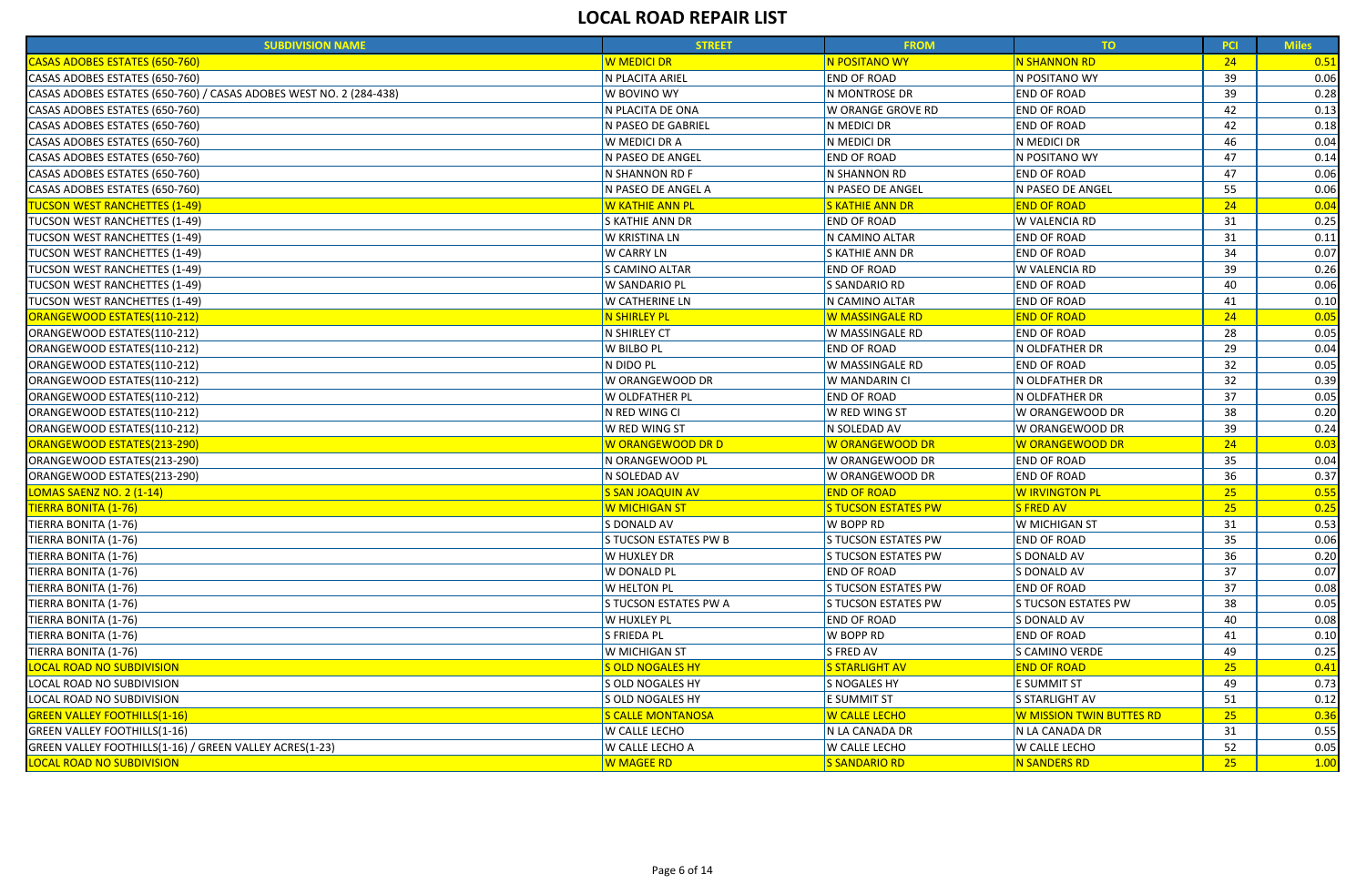# LOCAL ROAD REPAIR LIST

| SUBDIVISION NAME | STREET | FROM | TO | PCI | Miles |
|---|---|---|---|---|---|
| CASAS ADOBES ESTATES (650-760) | W MEDICI DR | N POSITANO WY | N SHANNON RD | 24 | 0.51 |
| CASAS ADOBES ESTATES (650-760) | N PLACITA ARIEL | END OF ROAD | N POSITANO WY | 39 | 0.06 |
| CASAS ADOBES ESTATES (650-760) / CASAS ADOBES WEST NO. 2 (284-438) | W BOVINO WY | N MONTROSE DR | END OF ROAD | 39 | 0.28 |
| CASAS ADOBES ESTATES (650-760) | N PLACITA DE ONA | W ORANGE GROVE RD | END OF ROAD | 42 | 0.13 |
| CASAS ADOBES ESTATES (650-760) | N PASEO DE GABRIEL | N MEDICI DR | END OF ROAD | 42 | 0.18 |
| CASAS ADOBES ESTATES (650-760) | W MEDICI DR A | N MEDICI DR | N MEDICI DR | 46 | 0.04 |
| CASAS ADOBES ESTATES (650-760) | N PASEO DE ANGEL | END OF ROAD | N POSITANO WY | 47 | 0.14 |
| CASAS ADOBES ESTATES (650-760) | N SHANNON RD F | N SHANNON RD | END OF ROAD | 47 | 0.06 |
| CASAS ADOBES ESTATES (650-760) | N PASEO DE ANGEL A | N PASEO DE ANGEL | N PASEO DE ANGEL | 55 | 0.06 |
| TUCSON WEST RANCHETTES (1-49) | W KATHIE ANN PL | S KATHIE ANN DR | END OF ROAD | 24 | 0.04 |
| TUCSON WEST RANCHETTES (1-49) | S KATHIE ANN DR | END OF ROAD | W VALENCIA RD | 31 | 0.25 |
| TUCSON WEST RANCHETTES (1-49) | W KRISTINA LN | N CAMINO ALTAR | END OF ROAD | 31 | 0.11 |
| TUCSON WEST RANCHETTES (1-49) | W CARRY LN | S KATHIE ANN DR | END OF ROAD | 34 | 0.07 |
| TUCSON WEST RANCHETTES (1-49) | S CAMINO ALTAR | END OF ROAD | W VALENCIA RD | 39 | 0.26 |
| TUCSON WEST RANCHETTES (1-49) | W SANDARIO PL | S SANDARIO RD | END OF ROAD | 40 | 0.06 |
| TUCSON WEST RANCHETTES (1-49) | W CATHERINE LN | N CAMINO ALTAR | END OF ROAD | 41 | 0.10 |
| ORANGEWOOD ESTATES(110-212) | N SHIRLEY PL | W MASSINGALE RD | END OF ROAD | 24 | 0.05 |
| ORANGEWOOD ESTATES(110-212) | N SHIRLEY CT | W MASSINGALE RD | END OF ROAD | 28 | 0.05 |
| ORANGEWOOD ESTATES(110-212) | W BILBO PL | END OF ROAD | N OLDFATHER DR | 29 | 0.04 |
| ORANGEWOOD ESTATES(110-212) | N DIDO PL | W MASSINGALE RD | END OF ROAD | 32 | 0.05 |
| ORANGEWOOD ESTATES(110-212) | W ORANGEWOOD DR | W MANDARIN CI | N OLDFATHER DR | 32 | 0.39 |
| ORANGEWOOD ESTATES(110-212) | W OLDFATHER PL | END OF ROAD | N OLDFATHER DR | 37 | 0.05 |
| ORANGEWOOD ESTATES(110-212) | N RED WING CI | W RED WING ST | W ORANGEWOOD DR | 38 | 0.20 |
| ORANGEWOOD ESTATES(110-212) | W RED WING ST | N SOLEDAD AV | W ORANGEWOOD DR | 39 | 0.24 |
| ORANGEWOOD ESTATES(213-290) | W ORANGEWOOD DR D | W ORANGEWOOD DR | W ORANGEWOOD DR | 24 | 0.03 |
| ORANGEWOOD ESTATES(213-290) | N ORANGEWOOD PL | W ORANGEWOOD DR | END OF ROAD | 35 | 0.04 |
| ORANGEWOOD ESTATES(213-290) | N SOLEDAD AV | W ORANGEWOOD DR | END OF ROAD | 36 | 0.37 |
| LOMAS SAENZ NO. 2 (1-14) | S SAN JOAQUIN AV | END OF ROAD | W IRVINGTON PL | 25 | 0.55 |
| TIERRA BONITA (1-76) | W MICHIGAN ST | S TUCSON ESTATES PW | S FRED AV | 25 | 0.25 |
| TIERRA BONITA (1-76) | S DONALD AV | W BOPP RD | W MICHIGAN ST | 31 | 0.53 |
| TIERRA BONITA (1-76) | S TUCSON ESTATES PW B | S TUCSON ESTATES PW | END OF ROAD | 35 | 0.06 |
| TIERRA BONITA (1-76) | W HUXLEY DR | S TUCSON ESTATES PW | S DONALD AV | 36 | 0.20 |
| TIERRA BONITA (1-76) | W DONALD PL | END OF ROAD | S DONALD AV | 37 | 0.07 |
| TIERRA BONITA (1-76) | W HELTON PL | S TUCSON ESTATES PW | END OF ROAD | 37 | 0.08 |
| TIERRA BONITA (1-76) | S TUCSON ESTATES PW A | S TUCSON ESTATES PW | S TUCSON ESTATES PW | 38 | 0.05 |
| TIERRA BONITA (1-76) | W HUXLEY PL | END OF ROAD | S DONALD AV | 40 | 0.08 |
| TIERRA BONITA (1-76) | S FRIEDA PL | W BOPP RD | END OF ROAD | 41 | 0.10 |
| TIERRA BONITA (1-76) | W MICHIGAN ST | S FRED AV | S CAMINO VERDE | 49 | 0.25 |
| LOCAL ROAD NO SUBDIVISION | S OLD NOGALES HY | S STARLIGHT AV | END OF ROAD | 25 | 0.41 |
| LOCAL ROAD NO SUBDIVISION | S OLD NOGALES HY | S NOGALES HY | E SUMMIT ST | 49 | 0.73 |
| LOCAL ROAD NO SUBDIVISION | S OLD NOGALES HY | E SUMMIT ST | S STARLIGHT AV | 51 | 0.12 |
| GREEN VALLEY FOOTHILLS(1-16) | S CALLE MONTANOSA | W CALLE LECHO | W MISSION TWIN BUTTES RD | 25 | 0.36 |
| GREEN VALLEY FOOTHILLS(1-16) | W CALLE LECHO | N LA CANADA DR | N LA CANADA DR | 31 | 0.55 |
| GREEN VALLEY FOOTHILLS(1-16) / GREEN VALLEY ACRES(1-23) | W CALLE LECHO A | W CALLE LECHO | W CALLE LECHO | 52 | 0.05 |
| LOCAL ROAD NO SUBDIVISION | W MAGEE RD | S SANDARIO RD | N SANDERS RD | 25 | 1.00 |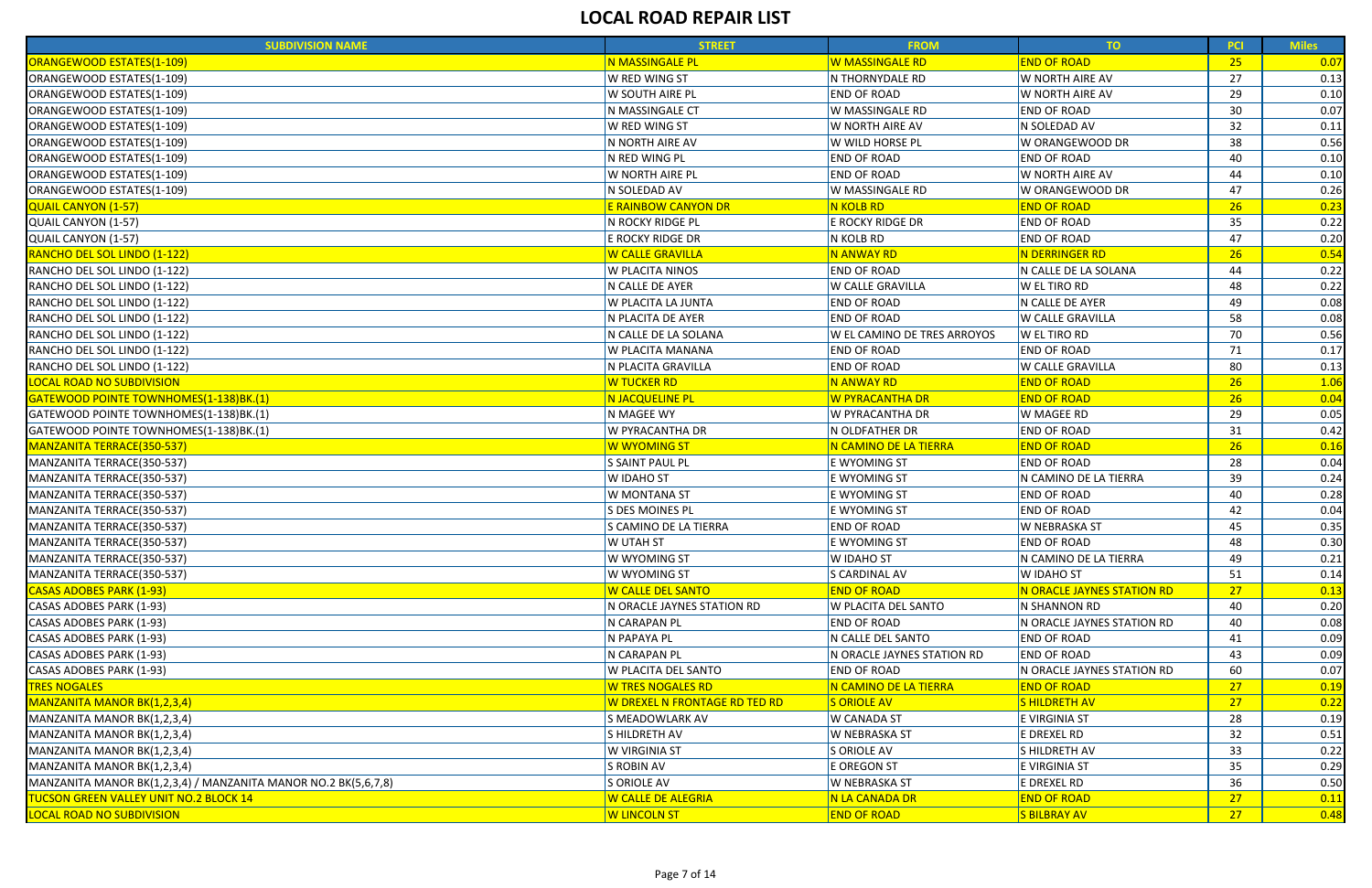# LOCAL ROAD REPAIR LIST

| SUBDIVISION NAME | STREET | FROM | TO | PCI | Miles |
|---|---|---|---|---|---|
| ORANGEWOOD ESTATES(1-109) | N MASSINGALE PL | W MASSINGALE RD | END OF ROAD | 25 | 0.07 |
| ORANGEWOOD ESTATES(1-109) | W RED WING ST | N THORNYDALE RD | W NORTH AIRE AV | 27 | 0.13 |
| ORANGEWOOD ESTATES(1-109) | W SOUTH AIRE PL | END OF ROAD | W NORTH AIRE AV | 29 | 0.10 |
| ORANGEWOOD ESTATES(1-109) | N MASSINGALE CT | W MASSINGALE RD | END OF ROAD | 30 | 0.07 |
| ORANGEWOOD ESTATES(1-109) | W RED WING ST | W NORTH AIRE AV | N SOLEDAD AV | 32 | 0.11 |
| ORANGEWOOD ESTATES(1-109) | N NORTH AIRE AV | W WILD HORSE PL | W ORANGEWOOD DR | 38 | 0.56 |
| ORANGEWOOD ESTATES(1-109) | N RED WING PL | END OF ROAD | END OF ROAD | 40 | 0.10 |
| ORANGEWOOD ESTATES(1-109) | W NORTH AIRE PL | END OF ROAD | W NORTH AIRE AV | 44 | 0.10 |
| ORANGEWOOD ESTATES(1-109) | N SOLEDAD AV | W MASSINGALE RD | W ORANGEWOOD DR | 47 | 0.26 |
| QUAIL CANYON (1-57) | E RAINBOW CANYON DR | N KOLB RD | END OF ROAD | 26 | 0.23 |
| QUAIL CANYON (1-57) | N ROCKY RIDGE PL | E ROCKY RIDGE DR | END OF ROAD | 35 | 0.22 |
| QUAIL CANYON (1-57) | E ROCKY RIDGE DR | N KOLB RD | END OF ROAD | 47 | 0.20 |
| RANCHO DEL SOL LINDO (1-122) | W CALLE GRAVILLA | N ANWAY RD | N DERRINGER RD | 26 | 0.54 |
| RANCHO DEL SOL LINDO (1-122) | W PLACITA NINOS | END OF ROAD | N CALLE DE LA SOLANA | 44 | 0.22 |
| RANCHO DEL SOL LINDO (1-122) | N CALLE DE AYER | W CALLE GRAVILLA | W EL TIRO RD | 48 | 0.22 |
| RANCHO DEL SOL LINDO (1-122) | W PLACITA LA JUNTA | END OF ROAD | N CALLE DE AYER | 49 | 0.08 |
| RANCHO DEL SOL LINDO (1-122) | N PLACITA DE AYER | END OF ROAD | W CALLE GRAVILLA | 58 | 0.08 |
| RANCHO DEL SOL LINDO (1-122) | N CALLE DE LA SOLANA | W EL CAMINO DE TRES ARROYOS | W EL TIRO RD | 70 | 0.56 |
| RANCHO DEL SOL LINDO (1-122) | W PLACITA MANANA | END OF ROAD | END OF ROAD | 71 | 0.17 |
| RANCHO DEL SOL LINDO (1-122) | N PLACITA GRAVILLA | END OF ROAD | W CALLE GRAVILLA | 80 | 0.13 |
| LOCAL ROAD NO SUBDIVISION | W TUCKER RD | N ANWAY RD | END OF ROAD | 26 | 1.06 |
| GATEWOOD POINTE TOWNHOMES(1-138)BK.(1) | N JACQUELINE PL | W PYRACANTHA DR | END OF ROAD | 26 | 0.04 |
| GATEWOOD POINTE TOWNHOMES(1-138)BK.(1) | N MAGEE WY | W PYRACANTHA DR | W MAGEE RD | 29 | 0.05 |
| GATEWOOD POINTE TOWNHOMES(1-138)BK.(1) | W PYRACANTHA DR | N OLDFATHER DR | END OF ROAD | 31 | 0.42 |
| MANZANITA TERRACE(350-537) | W WYOMING ST | N CAMINO DE LA TIERRA | END OF ROAD | 26 | 0.16 |
| MANZANITA TERRACE(350-537) | S SAINT PAUL PL | E WYOMING ST | END OF ROAD | 28 | 0.04 |
| MANZANITA TERRACE(350-537) | W IDAHO ST | E WYOMING ST | N CAMINO DE LA TIERRA | 39 | 0.24 |
| MANZANITA TERRACE(350-537) | W MONTANA ST | E WYOMING ST | END OF ROAD | 40 | 0.28 |
| MANZANITA TERRACE(350-537) | S DES MOINES PL | E WYOMING ST | END OF ROAD | 42 | 0.04 |
| MANZANITA TERRACE(350-537) | S CAMINO DE LA TIERRA | END OF ROAD | W NEBRASKA ST | 45 | 0.35 |
| MANZANITA TERRACE(350-537) | W UTAH ST | E WYOMING ST | END OF ROAD | 48 | 0.30 |
| MANZANITA TERRACE(350-537) | W WYOMING ST | W IDAHO ST | N CAMINO DE LA TIERRA | 49 | 0.21 |
| MANZANITA TERRACE(350-537) | W WYOMING ST | S CARDINAL AV | W IDAHO ST | 51 | 0.14 |
| CASAS ADOBES PARK (1-93) | W CALLE DEL SANTO | END OF ROAD | N ORACLE JAYNES STATION RD | 27 | 0.13 |
| CASAS ADOBES PARK (1-93) | N ORACLE JAYNES STATION RD | W PLACITA DEL SANTO | N SHANNON RD | 40 | 0.20 |
| CASAS ADOBES PARK (1-93) | N CARAPAN PL | END OF ROAD | N ORACLE JAYNES STATION RD | 40 | 0.08 |
| CASAS ADOBES PARK (1-93) | N PAPAYA PL | N CALLE DEL SANTO | END OF ROAD | 41 | 0.09 |
| CASAS ADOBES PARK (1-93) | N CARAPAN PL | N ORACLE JAYNES STATION RD | END OF ROAD | 43 | 0.09 |
| CASAS ADOBES PARK (1-93) | W PLACITA DEL SANTO | END OF ROAD | N ORACLE JAYNES STATION RD | 60 | 0.07 |
| TRES NOGALES | W TRES NOGALES RD | N CAMINO DE LA TIERRA | END OF ROAD | 27 | 0.19 |
| MANZANITA MANOR BK(1,2,3,4) | W DREXEL N FRONTAGE RD TED RD | S ORIOLE AV | S HILDRETH AV | 27 | 0.22 |
| MANZANITA MANOR BK(1,2,3,4) | S MEADOWLARK AV | W CANADA ST | E VIRGINIA ST | 28 | 0.19 |
| MANZANITA MANOR BK(1,2,3,4) | S HILDRETH AV | W NEBRASKA ST | E DREXEL RD | 32 | 0.51 |
| MANZANITA MANOR BK(1,2,3,4) | W VIRGINIA ST | S ORIOLE AV | S HILDRETH AV | 33 | 0.22 |
| MANZANITA MANOR BK(1,2,3,4) | S ROBIN AV | E OREGON ST | E VIRGINIA ST | 35 | 0.29 |
| MANZANITA MANOR BK(1,2,3,4) / MANZANITA MANOR NO.2 BK(5,6,7,8) | S ORIOLE AV | W NEBRASKA ST | E DREXEL RD | 36 | 0.50 |
| TUCSON GREEN VALLEY UNIT NO.2 BLOCK 14 | W CALLE DE ALEGRIA | N LA CANADA DR | END OF ROAD | 27 | 0.11 |
| LOCAL ROAD NO SUBDIVISION | W LINCOLN ST | END OF ROAD | S BILBRAY AV | 27 | 0.48 |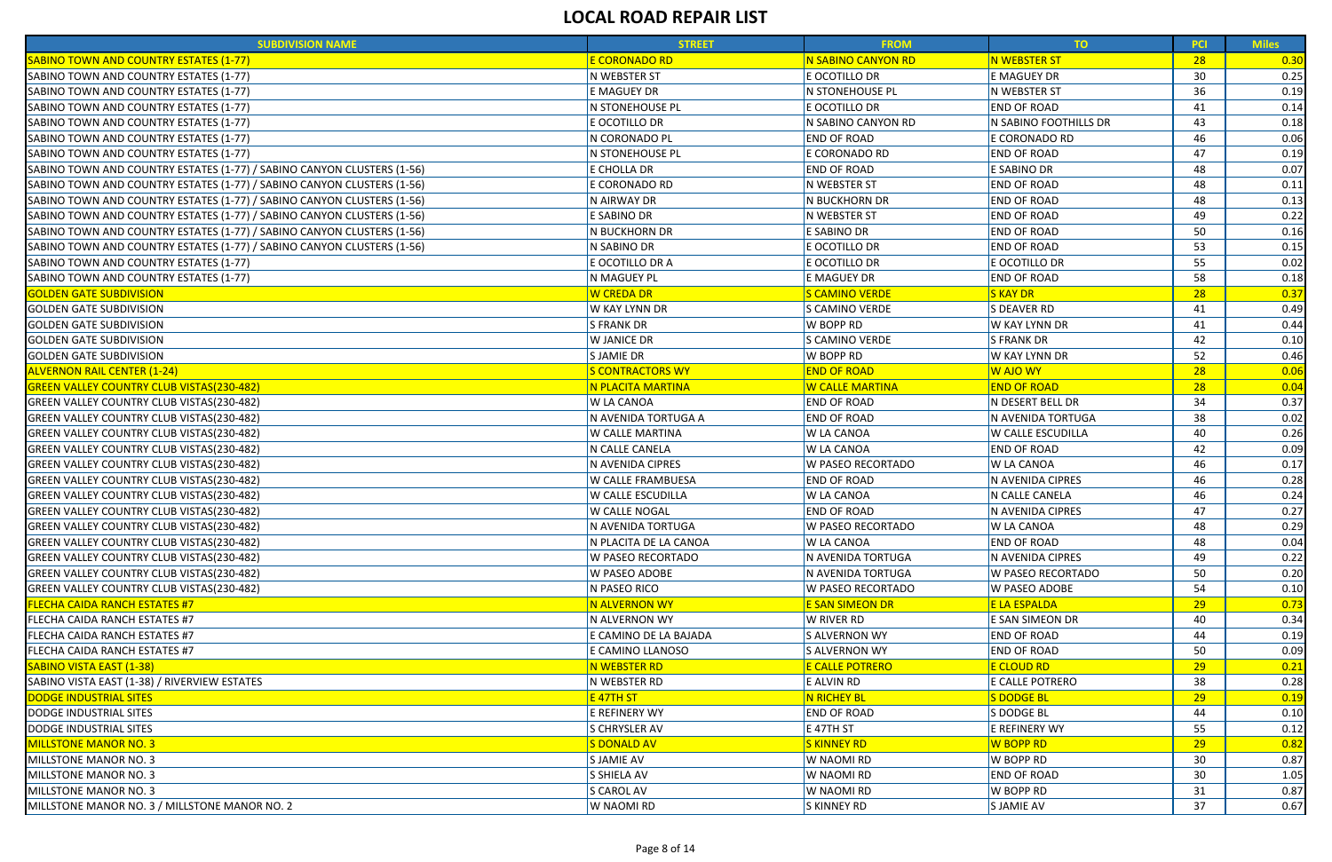# LOCAL ROAD REPAIR LIST

| SUBDIVISION NAME | STREET | FROM | TO | PCI | Miles |
|---|---|---|---|---|---|
| SABINO TOWN AND COUNTRY ESTATES (1-77) | E CORONADO RD | N SABINO CANYON RD | N WEBSTER ST | 28 | 0.30 |
| SABINO TOWN AND COUNTRY ESTATES (1-77) | N WEBSTER ST | E OCOTILLO DR | E MAGUEY DR | 30 | 0.25 |
| SABINO TOWN AND COUNTRY ESTATES (1-77) | E MAGUEY DR | N STONEHOUSE PL | N WEBSTER ST | 36 | 0.19 |
| SABINO TOWN AND COUNTRY ESTATES (1-77) | N STONEHOUSE PL | E OCOTILLO DR | END OF ROAD | 41 | 0.14 |
| SABINO TOWN AND COUNTRY ESTATES (1-77) | E OCOTILLO DR | N SABINO CANYON RD | N SABINO FOOTHILLS DR | 43 | 0.18 |
| SABINO TOWN AND COUNTRY ESTATES (1-77) | N CORONADO PL | END OF ROAD | E CORONADO RD | 46 | 0.06 |
| SABINO TOWN AND COUNTRY ESTATES (1-77) | N STONEHOUSE PL | E CORONADO RD | END OF ROAD | 47 | 0.19 |
| SABINO TOWN AND COUNTRY ESTATES (1-77) / SABINO CANYON CLUSTERS (1-56) | E CHOLLA DR | END OF ROAD | E SABINO DR | 48 | 0.07 |
| SABINO TOWN AND COUNTRY ESTATES (1-77) / SABINO CANYON CLUSTERS (1-56) | E CORONADO RD | N WEBSTER ST | END OF ROAD | 48 | 0.11 |
| SABINO TOWN AND COUNTRY ESTATES (1-77) / SABINO CANYON CLUSTERS (1-56) | N AIRWAY DR | N BUCKHORN DR | END OF ROAD | 48 | 0.13 |
| SABINO TOWN AND COUNTRY ESTATES (1-77) / SABINO CANYON CLUSTERS (1-56) | E SABINO DR | N WEBSTER ST | END OF ROAD | 49 | 0.22 |
| SABINO TOWN AND COUNTRY ESTATES (1-77) / SABINO CANYON CLUSTERS (1-56) | N BUCKHORN DR | E SABINO DR | END OF ROAD | 50 | 0.16 |
| SABINO TOWN AND COUNTRY ESTATES (1-77) / SABINO CANYON CLUSTERS (1-56) | N SABINO DR | E OCOTILLO DR | END OF ROAD | 53 | 0.15 |
| SABINO TOWN AND COUNTRY ESTATES (1-77) | E OCOTILLO DR A | E OCOTILLO DR | E OCOTILLO DR | 55 | 0.02 |
| SABINO TOWN AND COUNTRY ESTATES (1-77) | N MAGUEY PL | E MAGUEY DR | END OF ROAD | 58 | 0.18 |
| GOLDEN GATE SUBDIVISION | W CREDA DR | S CAMINO VERDE | S KAY DR | 28 | 0.37 |
| GOLDEN GATE SUBDIVISION | W KAY LYNN DR | S CAMINO VERDE | S DEAVER RD | 41 | 0.49 |
| GOLDEN GATE SUBDIVISION | S FRANK DR | W BOPP RD | W KAY LYNN DR | 41 | 0.44 |
| GOLDEN GATE SUBDIVISION | W JANICE DR | S CAMINO VERDE | S FRANK DR | 42 | 0.10 |
| GOLDEN GATE SUBDIVISION | S JAMIE DR | W BOPP RD | W KAY LYNN DR | 52 | 0.46 |
| ALVERNON RAIL CENTER (1-24) | S CONTRACTORS WY | END OF ROAD | W AJO WY | 28 | 0.06 |
| GREEN VALLEY COUNTRY CLUB VISTAS(230-482) | N PLACITA MARTINA | W CALLE MARTINA | END OF ROAD | 28 | 0.04 |
| GREEN VALLEY COUNTRY CLUB VISTAS(230-482) | W LA CANOA | END OF ROAD | N DESERT BELL DR | 34 | 0.37 |
| GREEN VALLEY COUNTRY CLUB VISTAS(230-482) | N AVENIDA TORTUGA A | END OF ROAD | N AVENIDA TORTUGA | 38 | 0.02 |
| GREEN VALLEY COUNTRY CLUB VISTAS(230-482) | W CALLE MARTINA | W LA CANOA | W CALLE ESCUDILLA | 40 | 0.26 |
| GREEN VALLEY COUNTRY CLUB VISTAS(230-482) | N CALLE CANELA | W LA CANOA | END OF ROAD | 42 | 0.09 |
| GREEN VALLEY COUNTRY CLUB VISTAS(230-482) | N AVENIDA CIPRES | W PASEO RECORTADO | W LA CANOA | 46 | 0.17 |
| GREEN VALLEY COUNTRY CLUB VISTAS(230-482) | W CALLE FRAMBUESA | END OF ROAD | N AVENIDA CIPRES | 46 | 0.28 |
| GREEN VALLEY COUNTRY CLUB VISTAS(230-482) | W CALLE ESCUDILLA | W LA CANOA | N CALLE CANELA | 46 | 0.24 |
| GREEN VALLEY COUNTRY CLUB VISTAS(230-482) | W CALLE NOGAL | END OF ROAD | N AVENIDA CIPRES | 47 | 0.27 |
| GREEN VALLEY COUNTRY CLUB VISTAS(230-482) | N AVENIDA TORTUGA | W PASEO RECORTADO | W LA CANOA | 48 | 0.29 |
| GREEN VALLEY COUNTRY CLUB VISTAS(230-482) | N PLACITA DE LA CANOA | W LA CANOA | END OF ROAD | 48 | 0.04 |
| GREEN VALLEY COUNTRY CLUB VISTAS(230-482) | W PASEO RECORTADO | N AVENIDA TORTUGA | N AVENIDA CIPRES | 49 | 0.22 |
| GREEN VALLEY COUNTRY CLUB VISTAS(230-482) | W PASEO ADOBE | N AVENIDA TORTUGA | W PASEO RECORTADO | 50 | 0.20 |
| GREEN VALLEY COUNTRY CLUB VISTAS(230-482) | N PASEO RICO | W PASEO RECORTADO | W PASEO ADOBE | 54 | 0.10 |
| FLECHA CAIDA RANCH ESTATES #7 | N ALVERNON WY | E SAN SIMEON DR | E LA ESPALDA | 29 | 0.73 |
| FLECHA CAIDA RANCH ESTATES #7 | N ALVERNON WY | W RIVER RD | E SAN SIMEON DR | 40 | 0.34 |
| FLECHA CAIDA RANCH ESTATES #7 | E CAMINO DE LA BAJADA | S ALVERNON WY | END OF ROAD | 44 | 0.19 |
| FLECHA CAIDA RANCH ESTATES #7 | E CAMINO LLANOSO | S ALVERNON WY | END OF ROAD | 50 | 0.09 |
| SABINO VISTA EAST (1-38) | N WEBSTER RD | E CALLE POTRERO | E CLOUD RD | 29 | 0.21 |
| SABINO VISTA EAST (1-38) / RIVERVIEW ESTATES | N WEBSTER RD | E ALVIN RD | E CALLE POTRERO | 38 | 0.28 |
| DODGE INDUSTRIAL SITES | E 47TH ST | N RICHEY BL | S DODGE BL | 29 | 0.19 |
| DODGE INDUSTRIAL SITES | E REFINERY WY | END OF ROAD | S DODGE BL | 44 | 0.10 |
| DODGE INDUSTRIAL SITES | S CHRYSLER AV | E 47TH ST | E REFINERY WY | 55 | 0.12 |
| MILLSTONE MANOR NO. 3 | S DONALD AV | S KINNEY RD | W BOPP RD | 29 | 0.82 |
| MILLSTONE MANOR NO. 3 | S JAMIE AV | W NAOMI RD | W BOPP RD | 30 | 0.87 |
| MILLSTONE MANOR NO. 3 | S SHIELA AV | W NAOMI RD | END OF ROAD | 30 | 1.05 |
| MILLSTONE MANOR NO. 3 | S CAROL AV | W NAOMI RD | W BOPP RD | 31 | 0.87 |
| MILLSTONE MANOR NO. 3 / MILLSTONE MANOR NO. 2 | W NAOMI RD | S KINNEY RD | S JAMIE AV | 37 | 0.67 |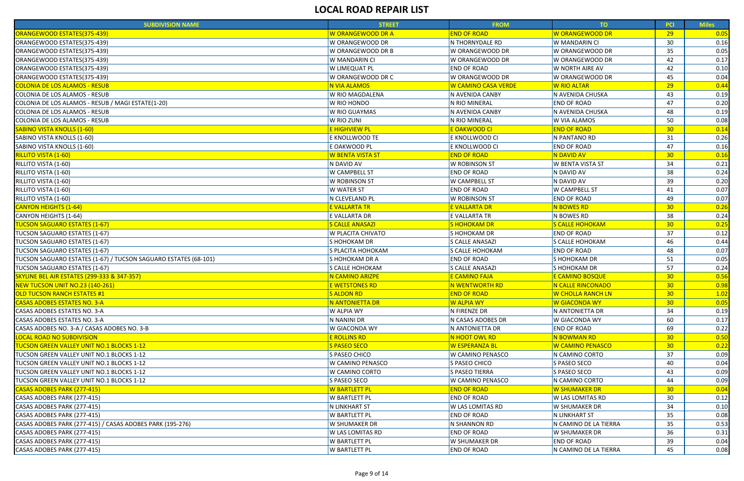# LOCAL ROAD REPAIR LIST

| SUBDIVISION NAME | STREET | FROM | TO | PCI | Miles |
|---|---|---|---|---|---|
| ORANGEWOOD ESTATES(375-439) | W ORANGEWOOD DR A | END OF ROAD | W ORANGEWOOD DR | 29 | 0.05 |
| ORANGEWOOD ESTATES(375-439) | W ORANGEWOOD DR | N THORNYDALE RD | W MANDARIN CI | 30 | 0.16 |
| ORANGEWOOD ESTATES(375-439) | W ORANGEWOOD DR B | W ORANGEWOOD DR | W ORANGEWOOD DR | 35 | 0.05 |
| ORANGEWOOD ESTATES(375-439) | W MANDARIN CI | W ORANGEWOOD DR | W ORANGEWOOD DR | 42 | 0.17 |
| ORANGEWOOD ESTATES(375-439) | W LIMEQUAT PL | END OF ROAD | W NORTH AIRE AV | 42 | 0.10 |
| ORANGEWOOD ESTATES(375-439) | W ORANGEWOOD DR C | W ORANGEWOOD DR | W ORANGEWOOD DR | 45 | 0.04 |
| COLONIA DE LOS ALAMOS - RESUB | N VIA ALAMOS | W CAMINO CASA VERDE | W RIO ALTAR | 29 | 0.44 |
| COLONIA DE LOS ALAMOS - RESUB | W RIO MAGDALENA | N AVENIDA CANBY | N AVENIDA CHUSKA | 43 | 0.19 |
| COLONIA DE LOS ALAMOS - RESUB / MAGI ESTATE(1-20) | W RIO HONDO | N RIO MINERAL | END OF ROAD | 47 | 0.20 |
| COLONIA DE LOS ALAMOS - RESUB | W RIO GUAYMAS | N AVENIDA CANBY | N AVENIDA CHUSKA | 48 | 0.19 |
| COLONIA DE LOS ALAMOS - RESUB | W RIO ZUNI | N RIO MINERAL | W VIA ALAMOS | 50 | 0.08 |
| SABINO VISTA KNOLLS (1-60) | E HIGHVIEW PL | E OAKWOOD CI | END OF ROAD | 30 | 0.14 |
| SABINO VISTA KNOLLS (1-60) | E KNOLLWOOD TE | E KNOLLWOOD CI | N PANTANO RD | 31 | 0.26 |
| SABINO VISTA KNOLLS (1-60) | E OAKWOOD PL | E KNOLLWOOD CI | END OF ROAD | 47 | 0.16 |
| RILLITO VISTA (1-60) | W BENTA VISTA ST | END OF ROAD | N DAVID AV | 30 | 0.16 |
| RILLITO VISTA (1-60) | N DAVID AV | W ROBINSON ST | W BENTA VISTA ST | 34 | 0.21 |
| RILLITO VISTA (1-60) | W CAMPBELL ST | END OF ROAD | N DAVID AV | 38 | 0.24 |
| RILLITO VISTA (1-60) | W ROBINSON ST | W CAMPBELL ST | N DAVID AV | 39 | 0.20 |
| RILLITO VISTA (1-60) | W WATER ST | END OF ROAD | W CAMPBELL ST | 41 | 0.07 |
| RILLITO VISTA (1-60) | N CLEVELAND PL | W ROBINSON ST | END OF ROAD | 49 | 0.07 |
| CANYON HEIGHTS (1-64) | E VALLARTA TR | E VALLARTA DR | N BOWES RD | 30 | 0.26 |
| CANYON HEIGHTS (1-64) | E VALLARTA DR | E VALLARTA TR | N BOWES RD | 38 | 0.24 |
| TUCSON SAGUARO ESTATES (1-67) | S CALLE ANASAZI | S HOHOKAM DR | S CALLE HOHOKAM | 30 | 0.25 |
| TUCSON SAGUARO ESTATES (1-67) | W PLACITA CHIVATO | S HOHOKAM DR | END OF ROAD | 37 | 0.12 |
| TUCSON SAGUARO ESTATES (1-67) | S HOHOKAM DR | S CALLE ANASAZI | S CALLE HOHOKAM | 46 | 0.44 |
| TUCSON SAGUARO ESTATES (1-67) | S PLACITA HOHOKAM | S CALLE HOHOKAM | END OF ROAD | 48 | 0.07 |
| TUCSON SAGUARO ESTATES (1-67) / TUCSON SAGUARO ESTATES (68-101) | S HOHOKAM DR A | END OF ROAD | S HOHOKAM DR | 51 | 0.05 |
| TUCSON SAGUARO ESTATES (1-67) | S CALLE HOHOKAM | S CALLE ANASAZI | S HOHOKAM DR | 57 | 0.24 |
| SKYLINE BEL AIR ESTATES (299-333 & 347-357) | N CAMINO ARIZPE | E CAMINO FAJA | E CAMINO BOSQUE | 30 | 0.56 |
| NEW TUCSON UNIT NO.23 (140-261) | E WETSTONES RD | N WENTWORTH RD | N CALLE RINCONADO | 30 | 0.98 |
| OLD TUCSON RANCH ESTATES #1 | S ALDON RD | END OF ROAD | W CHOLLA RANCH LN | 30 | 1.02 |
| CASAS ADOBES ESTATES NO. 3-A | N ANTONIETTA DR | W ALPIA WY | W GIACONDA WY | 30 | 0.05 |
| CASAS ADOBES ESTATES NO. 3-A | W ALPIA WY | N FIRENZE DR | N ANTONIETTA DR | 34 | 0.19 |
| CASAS ADOBES ESTATES NO. 3-A | N NANINI DR | N CASAS ADOBES DR | W GIACONDA WY | 60 | 0.17 |
| CASAS ADOBES NO. 3-A / CASAS ADOBES NO. 3-B | W GIACONDA WY | N ANTONIETTA DR | END OF ROAD | 69 | 0.22 |
| LOCAL ROAD NO SUBDIVISION | E ROLLINS RD | N HOOT OWL RD | N BOWMAN RD | 30 | 0.50 |
| TUCSON GREEN VALLEY UNIT NO.1 BLOCKS 1-12 | S PASEO SECO | W ESPERANZA BL | W CAMINO PENASCO | 30 | 0.22 |
| TUCSON GREEN VALLEY UNIT NO.1 BLOCKS 1-12 | S PASEO CHICO | W CAMINO PENASCO | N CAMINO CORTO | 37 | 0.09 |
| TUCSON GREEN VALLEY UNIT NO.1 BLOCKS 1-12 | W CAMINO PENASCO | S PASEO CHICO | S PASEO SECO | 40 | 0.04 |
| TUCSON GREEN VALLEY UNIT NO.1 BLOCKS 1-12 | W CAMINO CORTO | S PASEO TIERRA | S PASEO SECO | 43 | 0.09 |
| TUCSON GREEN VALLEY UNIT NO.1 BLOCKS 1-12 | S PASEO SECO | W CAMINO PENASCO | N CAMINO CORTO | 44 | 0.09 |
| CASAS ADOBES PARK (277-415) | W BARTLETT PL | END OF ROAD | W SHUMAKER DR | 30 | 0.04 |
| CASAS ADOBES PARK (277-415) | W BARTLETT PL | END OF ROAD | W LAS LOMITAS RD | 30 | 0.12 |
| CASAS ADOBES PARK (277-415) | N LINKHART ST | W LAS LOMITAS RD | W SHUMAKER DR | 34 | 0.10 |
| CASAS ADOBES PARK (277-415) | W BARTLETT PL | END OF ROAD | N LINKHART ST | 35 | 0.08 |
| CASAS ADOBES PARK (277-415) / CASAS ADOBES PARK (195-276) | W SHUMAKER DR | N SHANNON RD | N CAMINO DE LA TIERRA | 35 | 0.53 |
| CASAS ADOBES PARK (277-415) | W LAS LOMITAS RD | END OF ROAD | W SHUMAKER DR | 36 | 0.31 |
| CASAS ADOBES PARK (277-415) | W BARTLETT PL | W SHUMAKER DR | END OF ROAD | 39 | 0.04 |
| CASAS ADOBES PARK (277-415) | W BARTLETT PL | END OF ROAD | N CAMINO DE LA TIERRA | 45 | 0.08 |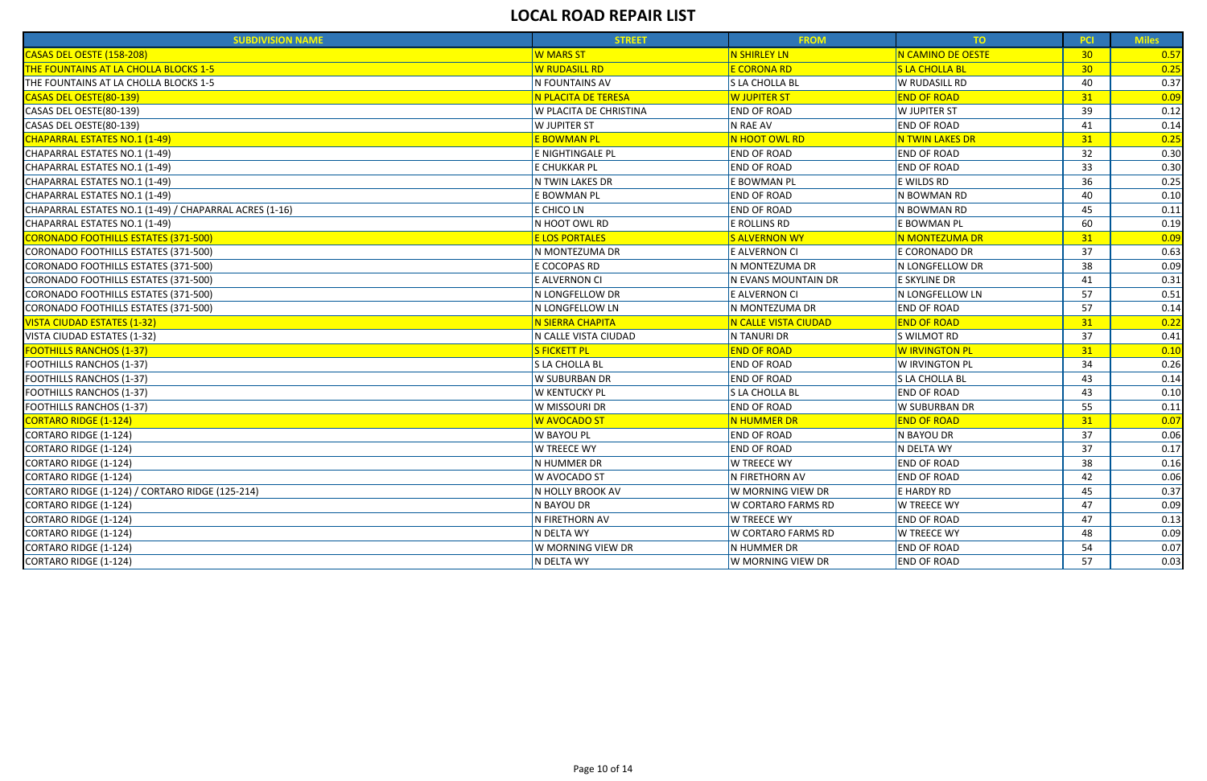# LOCAL ROAD REPAIR LIST

| SUBDIVISION NAME | STREET | FROM | TO | PCI | Miles |
|---|---|---|---|---|---|
| CASAS DEL OESTE (158-208) | W MARS ST | N SHIRLEY LN | N CAMINO DE OESTE | 30 | 0.57 |
| THE FOUNTAINS AT LA CHOLLA BLOCKS 1-5 | W RUDASILL RD | E CORONA RD | S LA CHOLLA BL | 30 | 0.25 |
| THE FOUNTAINS AT LA CHOLLA BLOCKS 1-5 | N FOUNTAINS AV | S LA CHOLLA BL | W RUDASILL RD | 40 | 0.37 |
| CASAS DEL OESTE(80-139) | N PLACITA DE TERESA | W JUPITER ST | END OF ROAD | 31 | 0.09 |
| CASAS DEL OESTE(80-139) | W PLACITA DE CHRISTINA | END OF ROAD | W JUPITER ST | 39 | 0.12 |
| CASAS DEL OESTE(80-139) | W JUPITER ST | N RAE AV | END OF ROAD | 41 | 0.14 |
| CHAPARRAL ESTATES NO.1 (1-49) | E BOWMAN PL | N HOOT OWL RD | N TWIN LAKES DR | 31 | 0.25 |
| CHAPARRAL ESTATES NO.1 (1-49) | E NIGHTINGALE PL | END OF ROAD | END OF ROAD | 32 | 0.30 |
| CHAPARRAL ESTATES NO.1 (1-49) | E CHUKKAR PL | END OF ROAD | END OF ROAD | 33 | 0.30 |
| CHAPARRAL ESTATES NO.1 (1-49) | N TWIN LAKES DR | E BOWMAN PL | E WILDS RD | 36 | 0.25 |
| CHAPARRAL ESTATES NO.1 (1-49) | E BOWMAN PL | END OF ROAD | N BOWMAN RD | 40 | 0.10 |
| CHAPARRAL ESTATES NO.1 (1-49) / CHAPARRAL ACRES (1-16) | E CHICO LN | END OF ROAD | N BOWMAN RD | 45 | 0.11 |
| CHAPARRAL ESTATES NO.1 (1-49) | N HOOT OWL RD | E ROLLINS RD | E BOWMAN PL | 60 | 0.19 |
| CORONADO FOOTHILLS ESTATES (371-500) | E LOS PORTALES | S ALVERNON WY | N MONTEZUMA DR | 31 | 0.09 |
| CORONADO FOOTHILLS ESTATES (371-500) | N MONTEZUMA DR | E ALVERNON CI | E CORONADO DR | 37 | 0.63 |
| CORONADO FOOTHILLS ESTATES (371-500) | E COCOPAS RD | N MONTEZUMA DR | N LONGFELLOW DR | 38 | 0.09 |
| CORONADO FOOTHILLS ESTATES (371-500) | E ALVERNON CI | N EVANS MOUNTAIN DR | E SKYLINE DR | 41 | 0.31 |
| CORONADO FOOTHILLS ESTATES (371-500) | N LONGFELLOW DR | E ALVERNON CI | N LONGFELLOW LN | 57 | 0.51 |
| CORONADO FOOTHILLS ESTATES (371-500) | N LONGFELLOW LN | N MONTEZUMA DR | END OF ROAD | 57 | 0.14 |
| VISTA CIUDAD ESTATES (1-32) | N SIERRA CHAPITA | N CALLE VISTA CIUDAD | END OF ROAD | 31 | 0.22 |
| VISTA CIUDAD ESTATES (1-32) | N CALLE VISTA CIUDAD | N TANURI DR | S WILMOT RD | 37 | 0.41 |
| FOOTHILLS RANCHOS (1-37) | S FICKETT PL | END OF ROAD | W IRVINGTON PL | 31 | 0.10 |
| FOOTHILLS RANCHOS (1-37) | S LA CHOLLA BL | END OF ROAD | W IRVINGTON PL | 34 | 0.26 |
| FOOTHILLS RANCHOS (1-37) | W SUBURBAN DR | END OF ROAD | S LA CHOLLA BL | 43 | 0.14 |
| FOOTHILLS RANCHOS (1-37) | W KENTUCKY PL | S LA CHOLLA BL | END OF ROAD | 43 | 0.10 |
| FOOTHILLS RANCHOS (1-37) | W MISSOURI DR | END OF ROAD | W SUBURBAN DR | 55 | 0.11 |
| CORTARO RIDGE (1-124) | W AVOCADO ST | N HUMMER DR | END OF ROAD | 31 | 0.07 |
| CORTARO RIDGE (1-124) | W BAYOU PL | END OF ROAD | N BAYOU DR | 37 | 0.06 |
| CORTARO RIDGE (1-124) | W TREECE WY | END OF ROAD | N DELTA WY | 37 | 0.17 |
| CORTARO RIDGE (1-124) | N HUMMER DR | W TREECE WY | END OF ROAD | 38 | 0.16 |
| CORTARO RIDGE (1-124) | W AVOCADO ST | N FIRETHORN AV | END OF ROAD | 42 | 0.06 |
| CORTARO RIDGE (1-124) / CORTARO RIDGE (125-214) | N HOLLY BROOK AV | W MORNING VIEW DR | E HARDY RD | 45 | 0.37 |
| CORTARO RIDGE (1-124) | N BAYOU DR | W CORTARO FARMS RD | W TREECE WY | 47 | 0.09 |
| CORTARO RIDGE (1-124) | N FIRETHORN AV | W TREECE WY | END OF ROAD | 47 | 0.13 |
| CORTARO RIDGE (1-124) | N DELTA WY | W CORTARO FARMS RD | W TREECE WY | 48 | 0.09 |
| CORTARO RIDGE (1-124) | W MORNING VIEW DR | N HUMMER DR | END OF ROAD | 54 | 0.07 |
| CORTARO RIDGE (1-124) | N DELTA WY | W MORNING VIEW DR | END OF ROAD | 57 | 0.03 |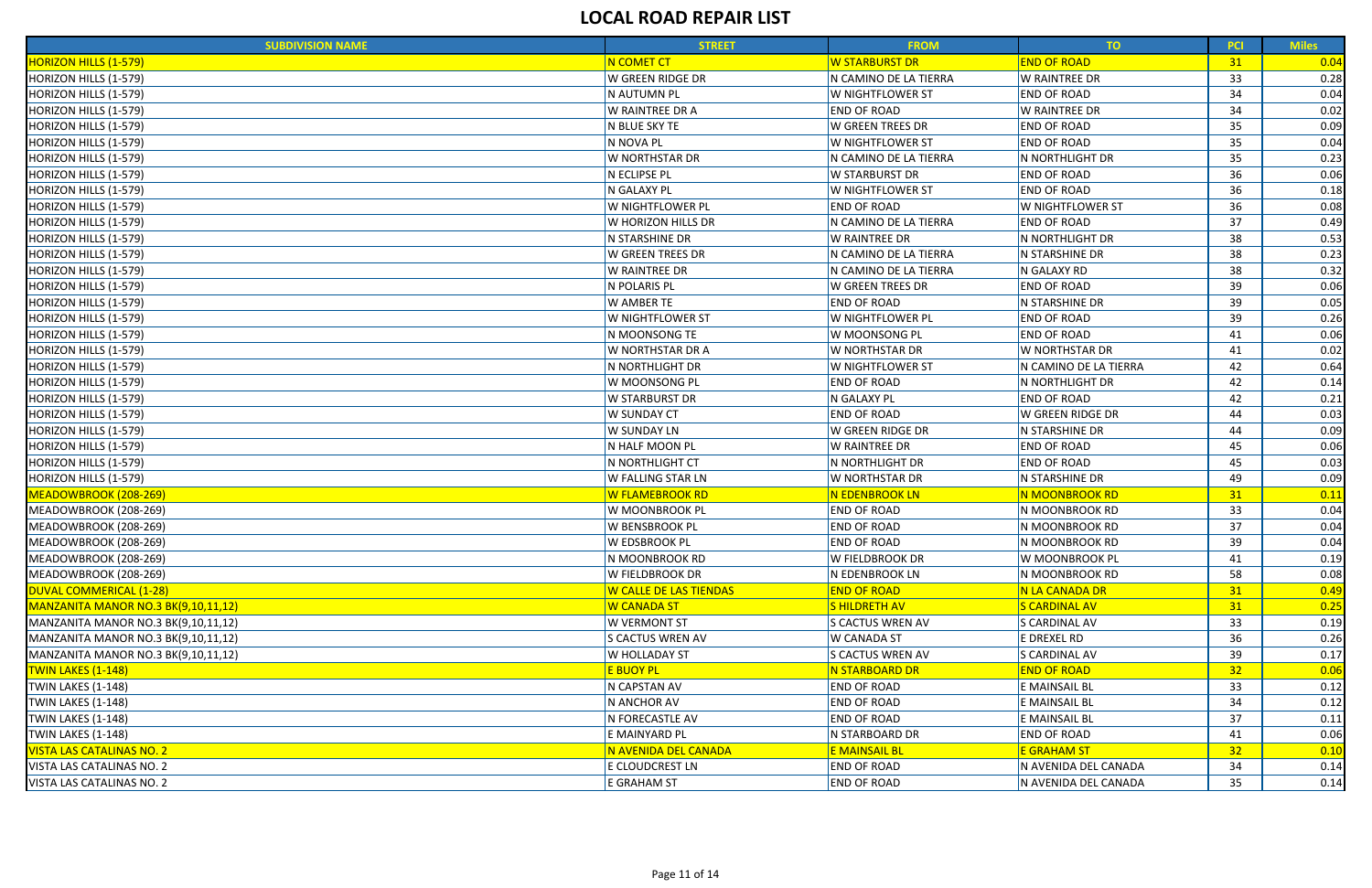# LOCAL ROAD REPAIR LIST

| SUBDIVISION NAME | STREET | FROM | TO | PCI | Miles |
|---|---|---|---|---|---|
| HORIZON HILLS (1-579) | N COMET CT | W STARBURST DR | END OF ROAD | 31 | 0.04 |
| HORIZON HILLS (1-579) | W GREEN RIDGE DR | N CAMINO DE LA TIERRA | W RAINTREE DR | 33 | 0.28 |
| HORIZON HILLS (1-579) | N AUTUMN PL | W NIGHTFLOWER ST | END OF ROAD | 34 | 0.04 |
| HORIZON HILLS (1-579) | W RAINTREE DR A | END OF ROAD | W RAINTREE DR | 34 | 0.02 |
| HORIZON HILLS (1-579) | N BLUE SKY TE | W GREEN TREES DR | END OF ROAD | 35 | 0.09 |
| HORIZON HILLS (1-579) | N NOVA PL | W NIGHTFLOWER ST | END OF ROAD | 35 | 0.04 |
| HORIZON HILLS (1-579) | W NORTHSTAR DR | N CAMINO DE LA TIERRA | N NORTHLIGHT DR | 35 | 0.23 |
| HORIZON HILLS (1-579) | N ECLIPSE PL | W STARBURST DR | END OF ROAD | 36 | 0.06 |
| HORIZON HILLS (1-579) | N GALAXY PL | W NIGHTFLOWER ST | END OF ROAD | 36 | 0.18 |
| HORIZON HILLS (1-579) | W NIGHTFLOWER PL | END OF ROAD | W NIGHTFLOWER ST | 36 | 0.08 |
| HORIZON HILLS (1-579) | W HORIZON HILLS DR | N CAMINO DE LA TIERRA | END OF ROAD | 37 | 0.49 |
| HORIZON HILLS (1-579) | N STARSHINE DR | W RAINTREE DR | N NORTHLIGHT DR | 38 | 0.53 |
| HORIZON HILLS (1-579) | W GREEN TREES DR | N CAMINO DE LA TIERRA | N STARSHINE DR | 38 | 0.23 |
| HORIZON HILLS (1-579) | W RAINTREE DR | N CAMINO DE LA TIERRA | N GALAXY RD | 38 | 0.32 |
| HORIZON HILLS (1-579) | N POLARIS PL | W GREEN TREES DR | END OF ROAD | 39 | 0.06 |
| HORIZON HILLS (1-579) | W AMBER TE | END OF ROAD | N STARSHINE DR | 39 | 0.05 |
| HORIZON HILLS (1-579) | W NIGHTFLOWER ST | W NIGHTFLOWER PL | END OF ROAD | 39 | 0.26 |
| HORIZON HILLS (1-579) | N MOONSONG TE | W MOONSONG PL | END OF ROAD | 41 | 0.06 |
| HORIZON HILLS (1-579) | W NORTHSTAR DR A | W NORTHSTAR DR | W NORTHSTAR DR | 41 | 0.02 |
| HORIZON HILLS (1-579) | N NORTHLIGHT DR | W NIGHTFLOWER ST | N CAMINO DE LA TIERRA | 42 | 0.64 |
| HORIZON HILLS (1-579) | W MOONSONG PL | END OF ROAD | N NORTHLIGHT DR | 42 | 0.14 |
| HORIZON HILLS (1-579) | W STARBURST DR | N GALAXY PL | END OF ROAD | 42 | 0.21 |
| HORIZON HILLS (1-579) | W SUNDAY CT | END OF ROAD | W GREEN RIDGE DR | 44 | 0.03 |
| HORIZON HILLS (1-579) | W SUNDAY LN | W GREEN RIDGE DR | N STARSHINE DR | 44 | 0.09 |
| HORIZON HILLS (1-579) | N HALF MOON PL | W RAINTREE DR | END OF ROAD | 45 | 0.06 |
| HORIZON HILLS (1-579) | N NORTHLIGHT CT | N NORTHLIGHT DR | END OF ROAD | 45 | 0.03 |
| HORIZON HILLS (1-579) | W FALLING STAR LN | W NORTHSTAR DR | N STARSHINE DR | 49 | 0.09 |
| MEADOWBROOK (208-269) | W FLAMEBROOK RD | N EDENBROOK LN | N MOONBROOK RD | 31 | 0.11 |
| MEADOWBROOK (208-269) | W MOONBROOK PL | END OF ROAD | N MOONBROOK RD | 33 | 0.04 |
| MEADOWBROOK (208-269) | W BENSBROOK PL | END OF ROAD | N MOONBROOK RD | 37 | 0.04 |
| MEADOWBROOK (208-269) | W EDSBROOK PL | END OF ROAD | N MOONBROOK RD | 39 | 0.04 |
| MEADOWBROOK (208-269) | N MOONBROOK RD | W FIELDBROOK DR | W MOONBROOK PL | 41 | 0.19 |
| MEADOWBROOK (208-269) | W FIELDBROOK DR | N EDENBROOK LN | N MOONBROOK RD | 58 | 0.08 |
| DUVAL COMMERICAL (1-28) | W CALLE DE LAS TIENDAS | END OF ROAD | N LA CANADA DR | 31 | 0.49 |
| MANZANITA MANOR NO.3 BK(9,10,11,12) | W CANADA ST | S HILDRETH AV | S CARDINAL AV | 31 | 0.25 |
| MANZANITA MANOR NO.3 BK(9,10,11,12) | W VERMONT ST | S CACTUS WREN AV | S CARDINAL AV | 33 | 0.19 |
| MANZANITA MANOR NO.3 BK(9,10,11,12) | S CACTUS WREN AV | W CANADA ST | E DREXEL RD | 36 | 0.26 |
| MANZANITA MANOR NO.3 BK(9,10,11,12) | W HOLLADAY ST | S CACTUS WREN AV | S CARDINAL AV | 39 | 0.17 |
| TWIN LAKES (1-148) | E BUOY PL | N STARBOARD DR | END OF ROAD | 32 | 0.06 |
| TWIN LAKES (1-148) | N CAPSTAN AV | END OF ROAD | E MAINSAIL BL | 33 | 0.12 |
| TWIN LAKES (1-148) | N ANCHOR AV | END OF ROAD | E MAINSAIL BL | 34 | 0.12 |
| TWIN LAKES (1-148) | N FORECASTLE AV | END OF ROAD | E MAINSAIL BL | 37 | 0.11 |
| TWIN LAKES (1-148) | E MAINYARD PL | N STARBOARD DR | END OF ROAD | 41 | 0.06 |
| VISTA LAS CATALINAS NO. 2 | N AVENIDA DEL CANADA | E MAINSAIL BL | E GRAHAM ST | 32 | 0.10 |
| VISTA LAS CATALINAS NO. 2 | E CLOUDCREST LN | END OF ROAD | N AVENIDA DEL CANADA | 34 | 0.14 |
| VISTA LAS CATALINAS NO. 2 | E GRAHAM ST | END OF ROAD | N AVENIDA DEL CANADA | 35 | 0.14 |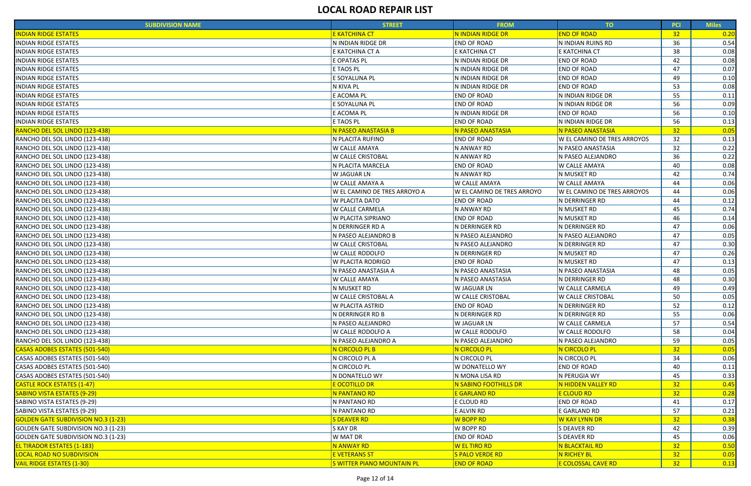# LOCAL ROAD REPAIR LIST

| SUBDIVISION NAME | STREET | FROM | TO | PCI | Miles |
|---|---|---|---|---|---|
| INDIAN RIDGE ESTATES | E KATCHINA CT | N INDIAN RIDGE DR | END OF ROAD | 32 | 0.20 |
| INDIAN RIDGE ESTATES | N INDIAN RIDGE DR | END OF ROAD | N INDIAN RUINS RD | 36 | 0.54 |
| INDIAN RIDGE ESTATES | E KATCHINA CT A | E KATCHINA CT | E KATCHINA CT | 38 | 0.08 |
| INDIAN RIDGE ESTATES | E OPATAS PL | N INDIAN RIDGE DR | END OF ROAD | 42 | 0.08 |
| INDIAN RIDGE ESTATES | E TAOS PL | N INDIAN RIDGE DR | END OF ROAD | 47 | 0.07 |
| INDIAN RIDGE ESTATES | E SOYALUNA PL | N INDIAN RIDGE DR | END OF ROAD | 49 | 0.10 |
| INDIAN RIDGE ESTATES | N KIVA PL | N INDIAN RIDGE DR | END OF ROAD | 53 | 0.08 |
| INDIAN RIDGE ESTATES | E ACOMA PL | END OF ROAD | N INDIAN RIDGE DR | 55 | 0.11 |
| INDIAN RIDGE ESTATES | E SOYALUNA PL | END OF ROAD | N INDIAN RIDGE DR | 56 | 0.09 |
| INDIAN RIDGE ESTATES | E ACOMA PL | N INDIAN RIDGE DR | END OF ROAD | 56 | 0.10 |
| INDIAN RIDGE ESTATES | E TAOS PL | END OF ROAD | N INDIAN RIDGE DR | 56 | 0.13 |
| RANCHO DEL SOL LINDO (123-438) | N PASEO ANASTASIA B | N PASEO ANASTASIA | N PASEO ANASTASIA | 32 | 0.05 |
| RANCHO DEL SOL LINDO (123-438) | N PLACITA RUFINO | END OF ROAD | W EL CAMINO DE TRES ARROYOS | 32 | 0.13 |
| RANCHO DEL SOL LINDO (123-438) | W CALLE AMAYA | N ANWAY RD | N PASEO ANASTASIA | 32 | 0.22 |
| RANCHO DEL SOL LINDO (123-438) | W CALLE CRISTOBAL | N ANWAY RD | N PASEO ALEJANDRO | 36 | 0.22 |
| RANCHO DEL SOL LINDO (123-438) | N PLACITA MARCELA | END OF ROAD | W CALLE AMAYA | 40 | 0.08 |
| RANCHO DEL SOL LINDO (123-438) | W JAGUAR LN | N ANWAY RD | N MUSKET RD | 42 | 0.74 |
| RANCHO DEL SOL LINDO (123-438) | W CALLE AMAYA A | W CALLE AMAYA | W CALLE AMAYA | 44 | 0.06 |
| RANCHO DEL SOL LINDO (123-438) | W EL CAMINO DE TRES ARROYO A | W EL CAMINO DE TRES ARROYO | W EL CAMINO DE TRES ARROYOS | 44 | 0.06 |
| RANCHO DEL SOL LINDO (123-438) | W PLACITA DATO | END OF ROAD | N DERRINGER RD | 44 | 0.12 |
| RANCHO DEL SOL LINDO (123-438) | W CALLE CARMELA | N ANWAY RD | N MUSKET RD | 45 | 0.74 |
| RANCHO DEL SOL LINDO (123-438) | W PLACITA SIPRIANO | END OF ROAD | N MUSKET RD | 46 | 0.14 |
| RANCHO DEL SOL LINDO (123-438) | N DERRINGER RD A | N DERRINGER RD | N DERRINGER RD | 47 | 0.06 |
| RANCHO DEL SOL LINDO (123-438) | N PASEO ALEJANDRO B | N PASEO ALEJANDRO | N PASEO ALEJANDRO | 47 | 0.05 |
| RANCHO DEL SOL LINDO (123-438) | W CALLE CRISTOBAL | N PASEO ALEJANDRO | N DERRINGER RD | 47 | 0.30 |
| RANCHO DEL SOL LINDO (123-438) | W CALLE RODOLFO | N DERRINGER RD | N MUSKET RD | 47 | 0.26 |
| RANCHO DEL SOL LINDO (123-438) | W PLACITA RODRIGO | END OF ROAD | N MUSKET RD | 47 | 0.13 |
| RANCHO DEL SOL LINDO (123-438) | N PASEO ANASTASIA A | N PASEO ANASTASIA | N PASEO ANASTASIA | 48 | 0.05 |
| RANCHO DEL SOL LINDO (123-438) | W CALLE AMAYA | N PASEO ANASTASIA | N DERRINGER RD | 48 | 0.30 |
| RANCHO DEL SOL LINDO (123-438) | N MUSKET RD | W JAGUAR LN | W CALLE CARMELA | 49 | 0.49 |
| RANCHO DEL SOL LINDO (123-438) | W CALLE CRISTOBAL A | W CALLE CRISTOBAL | W CALLE CRISTOBAL | 50 | 0.05 |
| RANCHO DEL SOL LINDO (123-438) | W PLACITA ASTRID | END OF ROAD | N DERRINGER RD | 52 | 0.12 |
| RANCHO DEL SOL LINDO (123-438) | N DERRINGER RD B | N DERRINGER RD | N DERRINGER RD | 55 | 0.06 |
| RANCHO DEL SOL LINDO (123-438) | N PASEO ALEJANDRO | W JAGUAR LN | W CALLE CARMELA | 57 | 0.54 |
| RANCHO DEL SOL LINDO (123-438) | W CALLE RODOLFO A | W CALLE RODOLFO | W CALLE RODOLFO | 58 | 0.04 |
| RANCHO DEL SOL LINDO (123-438) | N PASEO ALEJANDRO A | N PASEO ALEJANDRO | N PASEO ALEJANDRO | 59 | 0.05 |
| CASAS ADOBES ESTATES (501-540) | N CIRCOLO PL B | N CIRCOLO PL | N CIRCOLO PL | 32 | 0.05 |
| CASAS ADOBES ESTATES (501-540) | N CIRCOLO PL A | N CIRCOLO PL | N CIRCOLO PL | 34 | 0.06 |
| CASAS ADOBES ESTATES (501-540) | N CIRCOLO PL | W DONATELLO WY | END OF ROAD | 40 | 0.11 |
| CASAS ADOBES ESTATES (501-540) | N DONATELLO WY | N MONA LISA RD | N PERUGIA WY | 45 | 0.33 |
| CASTLE ROCK ESTATES (1-47) | E OCOTILLO DR | N SABINO FOOTHILLS DR | N HIDDEN VALLEY RD | 32 | 0.45 |
| SABINO VISTA ESTATES (9-29) | N PANTANO RD | E GARLAND RD | E CLOUD RD | 32 | 0.28 |
| SABINO VISTA ESTATES (9-29) | N PANTANO RD | E CLOUD RD | END OF ROAD | 41 | 0.17 |
| SABINO VISTA ESTATES (9-29) | N PANTANO RD | E ALVIN RD | E GARLAND RD | 57 | 0.21 |
| GOLDEN GATE SUBDIVISION NO.3 (1-23) | S DEAVER RD | W BOPP RD | W KAY LYNN DR | 32 | 0.38 |
| GOLDEN GATE SUBDIVISION NO.3 (1-23) | S KAY DR | W BOPP RD | S DEAVER RD | 42 | 0.39 |
| GOLDEN GATE SUBDIVISION NO.3 (1-23) | W MAT DR | END OF ROAD | S DEAVER RD | 45 | 0.06 |
| EL TIRADOR ESTATES (1-183) | N ANWAY RD | W EL TIRO RD | N BLACKTAIL RD | 32 | 0.50 |
| LOCAL ROAD NO SUBDIVISION | E VETERANS ST | S PALO VERDE RD | N RICHEY BL | 32 | 0.05 |
| VAIL RIDGE ESTATES (1-30) | S WITTER PIANO MOUNTAIN PL | END OF ROAD | E COLOSSAL CAVE RD | 32 | 0.13 |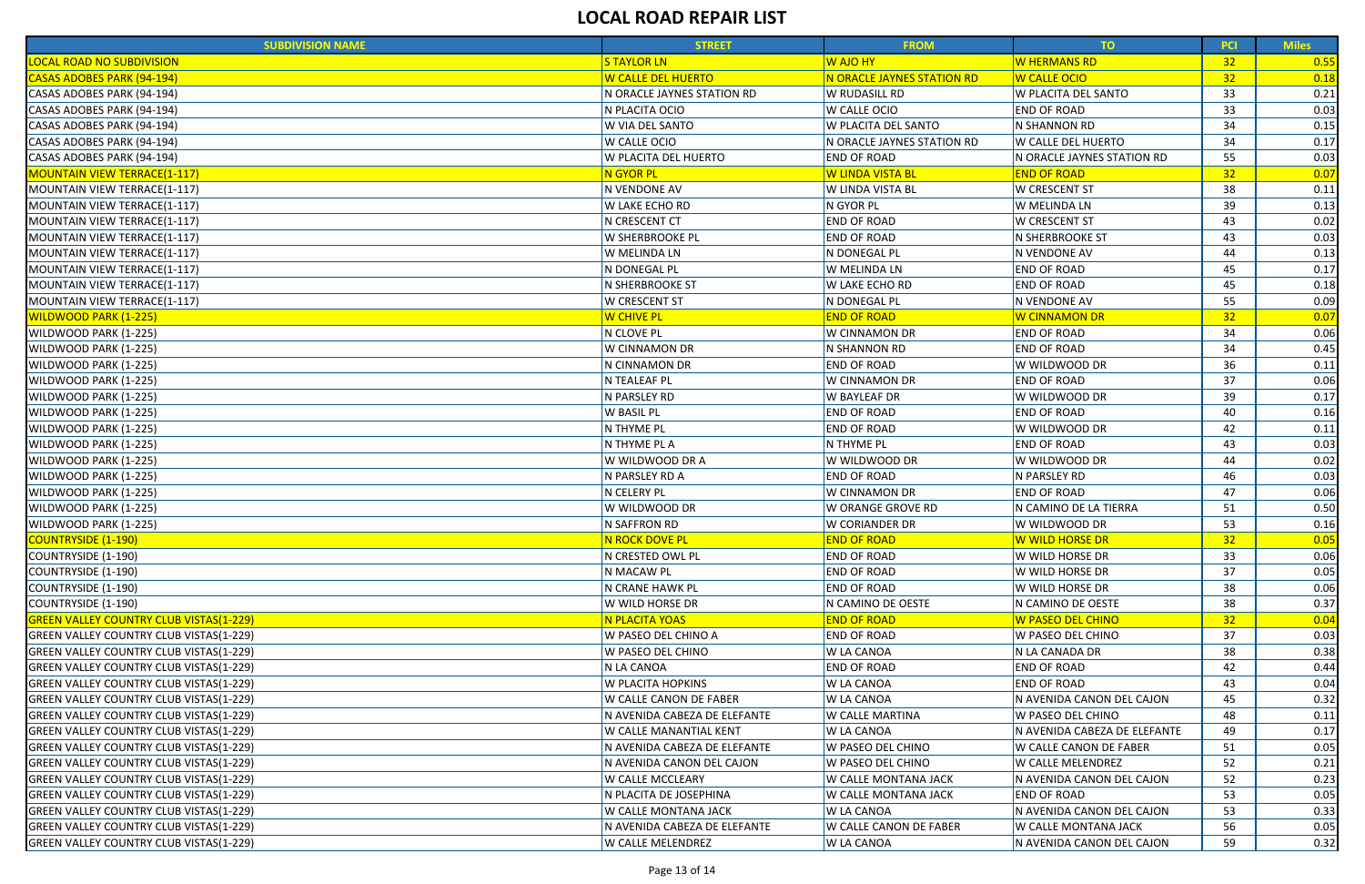# LOCAL ROAD REPAIR LIST

| SUBDIVISION NAME | STREET | FROM | TO | PCI | Miles |
|---|---|---|---|---|---|
| LOCAL ROAD NO SUBDIVISION | S TAYLOR LN | W AJO HY | W HERMANS RD | 32 | 0.55 |
| CASAS ADOBES PARK (94-194) | W CALLE DEL HUERTO | N ORACLE JAYNES STATION RD | W CALLE OCIO | 32 | 0.18 |
| CASAS ADOBES PARK (94-194) | N ORACLE JAYNES STATION RD | W RUDASILL RD | W PLACITA DEL SANTO | 33 | 0.21 |
| CASAS ADOBES PARK (94-194) | N PLACITA OCIO | W CALLE OCIO | END OF ROAD | 33 | 0.03 |
| CASAS ADOBES PARK (94-194) | W VIA DEL SANTO | W PLACITA DEL SANTO | N SHANNON RD | 34 | 0.15 |
| CASAS ADOBES PARK (94-194) | W CALLE OCIO | N ORACLE JAYNES STATION RD | W CALLE DEL HUERTO | 34 | 0.17 |
| CASAS ADOBES PARK (94-194) | W PLACITA DEL HUERTO | END OF ROAD | N ORACLE JAYNES STATION RD | 55 | 0.03 |
| MOUNTAIN VIEW TERRACE(1-117) | N GYOR PL | W LINDA VISTA BL | END OF ROAD | 32 | 0.07 |
| MOUNTAIN VIEW TERRACE(1-117) | N VENDONE AV | W LINDA VISTA BL | W CRESCENT ST | 38 | 0.11 |
| MOUNTAIN VIEW TERRACE(1-117) | W LAKE ECHO RD | N GYOR PL | W MELINDA LN | 39 | 0.13 |
| MOUNTAIN VIEW TERRACE(1-117) | N CRESCENT CT | END OF ROAD | W CRESCENT ST | 43 | 0.02 |
| MOUNTAIN VIEW TERRACE(1-117) | W SHERBROOKE PL | END OF ROAD | N SHERBROOKE ST | 43 | 0.03 |
| MOUNTAIN VIEW TERRACE(1-117) | W MELINDA LN | N DONEGAL PL | N VENDONE AV | 44 | 0.13 |
| MOUNTAIN VIEW TERRACE(1-117) | N DONEGAL PL | W MELINDA LN | END OF ROAD | 45 | 0.17 |
| MOUNTAIN VIEW TERRACE(1-117) | N SHERBROOKE ST | W LAKE ECHO RD | END OF ROAD | 45 | 0.18 |
| MOUNTAIN VIEW TERRACE(1-117) | W CRESCENT ST | N DONEGAL PL | N VENDONE AV | 55 | 0.09 |
| WILDWOOD PARK (1-225) | W CHIVE PL | END OF ROAD | W CINNAMON DR | 32 | 0.07 |
| WILDWOOD PARK (1-225) | N CLOVE PL | W CINNAMON DR | END OF ROAD | 34 | 0.06 |
| WILDWOOD PARK (1-225) | W CINNAMON DR | N SHANNON RD | END OF ROAD | 34 | 0.45 |
| WILDWOOD PARK (1-225) | N CINNAMON DR | END OF ROAD | W WILDWOOD DR | 36 | 0.11 |
| WILDWOOD PARK (1-225) | N TEALEAF PL | W CINNAMON DR | END OF ROAD | 37 | 0.06 |
| WILDWOOD PARK (1-225) | N PARSLEY RD | W BAYLEAF DR | W WILDWOOD DR | 39 | 0.17 |
| WILDWOOD PARK (1-225) | W BASIL PL | END OF ROAD | END OF ROAD | 40 | 0.16 |
| WILDWOOD PARK (1-225) | N THYME PL | END OF ROAD | W WILDWOOD DR | 42 | 0.11 |
| WILDWOOD PARK (1-225) | N THYME PL A | N THYME PL | END OF ROAD | 43 | 0.03 |
| WILDWOOD PARK (1-225) | W WILDWOOD DR A | W WILDWOOD DR | W WILDWOOD DR | 44 | 0.02 |
| WILDWOOD PARK (1-225) | N PARSLEY RD A | END OF ROAD | N PARSLEY RD | 46 | 0.03 |
| WILDWOOD PARK (1-225) | N CELERY PL | W CINNAMON DR | END OF ROAD | 47 | 0.06 |
| WILDWOOD PARK (1-225) | W WILDWOOD DR | W ORANGE GROVE RD | N CAMINO DE LA TIERRA | 51 | 0.50 |
| WILDWOOD PARK (1-225) | N SAFFRON RD | W CORIANDER DR | W WILDWOOD DR | 53 | 0.16 |
| COUNTRYSIDE (1-190) | N ROCK DOVE PL | END OF ROAD | W WILD HORSE DR | 32 | 0.05 |
| COUNTRYSIDE (1-190) | N CRESTED OWL PL | END OF ROAD | W WILD HORSE DR | 33 | 0.06 |
| COUNTRYSIDE (1-190) | N MACAW PL | END OF ROAD | W WILD HORSE DR | 37 | 0.05 |
| COUNTRYSIDE (1-190) | N CRANE HAWK PL | END OF ROAD | W WILD HORSE DR | 38 | 0.06 |
| COUNTRYSIDE (1-190) | W WILD HORSE DR | N CAMINO DE OESTE | N CAMINO DE OESTE | 38 | 0.37 |
| GREEN VALLEY COUNTRY CLUB VISTAS(1-229) | N PLACITA YOAS | END OF ROAD | W PASEO DEL CHINO | 32 | 0.04 |
| GREEN VALLEY COUNTRY CLUB VISTAS(1-229) | W PASEO DEL CHINO A | END OF ROAD | W PASEO DEL CHINO | 37 | 0.03 |
| GREEN VALLEY COUNTRY CLUB VISTAS(1-229) | W PASEO DEL CHINO | W LA CANOA | N LA CANADA DR | 38 | 0.38 |
| GREEN VALLEY COUNTRY CLUB VISTAS(1-229) | N LA CANOA | END OF ROAD | END OF ROAD | 42 | 0.44 |
| GREEN VALLEY COUNTRY CLUB VISTAS(1-229) | W PLACITA HOPKINS | W LA CANOA | END OF ROAD | 43 | 0.04 |
| GREEN VALLEY COUNTRY CLUB VISTAS(1-229) | W CALLE CANON DE FABER | W LA CANOA | N AVENIDA CANON DEL CAJON | 45 | 0.32 |
| GREEN VALLEY COUNTRY CLUB VISTAS(1-229) | N AVENIDA CABEZA DE ELEFANTE | W CALLE MARTINA | W PASEO DEL CHINO | 48 | 0.11 |
| GREEN VALLEY COUNTRY CLUB VISTAS(1-229) | W CALLE MANANTIAL KENT | W LA CANOA | N AVENIDA CABEZA DE ELEFANTE | 49 | 0.17 |
| GREEN VALLEY COUNTRY CLUB VISTAS(1-229) | N AVENIDA CABEZA DE ELEFANTE | W PASEO DEL CHINO | W CALLE CANON DE FABER | 51 | 0.05 |
| GREEN VALLEY COUNTRY CLUB VISTAS(1-229) | N AVENIDA CANON DEL CAJON | W PASEO DEL CHINO | W CALLE MELENDREZ | 52 | 0.21 |
| GREEN VALLEY COUNTRY CLUB VISTAS(1-229) | W CALLE MCCLEARY | W CALLE MONTANA JACK | N AVENIDA CANON DEL CAJON | 52 | 0.23 |
| GREEN VALLEY COUNTRY CLUB VISTAS(1-229) | N PLACITA DE JOSEPHINA | W CALLE MONTANA JACK | END OF ROAD | 53 | 0.05 |
| GREEN VALLEY COUNTRY CLUB VISTAS(1-229) | W CALLE MONTANA JACK | W LA CANOA | N AVENIDA CANON DEL CAJON | 53 | 0.33 |
| GREEN VALLEY COUNTRY CLUB VISTAS(1-229) | N AVENIDA CABEZA DE ELEFANTE | W CALLE CANON DE FABER | W CALLE MONTANA JACK | 56 | 0.05 |
| GREEN VALLEY COUNTRY CLUB VISTAS(1-229) | W CALLE MELENDREZ | W LA CANOA | N AVENIDA CANON DEL CAJON | 59 | 0.32 |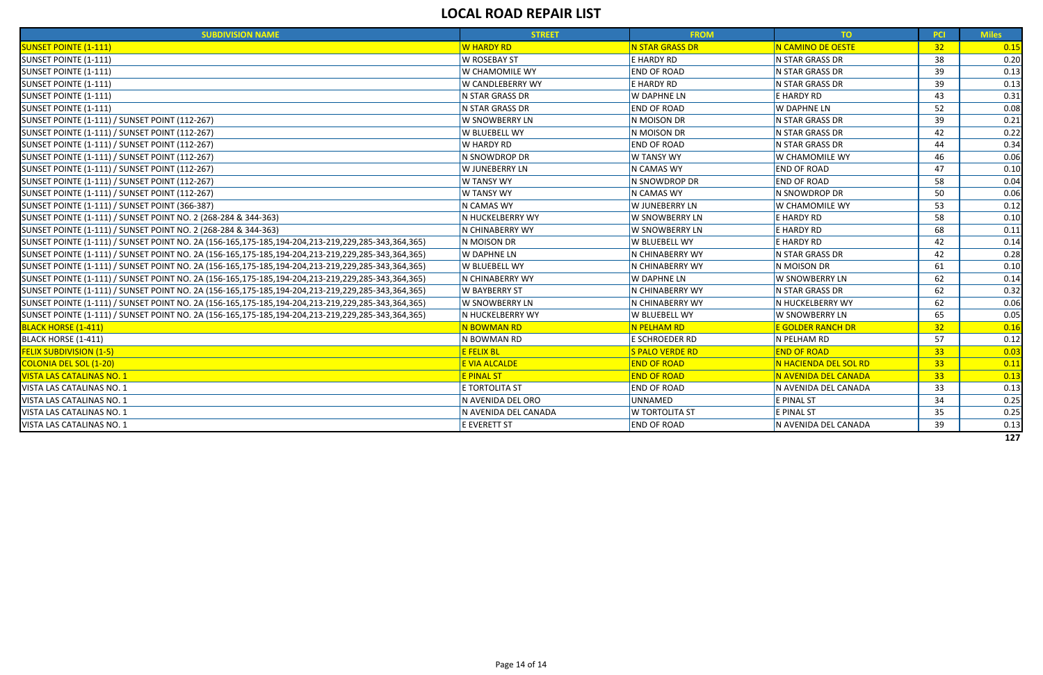# LOCAL ROAD REPAIR LIST

| SUBDIVISION NAME | STREET | FROM | TO | PCI | Miles |
|---|---|---|---|---|---|
| SUNSET POINTE (1-111) | W HARDY RD | N STAR GRASS DR | N CAMINO DE OESTE | 32 | 0.15 |
| SUNSET POINTE (1-111) | W ROSEBAY ST | E HARDY RD | N STAR GRASS DR | 38 | 0.20 |
| SUNSET POINTE (1-111) | W CHAMOMILE WY | END OF ROAD | N STAR GRASS DR | 39 | 0.13 |
| SUNSET POINTE (1-111) | W CANDLEBERRY WY | E HARDY RD | N STAR GRASS DR | 39 | 0.13 |
| SUNSET POINTE (1-111) | N STAR GRASS DR | W DAPHNE LN | E HARDY RD | 43 | 0.31 |
| SUNSET POINTE (1-111) | N STAR GRASS DR | END OF ROAD | W DAPHNE LN | 52 | 0.08 |
| SUNSET POINTE (1-111) / SUNSET POINT (112-267) | W SNOWBERRY LN | N MOISON DR | N STAR GRASS DR | 39 | 0.21 |
| SUNSET POINTE (1-111) / SUNSET POINT (112-267) | W BLUEBELL WY | N MOISON DR | N STAR GRASS DR | 42 | 0.22 |
| SUNSET POINTE (1-111) / SUNSET POINT (112-267) | W HARDY RD | END OF ROAD | N STAR GRASS DR | 44 | 0.34 |
| SUNSET POINTE (1-111) / SUNSET POINT (112-267) | N SNOWDROP DR | W TANSY WY | W CHAMOMILE WY | 46 | 0.06 |
| SUNSET POINTE (1-111) / SUNSET POINT (112-267) | W JUNEBERRY LN | N CAMAS WY | END OF ROAD | 47 | 0.10 |
| SUNSET POINTE (1-111) / SUNSET POINT (112-267) | W TANSY WY | N SNOWDROP DR | END OF ROAD | 58 | 0.04 |
| SUNSET POINTE (1-111) / SUNSET POINT (112-267) | W TANSY WY | N CAMAS WY | N SNOWDROP DR | 50 | 0.06 |
| SUNSET POINTE (1-111) / SUNSET POINT (366-387) | N CAMAS WY | W JUNEBERRY LN | W CHAMOMILE WY | 53 | 0.12 |
| SUNSET POINTE (1-111) / SUNSET POINT NO. 2 (268-284 & 344-363) | N HUCKELBERRY WY | W SNOWBERRY LN | E HARDY RD | 58 | 0.10 |
| SUNSET POINTE (1-111) / SUNSET POINT NO. 2 (268-284 & 344-363) | N CHINABERRY WY | W SNOWBERRY LN | E HARDY RD | 68 | 0.11 |
| SUNSET POINTE (1-111) / SUNSET POINT NO. 2A (156-165,175-185,194-204,213-219,229,285-343,364,365) | N MOISON DR | W BLUEBELL WY | E HARDY RD | 42 | 0.14 |
| SUNSET POINTE (1-111) / SUNSET POINT NO. 2A (156-165,175-185,194-204,213-219,229,285-343,364,365) | W DAPHNE LN | N CHINABERRY WY | N STAR GRASS DR | 42 | 0.28 |
| SUNSET POINTE (1-111) / SUNSET POINT NO. 2A (156-165,175-185,194-204,213-219,229,285-343,364,365) | W BLUEBELL WY | N CHINABERRY WY | N MOISON DR | 61 | 0.10 |
| SUNSET POINTE (1-111) / SUNSET POINT NO. 2A (156-165,175-185,194-204,213-219,229,285-343,364,365) | N CHINABERRY WY | W DAPHNE LN | W SNOWBERRY LN | 62 | 0.14 |
| SUNSET POINTE (1-111) / SUNSET POINT NO. 2A (156-165,175-185,194-204,213-219,229,285-343,364,365) | W BAYBERRY ST | N CHINABERRY WY | N STAR GRASS DR | 62 | 0.32 |
| SUNSET POINTE (1-111) / SUNSET POINT NO. 2A (156-165,175-185,194-204,213-219,229,285-343,364,365) | W SNOWBERRY LN | N CHINABERRY WY | N HUCKELBERRY WY | 62 | 0.06 |
| SUNSET POINTE (1-111) / SUNSET POINT NO. 2A (156-165,175-185,194-204,213-219,229,285-343,364,365) | N HUCKELBERRY WY | W BLUEBELL WY | W SNOWBERRY LN | 65 | 0.05 |
| BLACK HORSE (1-411) | N BOWMAN RD | N PELHAM RD | E GOLDER RANCH DR | 32 | 0.16 |
| BLACK HORSE (1-411) | N BOWMAN RD | E SCHROEDER RD | N PELHAM RD | 57 | 0.12 |
| FELIX SUBDIVISION (1-5) | E FELIX BL | S PALO VERDE RD | END OF ROAD | 33 | 0.03 |
| COLONIA DEL SOL (1-20) | E VIA ALCALDE | END OF ROAD | N HACIENDA DEL SOL RD | 33 | 0.11 |
| VISTA LAS CATALINAS NO. 1 | E PINAL ST | END OF ROAD | N AVENIDA DEL CANADA | 33 | 0.13 |
| VISTA LAS CATALINAS NO. 1 | E TORTOLITA ST | END OF ROAD | N AVENIDA DEL CANADA | 33 | 0.13 |
| VISTA LAS CATALINAS NO. 1 | N AVENIDA DEL ORO | UNNAMED | E PINAL ST | 34 | 0.25 |
| VISTA LAS CATALINAS NO. 1 | N AVENIDA DEL CANADA | W TORTOLITA ST | E PINAL ST | 35 | 0.25 |
| VISTA LAS CATALINAS NO. 1 | E EVERETT ST | END OF ROAD | N AVENIDA DEL CANADA | 39 | 0.13 |
| | | | | | **127** |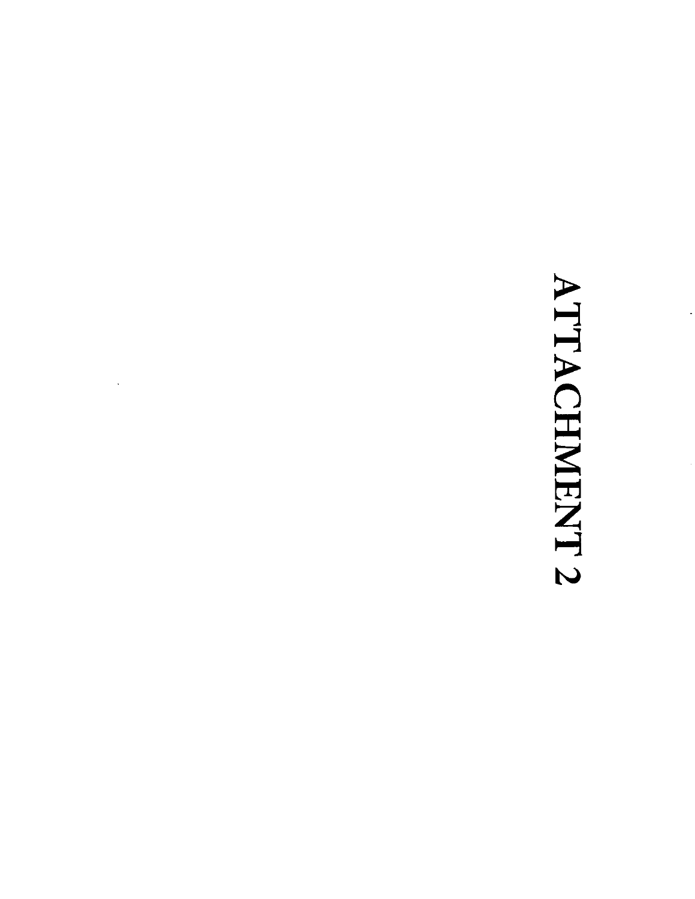# ATTACHMENT 2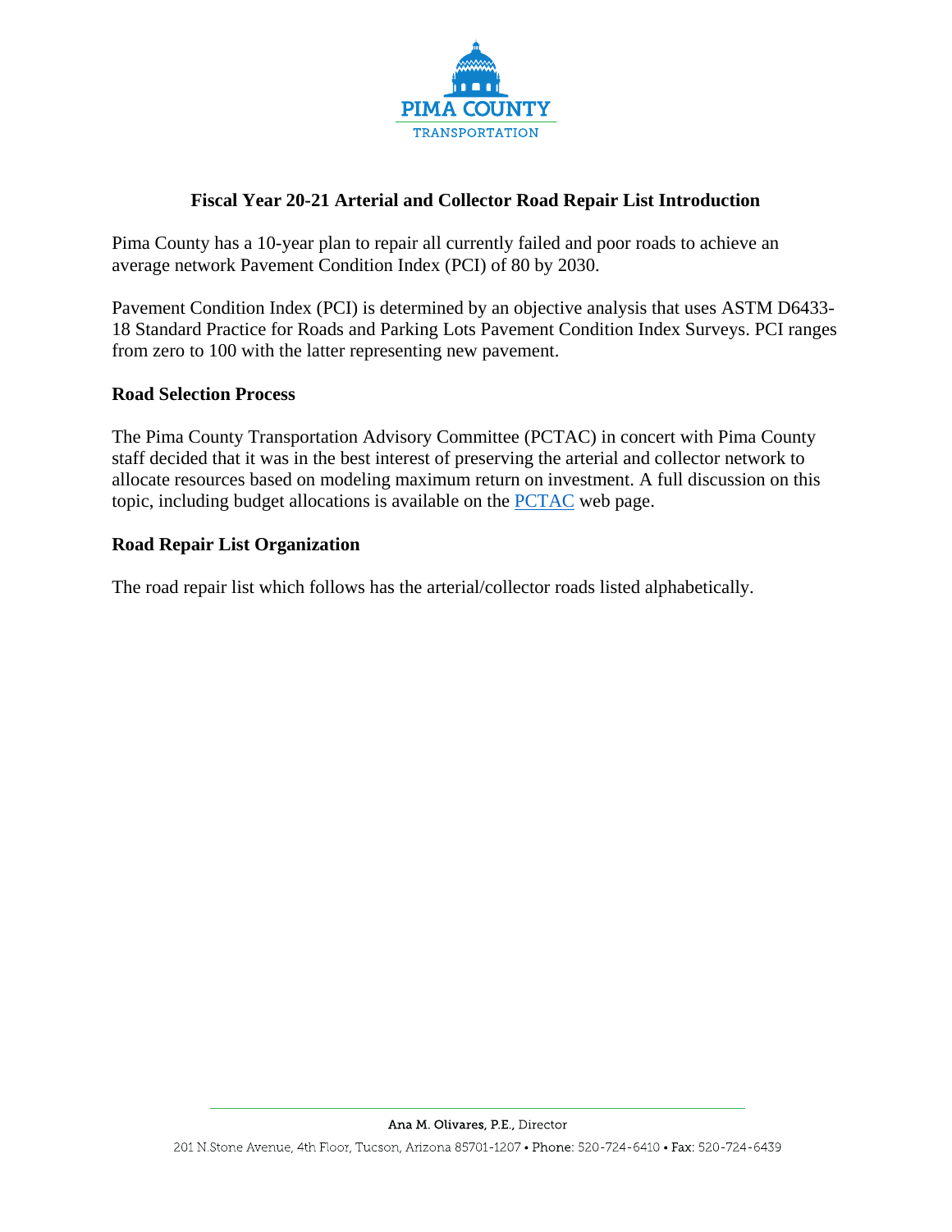PIMA COUNTY

TRANSPORTATION

## Fiscal Year 20-21 Arterial and Collector Road Repair List Introduction

Pima County has a 10-year plan to repair all currently failed and poor roads to achieve an average network Pavement Condition Index (PCI) of 80 by 2030.

Pavement Condition Index (PCI) is determined by an objective analysis that uses ASTM D6433-18 Standard Practice for Roads and Parking Lots Pavement Condition Index Surveys. PCI ranges from zero to 100 with the latter representing new pavement.

### Road Selection Process

The Pima County Transportation Advisory Committee (PCTAC) in concert with Pima County staff decided that it was in the best interest of preserving the arterial and collector network to allocate resources based on modeling maximum return on investment. A full discussion on this topic, including budget allocations is available on the PCTAC web page.

### Road Repair List Organization

The road repair list which follows has the arterial/collector roads listed alphabetically.

Ana M. Olivares, P.E., Director

201 N.Stone Avenue, 4th Floor, Tucson, Arizona 85701-1207 • Phone: 520-724-6410 • Fax: 520-724-6439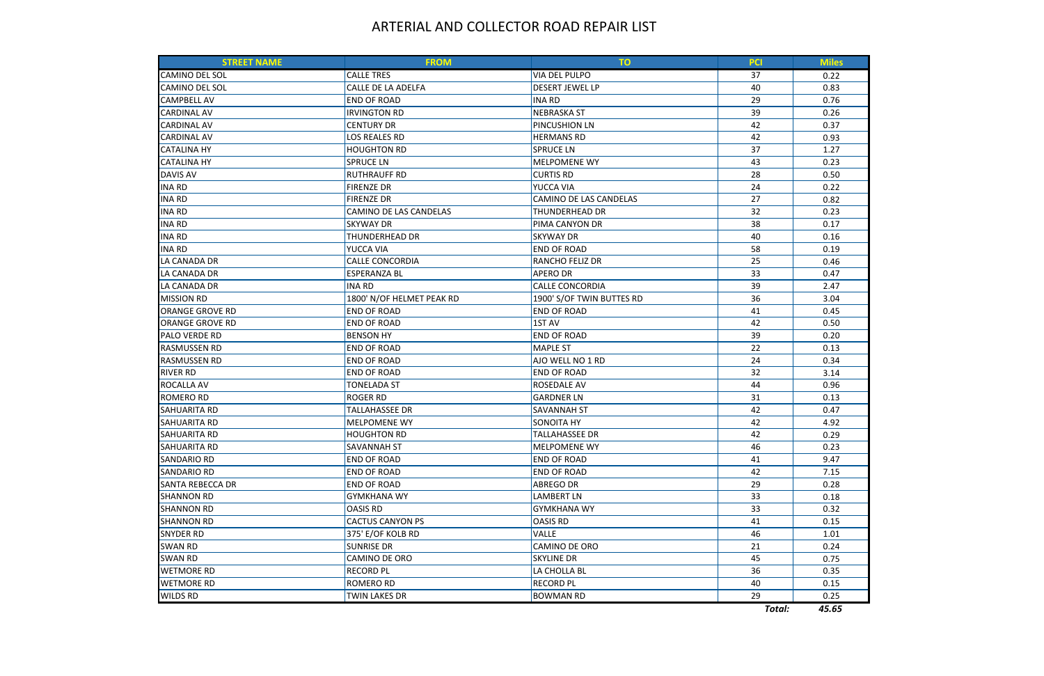# ARTERIAL AND COLLECTOR ROAD REPAIR LIST

| STREET NAME | FROM | TO | PCI | Miles |
|---|---|---|---|---|
| CAMINO DEL SOL | CALLE TRES | VIA DEL PULPO | 37 | 0.22 |
| CAMINO DEL SOL | CALLE DE LA ADELFA | DESERT JEWEL LP | 40 | 0.83 |
| CAMPBELL AV | END OF ROAD | INA RD | 29 | 0.76 |
| CARDINAL AV | IRVINGTON RD | NEBRASKA ST | 39 | 0.26 |
| CARDINAL AV | CENTURY DR | PINCUSHION LN | 42 | 0.37 |
| CARDINAL AV | LOS REALES RD | HERMANS RD | 42 | 0.93 |
| CATALINA HY | HOUGHTON RD | SPRUCE LN | 37 | 1.27 |
| CATALINA HY | SPRUCE LN | MELPOMENE WY | 43 | 0.23 |
| DAVIS AV | RUTHRAUFF RD | CURTIS RD | 28 | 0.50 |
| INA RD | FIRENZE DR | YUCCA VIA | 24 | 0.22 |
| INA RD | FIRENZE DR | CAMINO DE LAS CANDELAS | 27 | 0.82 |
| INA RD | CAMINO DE LAS CANDELAS | THUNDERHEAD DR | 32 | 0.23 |
| INA RD | SKYWAY DR | PIMA CANYON DR | 38 | 0.17 |
| INA RD | THUNDERHEAD DR | SKYWAY DR | 40 | 0.16 |
| INA RD | YUCCA VIA | END OF ROAD | 58 | 0.19 |
| LA CANADA DR | CALLE CONCORDIA | RANCHO FELIZ DR | 25 | 0.46 |
| LA CANADA DR | ESPERANZA BL | APERO DR | 33 | 0.47 |
| LA CANADA DR | INA RD | CALLE CONCORDIA | 39 | 2.47 |
| MISSION RD | 1800' N/OF HELMET PEAK RD | 1900' S/OF TWIN BUTTES RD | 36 | 3.04 |
| ORANGE GROVE RD | END OF ROAD | END OF ROAD | 41 | 0.45 |
| ORANGE GROVE RD | END OF ROAD | 1ST AV | 42 | 0.50 |
| PALO VERDE RD | BENSON HY | END OF ROAD | 39 | 0.20 |
| RASMUSSEN RD | END OF ROAD | MAPLE ST | 22 | 0.13 |
| RASMUSSEN RD | END OF ROAD | AJO WELL NO 1 RD | 24 | 0.34 |
| RIVER RD | END OF ROAD | END OF ROAD | 32 | 3.14 |
| ROCALLA AV | TONELADA ST | ROSEDALE AV | 44 | 0.96 |
| ROMERO RD | ROGER RD | GARDNER LN | 31 | 0.13 |
| SAHUARITA RD | TALLAHASSEE DR | SAVANNAH ST | 42 | 0.47 |
| SAHUARITA RD | MELPOMENE WY | SONOITA HY | 42 | 4.92 |
| SAHUARITA RD | HOUGHTON RD | TALLAHASSEE DR | 42 | 0.29 |
| SAHUARITA RD | SAVANNAH ST | MELPOMENE WY | 46 | 0.23 |
| SANDARIO RD | END OF ROAD | END OF ROAD | 41 | 9.47 |
| SANDARIO RD | END OF ROAD | END OF ROAD | 42 | 7.15 |
| SANTA REBECCA DR | END OF ROAD | ABREGO DR | 29 | 0.28 |
| SHANNON RD | GYMKHANA WY | LAMBERT LN | 33 | 0.18 |
| SHANNON RD | OASIS RD | GYMKHANA WY | 33 | 0.32 |
| SHANNON RD | CACTUS CANYON PS | OASIS RD | 41 | 0.15 |
| SNYDER RD | 375' E/OF KOLB RD | VALLE | 46 | 1.01 |
| SWAN RD | SUNRISE DR | CAMINO DE ORO | 21 | 0.24 |
| SWAN RD | CAMINO DE ORO | SKYLINE DR | 45 | 0.75 |
| WETMORE RD | RECORD PL | LA CHOLLA BL | 36 | 0.35 |
| WETMORE RD | ROMERO RD | RECORD PL | 40 | 0.15 |
| WILDS RD | TWIN LAKES DR | BOWMAN RD | 29 | 0.25 |
| | | | ***Total:*** | ***45.65*** |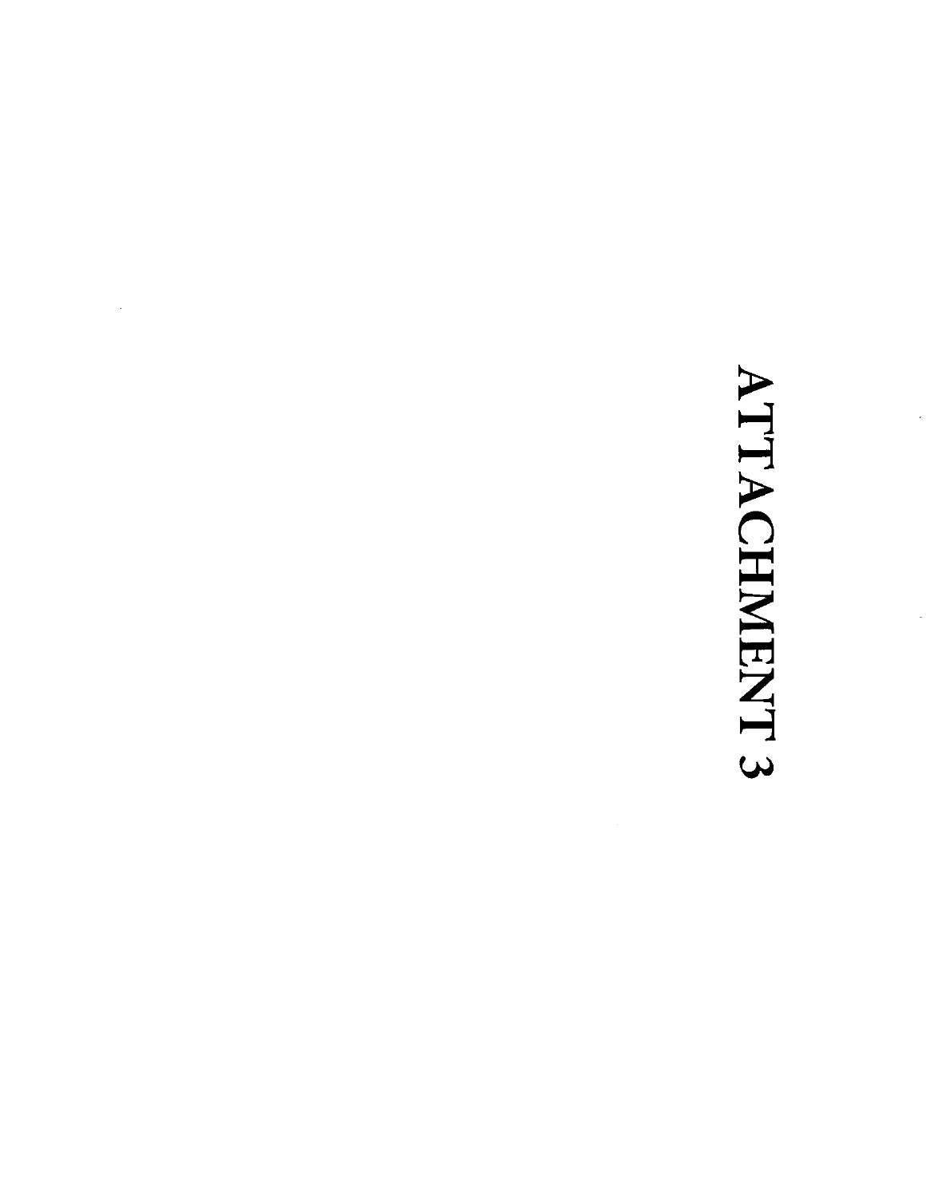# ATTACHMENT 3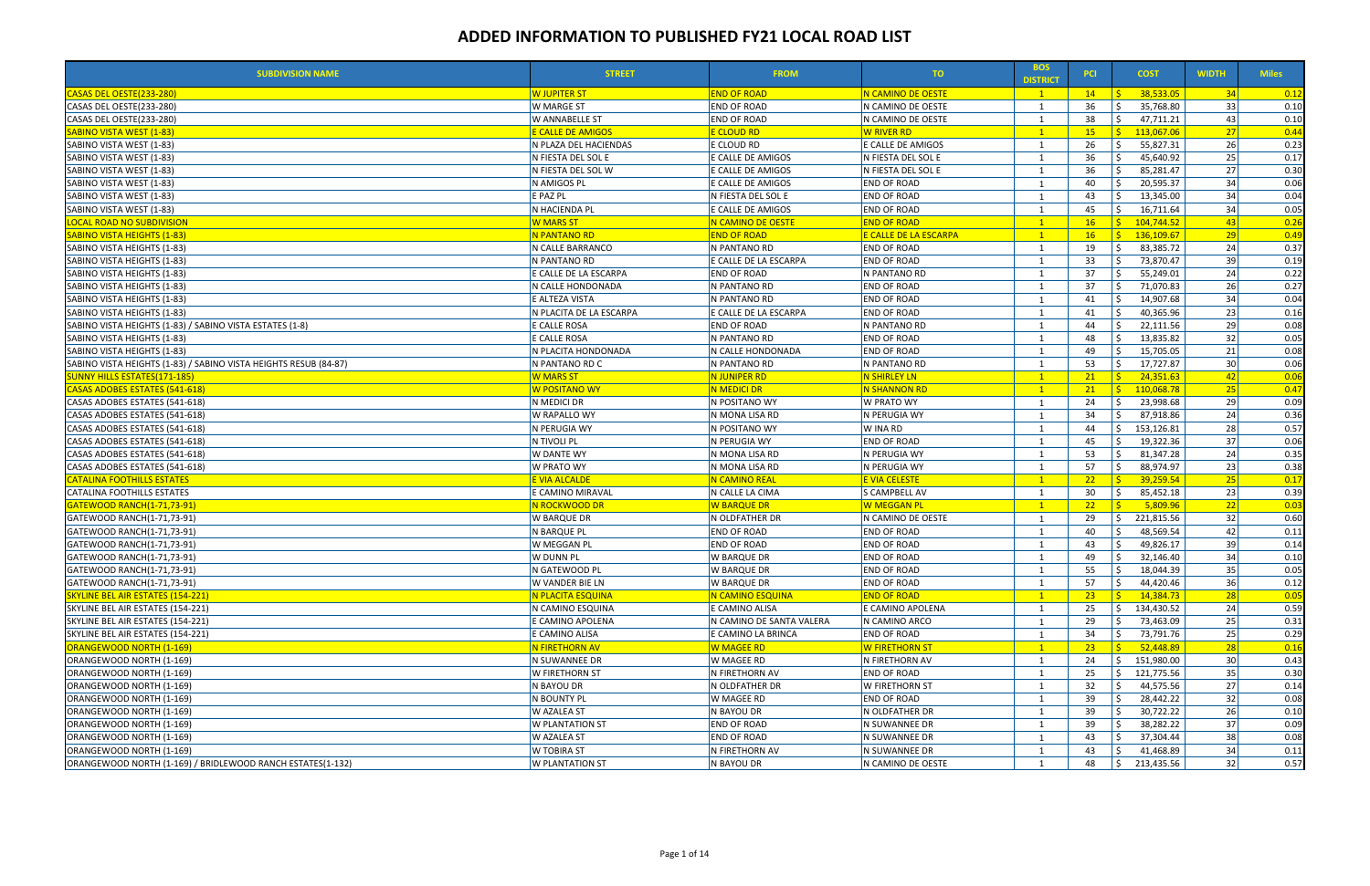# ADDED INFORMATION TO PUBLISHED FY21 LOCAL ROAD LIST

| SUBDIVISION NAME | STREET | FROM | TO | BOS DISTRICT | PCI | COST | WIDTH | Miles |
|---|---|---|---|---|---|---|---|---|
| CASAS DEL OESTE(233-280) | W JUPITER ST | END OF ROAD | N CAMINO DE OESTE | 1 | 14 | $ 38,533.05 | 34 | 0.12 |
| CASAS DEL OESTE(233-280) | W MARGE ST | END OF ROAD | N CAMINO DE OESTE | 1 | 36 | $ 35,768.80 | 33 | 0.10 |
| CASAS DEL OESTE(233-280) | W ANNABELLE ST | END OF ROAD | N CAMINO DE OESTE | 1 | 38 | $ 47,711.21 | 43 | 0.10 |
| SABINO VISTA WEST (1-83) | E CALLE DE AMIGOS | E CLOUD RD | W RIVER RD | 1 | 15 | $ 113,067.06 | 27 | 0.44 |
| SABINO VISTA WEST (1-83) | N PLAZA DEL HACIENDAS | E CLOUD RD | E CALLE DE AMIGOS | 1 | 26 | $ 55,827.31 | 26 | 0.23 |
| SABINO VISTA WEST (1-83) | N FIESTA DEL SOL E | E CALLE DE AMIGOS | N FIESTA DEL SOL E | 1 | 36 | $ 45,640.92 | 25 | 0.17 |
| SABINO VISTA WEST (1-83) | N FIESTA DEL SOL W | E CALLE DE AMIGOS | N FIESTA DEL SOL E | 1 | 36 | $ 85,281.47 | 27 | 0.30 |
| SABINO VISTA WEST (1-83) | N AMIGOS PL | E CALLE DE AMIGOS | END OF ROAD | 1 | 40 | $ 20,595.37 | 34 | 0.06 |
| SABINO VISTA WEST (1-83) | E PAZ PL | N FIESTA DEL SOL E | END OF ROAD | 1 | 43 | $ 13,345.00 | 34 | 0.04 |
| SABINO VISTA WEST (1-83) | N HACIENDA PL | E CALLE DE AMIGOS | END OF ROAD | 1 | 45 | $ 16,711.64 | 34 | 0.05 |
| LOCAL ROAD NO SUBDIVISION | W MARS ST | N CAMINO DE OESTE | END OF ROAD | 1 | 16 | $ 104,744.52 | 43 | 0.26 |
| SABINO VISTA HEIGHTS (1-83) | N PANTANO RD | END OF ROAD | E CALLE DE LA ESCARPA | 1 | 16 | $ 136,109.67 | 29 | 0.49 |
| SABINO VISTA HEIGHTS (1-83) | N CALLE BARRANCO | N PANTANO RD | END OF ROAD | 1 | 19 | $ 83,385.72 | 24 | 0.37 |
| SABINO VISTA HEIGHTS (1-83) | N PANTANO RD | E CALLE DE LA ESCARPA | END OF ROAD | 1 | 33 | $ 73,870.47 | 39 | 0.19 |
| SABINO VISTA HEIGHTS (1-83) | E CALLE DE LA ESCARPA | END OF ROAD | N PANTANO RD | 1 | 37 | $ 55,249.01 | 24 | 0.22 |
| SABINO VISTA HEIGHTS (1-83) | N CALLE HONDONADA | N PANTANO RD | END OF ROAD | 1 | 37 | $ 71,070.83 | 26 | 0.27 |
| SABINO VISTA HEIGHTS (1-83) | E ALTEZA VISTA | N PANTANO RD | END OF ROAD | 1 | 41 | $ 14,907.68 | 34 | 0.04 |
| SABINO VISTA HEIGHTS (1-83) | N PLACITA DE LA ESCARPA | E CALLE DE LA ESCARPA | END OF ROAD | 1 | 41 | $ 40,365.96 | 23 | 0.16 |
| SABINO VISTA HEIGHTS (1-83) / SABINO VISTA ESTATES (1-8) | E CALLE ROSA | END OF ROAD | N PANTANO RD | 1 | 44 | $ 22,111.56 | 29 | 0.08 |
| SABINO VISTA HEIGHTS (1-83) | E CALLE ROSA | N PANTANO RD | END OF ROAD | 1 | 48 | $ 13,835.82 | 32 | 0.05 |
| SABINO VISTA HEIGHTS (1-83) | N PLACITA HONDONADA | N CALLE HONDONADA | END OF ROAD | 1 | 49 | $ 15,705.05 | 21 | 0.08 |
| SABINO VISTA HEIGHTS (1-83) / SABINO VISTA HEIGHTS RESUB (84-87) | N PANTANO RD C | N PANTANO RD | N PANTANO RD | 1 | 53 | $ 17,727.87 | 30 | 0.06 |
| SUNNY HILLS ESTATES(171-185) | W MARS ST | N JUNIPER RD | N SHIRLEY LN | 1 | 21 | $ 24,351.63 | 42 | 0.06 |
| CASAS ADOBES ESTATES (541-618) | W POSITANO WY | N MEDICI DR | N SHANNON RD | 1 | 21 | $ 110,068.78 | 25 | 0.47 |
| CASAS ADOBES ESTATES (541-618) | N MEDICI DR | N POSITANO WY | W PRATO WY | 1 | 24 | $ 23,998.68 | 29 | 0.09 |
| CASAS ADOBES ESTATES (541-618) | W RAPALLO WY | N MONA LISA RD | N PERUGIA WY | 1 | 34 | $ 87,918.86 | 24 | 0.36 |
| CASAS ADOBES ESTATES (541-618) | N PERUGIA WY | N POSITANO WY | W INA RD | 1 | 44 | $ 153,126.81 | 28 | 0.57 |
| CASAS ADOBES ESTATES (541-618) | N TIVOLI PL | N PERUGIA WY | END OF ROAD | 1 | 45 | $ 19,322.36 | 37 | 0.06 |
| CASAS ADOBES ESTATES (541-618) | W DANTE WY | N MONA LISA RD | N PERUGIA WY | 1 | 53 | $ 81,347.28 | 24 | 0.35 |
| CASAS ADOBES ESTATES (541-618) | W PRATO WY | N MONA LISA RD | N PERUGIA WY | 1 | 57 | $ 88,974.97 | 23 | 0.38 |
| CATALINA FOOTHILLS ESTATES | E VIA ALCALDE | N CAMINO REAL | E VIA CELESTE | 1 | 22 | $ 39,259.54 | 25 | 0.17 |
| CATALINA FOOTHILLS ESTATES | E CAMINO MIRAVAL | N CALLE LA CIMA | S CAMPBELL AV | 1 | 30 | $ 85,452.18 | 23 | 0.39 |
| GATEWOOD RANCH(1-71,73-91) | N ROCKWOOD DR | W BARQUE DR | W MEGGAN PL | 1 | 22 | $ 5,809.96 | 22 | 0.03 |
| GATEWOOD RANCH(1-71,73-91) | W BARQUE DR | N OLDFATHER DR | N CAMINO DE OESTE | 1 | 29 | $ 221,815.56 | 32 | 0.60 |
| GATEWOOD RANCH(1-71,73-91) | N BARQUE PL | END OF ROAD | END OF ROAD | 1 | 40 | $ 48,569.54 | 42 | 0.11 |
| GATEWOOD RANCH(1-71,73-91) | W MEGGAN PL | END OF ROAD | END OF ROAD | 1 | 43 | $ 49,826.17 | 39 | 0.14 |
| GATEWOOD RANCH(1-71,73-91) | W DUNN PL | W BARQUE DR | END OF ROAD | 1 | 49 | $ 32,146.40 | 34 | 0.10 |
| GATEWOOD RANCH(1-71,73-91) | N GATEWOOD PL | W BARQUE DR | END OF ROAD | 1 | 55 | $ 18,044.39 | 35 | 0.05 |
| GATEWOOD RANCH(1-71,73-91) | W VANDER BIE LN | W BARQUE DR | END OF ROAD | 1 | 57 | $ 44,420.46 | 36 | 0.12 |
| SKYLINE BEL AIR ESTATES (154-221) | N PLACITA ESQUINA | N CAMINO ESQUINA | END OF ROAD | 1 | 23 | $ 14,384.73 | 28 | 0.05 |
| SKYLINE BEL AIR ESTATES (154-221) | N CAMINO ESQUINA | E CAMINO ALISA | E CAMINO APOLENA | 1 | 25 | $ 134,430.52 | 24 | 0.59 |
| SKYLINE BEL AIR ESTATES (154-221) | E CAMINO APOLENA | N CAMINO DE SANTA VALERA | N CAMINO ARCO | 1 | 29 | $ 73,463.09 | 25 | 0.31 |
| SKYLINE BEL AIR ESTATES (154-221) | E CAMINO ALISA | E CAMINO LA BRINCA | END OF ROAD | 1 | 34 | $ 73,791.76 | 25 | 0.29 |
| ORANGEWOOD NORTH (1-169) | N FIRETHORN AV | W MAGEE RD | W FIRETHORN ST | 1 | 23 | $ 52,448.89 | 28 | 0.16 |
| ORANGEWOOD NORTH (1-169) | N SUWANNEE DR | W MAGEE RD | N FIRETHORN AV | 1 | 24 | $ 151,980.00 | 30 | 0.43 |
| ORANGEWOOD NORTH (1-169) | W FIRETHORN ST | N FIRETHORN AV | END OF ROAD | 1 | 25 | $ 121,775.56 | 35 | 0.30 |
| ORANGEWOOD NORTH (1-169) | N BAYOU DR | N OLDFATHER DR | W FIRETHORN ST | 1 | 32 | $ 44,575.56 | 27 | 0.14 |
| ORANGEWOOD NORTH (1-169) | N BOUNTY PL | W MAGEE RD | END OF ROAD | 1 | 39 | $ 28,442.22 | 32 | 0.08 |
| ORANGEWOOD NORTH (1-169) | W AZALEA ST | N BAYOU DR | N OLDFATHER DR | 1 | 39 | $ 30,722.22 | 26 | 0.10 |
| ORANGEWOOD NORTH (1-169) | W PLANTATION ST | END OF ROAD | N SUWANNEE DR | 1 | 39 | $ 38,282.22 | 37 | 0.09 |
| ORANGEWOOD NORTH (1-169) | W AZALEA ST | END OF ROAD | N SUWANNEE DR | 1 | 43 | $ 37,304.44 | 38 | 0.08 |
| ORANGEWOOD NORTH (1-169) | W TOBIRA ST | N FIRETHORN AV | N SUWANNEE DR | 1 | 43 | $ 41,468.89 | 34 | 0.11 |
| ORANGEWOOD NORTH (1-169) / BRIDLEWOOD RANCH ESTATES(1-132) | W PLANTATION ST | N BAYOU DR | N CAMINO DE OESTE | 1 | 48 | $ 213,435.56 | 32 | 0.57 |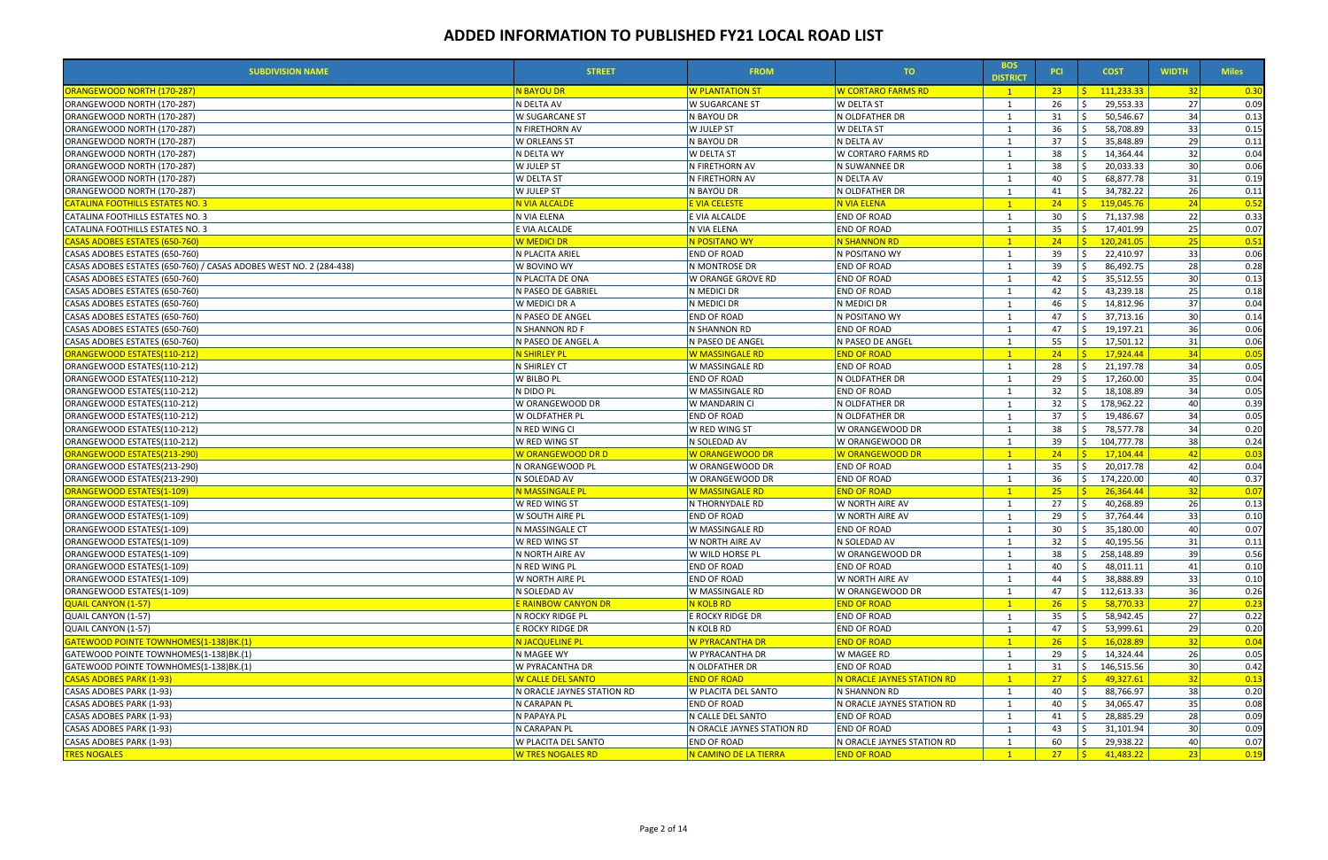# ADDED INFORMATION TO PUBLISHED FY21 LOCAL ROAD LIST

| SUBDIVISION NAME | STREET | FROM | TO | BOS DISTRICT | PCI | COST | WIDTH | Miles |
|---|---|---|---|---|---|---|---|---|
| ORANGEWOOD NORTH (170-287) | N BAYOU DR | W PLANTATION ST | W CORTARO FARMS RD | 1 | 23 | $ 111,233.33 | 32 | 0.30 |
| ORANGEWOOD NORTH (170-287) | N DELTA AV | W SUGARCANE ST | W DELTA ST | 1 | 26 | $ 29,553.33 | 27 | 0.09 |
| ORANGEWOOD NORTH (170-287) | W SUGARCANE ST | N BAYOU DR | N OLDFATHER DR | 1 | 31 | $ 50,546.67 | 34 | 0.13 |
| ORANGEWOOD NORTH (170-287) | N FIRETHORN AV | W JULEP ST | W DELTA ST | 1 | 36 | $ 58,708.89 | 33 | 0.15 |
| ORANGEWOOD NORTH (170-287) | W ORLEANS ST | N BAYOU DR | N DELTA AV | 1 | 37 | $ 35,848.89 | 29 | 0.11 |
| ORANGEWOOD NORTH (170-287) | N DELTA WY | W DELTA ST | W CORTARO FARMS RD | 1 | 38 | $ 14,364.44 | 32 | 0.04 |
| ORANGEWOOD NORTH (170-287) | W JULEP ST | N FIRETHORN AV | N SUWANNEE DR | 1 | 38 | $ 20,033.33 | 30 | 0.06 |
| ORANGEWOOD NORTH (170-287) | W DELTA ST | N FIRETHORN AV | N DELTA AV | 1 | 40 | $ 68,877.78 | 31 | 0.19 |
| ORANGEWOOD NORTH (170-287) | W JULEP ST | N BAYOU DR | N OLDFATHER DR | 1 | 41 | $ 34,782.22 | 26 | 0.11 |
| CATALINA FOOTHILLS ESTATES NO. 3 | N VIA ALCALDE | E VIA CELESTE | N VIA ELENA | 1 | 24 | $ 119,045.76 | 24 | 0.52 |
| CATALINA FOOTHILLS ESTATES NO. 3 | N VIA ELENA | E VIA ALCALDE | END OF ROAD | 1 | 30 | $ 71,137.98 | 22 | 0.33 |
| CATALINA FOOTHILLS ESTATES NO. 3 | E VIA ALCALDE | N VIA ELENA | END OF ROAD | 1 | 35 | $ 17,401.99 | 25 | 0.07 |
| CASAS ADOBES ESTATES (650-760) | W MEDICI DR | N POSITANO WY | N SHANNON RD | 1 | 24 | $ 120,241.05 | 25 | 0.51 |
| CASAS ADOBES ESTATES (650-760) | N PLACITA ARIEL | END OF ROAD | N POSITANO WY | 1 | 39 | $ 22,410.97 | 33 | 0.06 |
| CASAS ADOBES ESTATES (650-760) / CASAS ADOBES WEST NO. 2 (284-438) | W BOVINO WY | N MONTROSE DR | END OF ROAD | 1 | 39 | $ 86,492.75 | 28 | 0.28 |
| CASAS ADOBES ESTATES (650-760) | N PLACITA DE ONA | W ORANGE GROVE RD | END OF ROAD | 1 | 42 | $ 35,512.55 | 30 | 0.13 |
| CASAS ADOBES ESTATES (650-760) | N PASEO DE GABRIEL | N MEDICI DR | END OF ROAD | 1 | 42 | $ 43,239.18 | 25 | 0.18 |
| CASAS ADOBES ESTATES (650-760) | W MEDICI DR A | N MEDICI DR | N MEDICI DR | 1 | 46 | $ 14,812.96 | 37 | 0.04 |
| CASAS ADOBES ESTATES (650-760) | N PASEO DE ANGEL | END OF ROAD | N POSITANO WY | 1 | 47 | $ 37,713.16 | 30 | 0.14 |
| CASAS ADOBES ESTATES (650-760) | N SHANNON RD F | N SHANNON RD | END OF ROAD | 1 | 47 | $ 19,197.21 | 36 | 0.06 |
| CASAS ADOBES ESTATES (650-760) | N PASEO DE ANGEL A | N PASEO DE ANGEL | N PASEO DE ANGEL | 1 | 55 | $ 17,501.12 | 31 | 0.06 |
| ORANGEWOOD ESTATES(110-212) | N SHIRLEY PL | W MASSINGALE RD | END OF ROAD | 1 | 24 | $ 17,924.44 | 34 | 0.05 |
| ORANGEWOOD ESTATES(110-212) | N SHIRLEY CT | W MASSINGALE RD | END OF ROAD | 1 | 28 | $ 21,197.78 | 34 | 0.05 |
| ORANGEWOOD ESTATES(110-212) | W BILBO PL | END OF ROAD | N OLDFATHER DR | 1 | 29 | $ 17,260.00 | 35 | 0.04 |
| ORANGEWOOD ESTATES(110-212) | N DIDO PL | W MASSINGALE RD | END OF ROAD | 1 | 32 | $ 18,108.89 | 34 | 0.05 |
| ORANGEWOOD ESTATES(110-212) | W ORANGEWOOD DR | W MANDARIN CI | N OLDFATHER DR | 1 | 32 | $ 178,962.22 | 40 | 0.39 |
| ORANGEWOOD ESTATES(110-212) | W OLDFATHER PL | END OF ROAD | N OLDFATHER DR | 1 | 37 | $ 19,486.67 | 34 | 0.05 |
| ORANGEWOOD ESTATES(110-212) | N RED WING CI | W RED WING ST | W ORANGEWOOD DR | 1 | 38 | $ 78,577.78 | 34 | 0.20 |
| ORANGEWOOD ESTATES(110-212) | W RED WING ST | N SOLEDAD AV | W ORANGEWOOD DR | 1 | 39 | $ 104,777.78 | 38 | 0.24 |
| ORANGEWOOD ESTATES(213-290) | W ORANGEWOOD DR D | W ORANGEWOOD DR | W ORANGEWOOD DR | 1 | 24 | $ 17,104.44 | 42 | 0.03 |
| ORANGEWOOD ESTATES(213-290) | N ORANGEWOOD PL | W ORANGEWOOD DR | END OF ROAD | 1 | 35 | $ 20,017.78 | 42 | 0.04 |
| ORANGEWOOD ESTATES(213-290) | N SOLEDAD AV | W ORANGEWOOD DR | END OF ROAD | 1 | 36 | $ 174,220.00 | 40 | 0.37 |
| ORANGEWOOD ESTATES(1-109) | N MASSINGALE PL | W MASSINGALE RD | END OF ROAD | 1 | 25 | $ 26,364.44 | 32 | 0.07 |
| ORANGEWOOD ESTATES(1-109) | W RED WING ST | N THORNYDALE RD | W NORTH AIRE AV | 1 | 27 | $ 40,268.89 | 26 | 0.13 |
| ORANGEWOOD ESTATES(1-109) | W SOUTH AIRE PL | END OF ROAD | W NORTH AIRE AV | 1 | 29 | $ 37,764.44 | 33 | 0.10 |
| ORANGEWOOD ESTATES(1-109) | N MASSINGALE CT | W MASSINGALE RD | END OF ROAD | 1 | 30 | $ 35,180.00 | 40 | 0.07 |
| ORANGEWOOD ESTATES(1-109) | W RED WING ST | W NORTH AIRE AV | N SOLEDAD AV | 1 | 32 | $ 40,195.56 | 31 | 0.11 |
| ORANGEWOOD ESTATES(1-109) | N NORTH AIRE AV | W WILD HORSE PL | W ORANGEWOOD DR | 1 | 38 | $ 258,148.89 | 39 | 0.56 |
| ORANGEWOOD ESTATES(1-109) | N RED WING PL | END OF ROAD | END OF ROAD | 1 | 40 | $ 48,011.11 | 41 | 0.10 |
| ORANGEWOOD ESTATES(1-109) | W NORTH AIRE PL | END OF ROAD | W NORTH AIRE AV | 1 | 44 | $ 38,888.89 | 33 | 0.10 |
| ORANGEWOOD ESTATES(1-109) | N SOLEDAD AV | W MASSINGALE RD | W ORANGEWOOD DR | 1 | 47 | $ 112,613.33 | 36 | 0.26 |
| QUAIL CANYON (1-57) | E RAINBOW CANYON DR | N KOLB RD | END OF ROAD | 1 | 26 | $ 58,770.33 | 27 | 0.23 |
| QUAIL CANYON (1-57) | N ROCKY RIDGE PL | E ROCKY RIDGE DR | END OF ROAD | 1 | 35 | $ 58,942.45 | 27 | 0.22 |
| QUAIL CANYON (1-57) | E ROCKY RIDGE DR | N KOLB RD | END OF ROAD | 1 | 47 | $ 53,999.61 | 29 | 0.20 |
| GATEWOOD POINTE TOWNHOMES(1-138)BK.(1) | N JACQUELINE PL | W PYRACANTHA DR | END OF ROAD | 1 | 26 | $ 16,028.89 | 32 | 0.04 |
| GATEWOOD POINTE TOWNHOMES(1-138)BK.(1) | N MAGEE WY | W PYRACANTHA DR | W MAGEE RD | 1 | 29 | $ 14,324.44 | 26 | 0.05 |
| GATEWOOD POINTE TOWNHOMES(1-138)BK.(1) | W PYRACANTHA DR | N OLDFATHER DR | END OF ROAD | 1 | 31 | $ 146,515.56 | 30 | 0.42 |
| CASAS ADOBES PARK (1-93) | W CALLE DEL SANTO | END OF ROAD | N ORACLE JAYNES STATION RD | 1 | 27 | $ 49,327.61 | 32 | 0.13 |
| CASAS ADOBES PARK (1-93) | N ORACLE JAYNES STATION RD | W PLACITA DEL SANTO | N SHANNON RD | 1 | 40 | $ 88,766.97 | 38 | 0.20 |
| CASAS ADOBES PARK (1-93) | N CARAPAN PL | END OF ROAD | N ORACLE JAYNES STATION RD | 1 | 40 | $ 34,065.47 | 35 | 0.08 |
| CASAS ADOBES PARK (1-93) | N PAPAYA PL | N CALLE DEL SANTO | END OF ROAD | 1 | 41 | $ 28,885.29 | 28 | 0.09 |
| CASAS ADOBES PARK (1-93) | N CARAPAN PL | N ORACLE JAYNES STATION RD | END OF ROAD | 1 | 43 | $ 31,101.94 | 30 | 0.09 |
| CASAS ADOBES PARK (1-93) | W PLACITA DEL SANTO | END OF ROAD | N ORACLE JAYNES STATION RD | 1 | 60 | $ 29,938.22 | 40 | 0.07 |
| TRES NOGALES | W TRES NOGALES RD | N CAMINO DE LA TIERRA | END OF ROAD | 1 | 27 | $ 41,483.22 | 23 | 0.19 |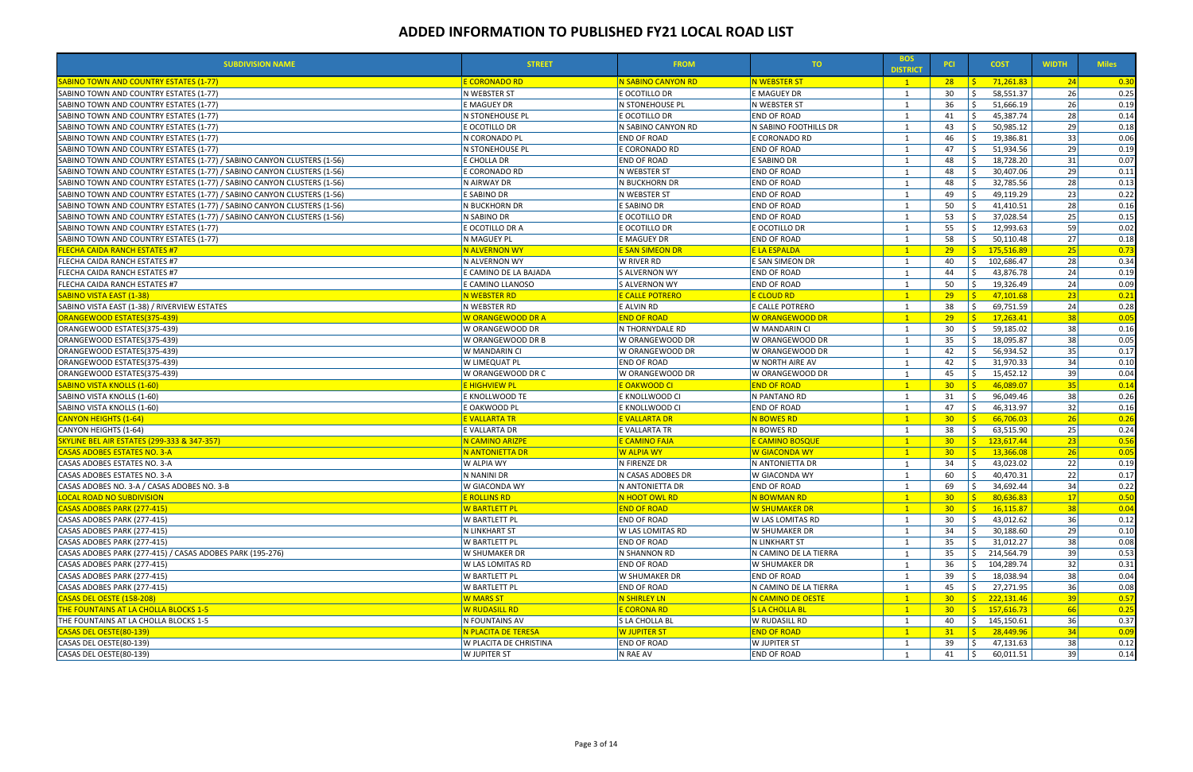# ADDED INFORMATION TO PUBLISHED FY21 LOCAL ROAD LIST

| SUBDIVISION NAME | STREET | FROM | TO | BOS DISTRICT | PCI | COST | WIDTH | Miles |
|---|---|---|---|---|---|---|---|---|
| SABINO TOWN AND COUNTRY ESTATES (1-77) | E CORONADO RD | N SABINO CANYON RD | N WEBSTER ST | 1 | 28 | $ 71,261.83 | 24 | 0.30 |
| SABINO TOWN AND COUNTRY ESTATES (1-77) | N WEBSTER ST | E OCOTILLO DR | E MAGUEY DR | 1 | 30 | $ 58,551.37 | 26 | 0.25 |
| SABINO TOWN AND COUNTRY ESTATES (1-77) | E MAGUEY DR | N STONEHOUSE PL | N WEBSTER ST | 1 | 36 | $ 51,666.19 | 26 | 0.19 |
| SABINO TOWN AND COUNTRY ESTATES (1-77) | N STONEHOUSE PL | E OCOTILLO DR | END OF ROAD | 1 | 41 | $ 45,387.74 | 28 | 0.14 |
| SABINO TOWN AND COUNTRY ESTATES (1-77) | E OCOTILLO DR | N SABINO CANYON RD | N SABINO FOOTHILLS DR | 1 | 43 | $ 50,985.12 | 29 | 0.18 |
| SABINO TOWN AND COUNTRY ESTATES (1-77) | N CORONADO PL | END OF ROAD | E CORONADO RD | 1 | 46 | $ 19,386.81 | 33 | 0.06 |
| SABINO TOWN AND COUNTRY ESTATES (1-77) | N STONEHOUSE PL | E CORONADO RD | END OF ROAD | 1 | 47 | $ 51,934.56 | 29 | 0.19 |
| SABINO TOWN AND COUNTRY ESTATES (1-77) / SABINO CANYON CLUSTERS (1-56) | E CHOLLA DR | END OF ROAD | E SABINO DR | 1 | 48 | $ 18,728.20 | 31 | 0.07 |
| SABINO TOWN AND COUNTRY ESTATES (1-77) / SABINO CANYON CLUSTERS (1-56) | E CORONADO RD | N WEBSTER ST | END OF ROAD | 1 | 48 | $ 30,407.06 | 29 | 0.11 |
| SABINO TOWN AND COUNTRY ESTATES (1-77) / SABINO CANYON CLUSTERS (1-56) | N AIRWAY DR | N BUCKHORN DR | END OF ROAD | 1 | 48 | $ 32,785.56 | 28 | 0.13 |
| SABINO TOWN AND COUNTRY ESTATES (1-77) / SABINO CANYON CLUSTERS (1-56) | E SABINO DR | N WEBSTER ST | END OF ROAD | 1 | 49 | $ 49,119.29 | 23 | 0.22 |
| SABINO TOWN AND COUNTRY ESTATES (1-77) / SABINO CANYON CLUSTERS (1-56) | N BUCKHORN DR | E SABINO DR | END OF ROAD | 1 | 50 | $ 41,410.51 | 28 | 0.16 |
| SABINO TOWN AND COUNTRY ESTATES (1-77) / SABINO CANYON CLUSTERS (1-56) | N SABINO DR | E OCOTILLO DR | END OF ROAD | 1 | 53 | $ 37,028.54 | 25 | 0.15 |
| SABINO TOWN AND COUNTRY ESTATES (1-77) | E OCOTILLO DR A | E OCOTILLO DR | E OCOTILLO DR | 1 | 55 | $ 12,993.63 | 59 | 0.02 |
| SABINO TOWN AND COUNTRY ESTATES (1-77) | N MAGUEY PL | E MAGUEY DR | END OF ROAD | 1 | 58 | $ 50,110.48 | 27 | 0.18 |
| FLECHA CAIDA RANCH ESTATES #7 | N ALVERNON WY | E SAN SIMEON DR | E LA ESPALDA | 1 | 29 | $ 175,516.89 | 25 | 0.73 |
| FLECHA CAIDA RANCH ESTATES #7 | N ALVERNON WY | W RIVER RD | E SAN SIMEON DR | 1 | 40 | $ 102,686.47 | 28 | 0.34 |
| FLECHA CAIDA RANCH ESTATES #7 | E CAMINO DE LA BAJADA | S ALVERNON WY | END OF ROAD | 1 | 44 | $ 43,876.78 | 24 | 0.19 |
| FLECHA CAIDA RANCH ESTATES #7 | E CAMINO LLANOSO | S ALVERNON WY | END OF ROAD | 1 | 50 | $ 19,326.49 | 24 | 0.09 |
| SABINO VISTA EAST (1-38) | N WEBSTER RD | E CALLE POTRERO | E CLOUD RD | 1 | 29 | $ 47,101.68 | 23 | 0.21 |
| SABINO VISTA EAST (1-38) / RIVERVIEW ESTATES | N WEBSTER RD | E ALVIN RD | E CALLE POTRERO | 1 | 38 | $ 69,751.59 | 24 | 0.28 |
| ORANGEWOOD ESTATES(375-439) | W ORANGEWOOD DR A | END OF ROAD | W ORANGEWOOD DR | 1 | 29 | $ 17,263.41 | 38 | 0.05 |
| ORANGEWOOD ESTATES(375-439) | W ORANGEWOOD DR | N THORNYDALE RD | W MANDARIN CI | 1 | 30 | $ 59,185.02 | 38 | 0.16 |
| ORANGEWOOD ESTATES(375-439) | W ORANGEWOOD DR B | W ORANGEWOOD DR | W ORANGEWOOD DR | 1 | 35 | $ 18,095.87 | 38 | 0.05 |
| ORANGEWOOD ESTATES(375-439) | W MANDARIN CI | W ORANGEWOOD DR | W ORANGEWOOD DR | 1 | 42 | $ 56,934.52 | 35 | 0.17 |
| ORANGEWOOD ESTATES(375-439) | W LIMEQUAT PL | END OF ROAD | W NORTH AIRE AV | 1 | 42 | $ 31,970.33 | 34 | 0.10 |
| ORANGEWOOD ESTATES(375-439) | W ORANGEWOOD DR C | W ORANGEWOOD DR | W ORANGEWOOD DR | 1 | 45 | $ 15,452.12 | 39 | 0.04 |
| SABINO VISTA KNOLLS (1-60) | E HIGHVIEW PL | E OAKWOOD CI | END OF ROAD | 1 | 30 | $ 46,089.07 | 35 | 0.14 |
| SABINO VISTA KNOLLS (1-60) | E KNOLLWOOD TE | E KNOLLWOOD CI | N PANTANO RD | 1 | 31 | $ 96,049.46 | 38 | 0.26 |
| SABINO VISTA KNOLLS (1-60) | E OAKWOOD PL | E KNOLLWOOD CI | END OF ROAD | 1 | 47 | $ 46,313.97 | 32 | 0.16 |
| CANYON HEIGHTS (1-64) | E VALLARTA TR | E VALLARTA DR | N BOWES RD | 1 | 30 | $ 66,706.03 | 26 | 0.26 |
| CANYON HEIGHTS (1-64) | E VALLARTA DR | E VALLARTA TR | N BOWES RD | 1 | 38 | $ 63,515.90 | 25 | 0.24 |
| SKYLINE BEL AIR ESTATES (299-333 & 347-357) | N CAMINO ARIZPE | E CAMINO FAJA | E CAMINO BOSQUE | 1 | 30 | $ 123,617.44 | 23 | 0.56 |
| CASAS ADOBES ESTATES NO. 3-A | N ANTONIETTA DR | W ALPIA WY | W GIACONDA WY | 1 | 30 | $ 13,366.08 | 26 | 0.05 |
| CASAS ADOBES ESTATES NO. 3-A | W ALPIA WY | N FIRENZE DR | N ANTONIETTA DR | 1 | 34 | $ 43,023.02 | 22 | 0.19 |
| CASAS ADOBES ESTATES NO. 3-A | N NANINI DR | N CASAS ADOBES DR | W GIACONDA WY | 1 | 60 | $ 40,470.31 | 22 | 0.17 |
| CASAS ADOBES NO. 3-A / CASAS ADOBES NO. 3-B | W GIACONDA WY | N ANTONIETTA DR | END OF ROAD | 1 | 69 | $ 34,692.44 | 34 | 0.22 |
| LOCAL ROAD NO SUBDIVISION | E ROLLINS RD | N HOOT OWL RD | N BOWMAN RD | 1 | 30 | $ 80,636.83 | 17 | 0.50 |
| CASAS ADOBES PARK (277-415) | W BARTLETT PL | END OF ROAD | W SHUMAKER DR | 1 | 30 | $ 16,115.87 | 38 | 0.04 |
| CASAS ADOBES PARK (277-415) | W BARTLETT PL | END OF ROAD | W LAS LOMITAS RD | 1 | 30 | $ 43,012.62 | 36 | 0.12 |
| CASAS ADOBES PARK (277-415) | N LINKHART ST | W LAS LOMITAS RD | W SHUMAKER DR | 1 | 34 | $ 30,188.60 | 29 | 0.10 |
| CASAS ADOBES PARK (277-415) | W BARTLETT PL | END OF ROAD | N LINKHART ST | 1 | 35 | $ 31,012.27 | 38 | 0.08 |
| CASAS ADOBES PARK (277-415) / CASAS ADOBES PARK (195-276) | W SHUMAKER DR | N SHANNON RD | N CAMINO DE LA TIERRA | 1 | 35 | $ 214,564.79 | 39 | 0.53 |
| CASAS ADOBES PARK (277-415) | W LAS LOMITAS RD | END OF ROAD | W SHUMAKER DR | 1 | 36 | $ 104,289.74 | 32 | 0.31 |
| CASAS ADOBES PARK (277-415) | W BARTLETT PL | W SHUMAKER DR | END OF ROAD | 1 | 39 | $ 18,038.94 | 38 | 0.04 |
| CASAS ADOBES PARK (277-415) | W BARTLETT PL | END OF ROAD | N CAMINO DE LA TIERRA | 1 | 45 | $ 27,271.95 | 36 | 0.08 |
| CASAS DEL OESTE (158-208) | W MARS ST | N SHIRLEY LN | N CAMINO DE OESTE | 1 | 30 | $ 222,131.46 | 39 | 0.57 |
| THE FOUNTAINS AT LA CHOLLA BLOCKS 1-5 | W RUDASILL RD | E CORONA RD | S LA CHOLLA BL | 1 | 30 | $ 157,616.73 | 66 | 0.25 |
| THE FOUNTAINS AT LA CHOLLA BLOCKS 1-5 | N FOUNTAINS AV | S LA CHOLLA BL | W RUDASILL RD | 1 | 40 | $ 145,150.61 | 36 | 0.37 |
| CASAS DEL OESTE(80-139) | N PLACITA DE TERESA | W JUPITER ST | END OF ROAD | 1 | 31 | $ 28,449.96 | 34 | 0.09 |
| CASAS DEL OESTE(80-139) | W PLACITA DE CHRISTINA | END OF ROAD | W JUPITER ST | 1 | 39 | $ 47,131.63 | 38 | 0.12 |
| CASAS DEL OESTE(80-139) | W JUPITER ST | N RAE AV | END OF ROAD | 1 | 41 | $ 60,011.51 | 39 | 0.14 |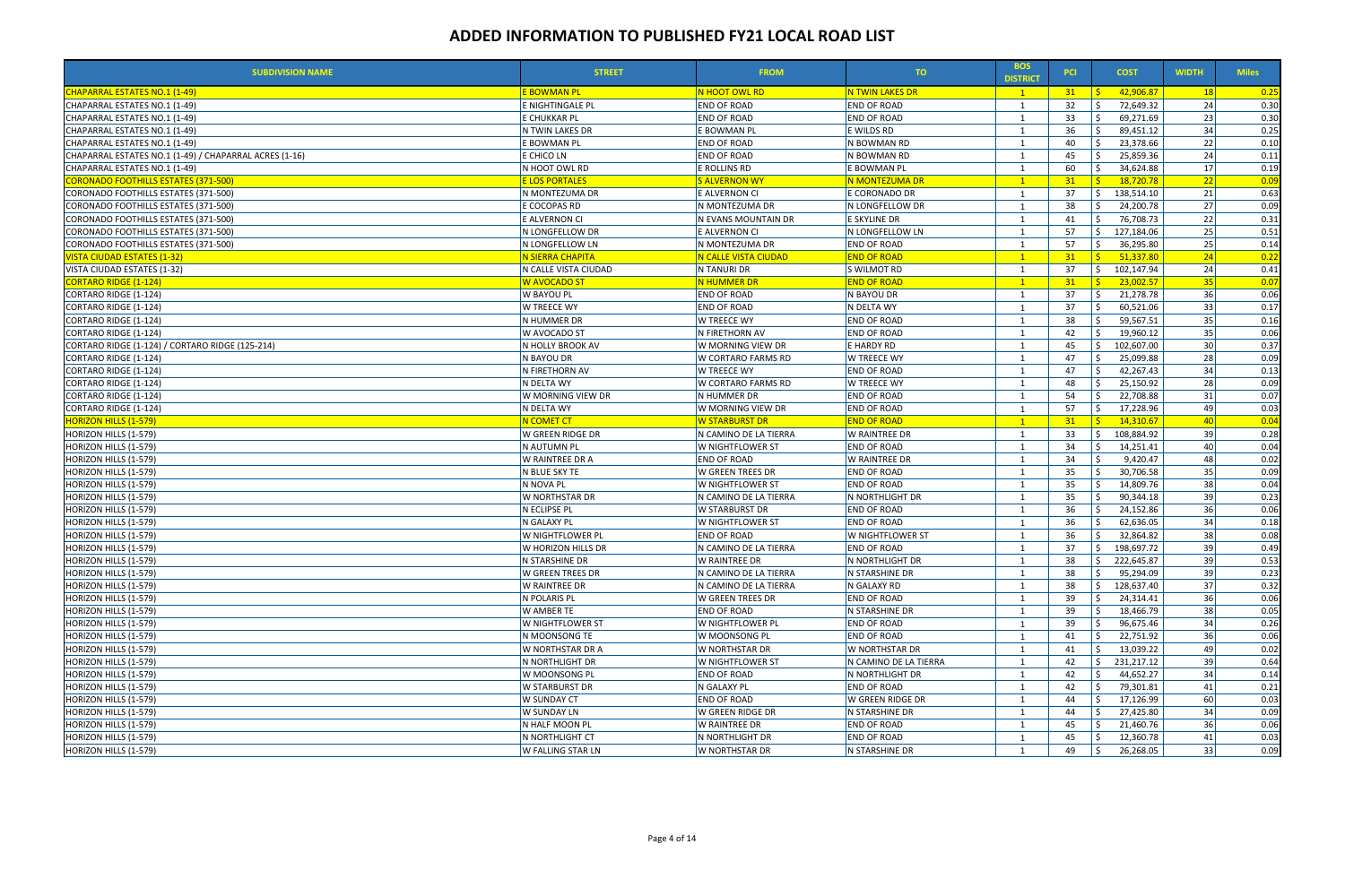# ADDED INFORMATION TO PUBLISHED FY21 LOCAL ROAD LIST

| SUBDIVISION NAME | STREET | FROM | TO | BOS DISTRICT | PCI | COST | WIDTH | Miles |
|---|---|---|---|---|---|---|---|---|
| CHAPARRAL ESTATES NO.1 (1-49) | E BOWMAN PL | N HOOT OWL RD | N TWIN LAKES DR | 1 | 31 | $ 42,906.87 | 18 | 0.25 |
| CHAPARRAL ESTATES NO.1 (1-49) | E NIGHTINGALE PL | END OF ROAD | END OF ROAD | 1 | 32 | $ 72,649.32 | 24 | 0.30 |
| CHAPARRAL ESTATES NO.1 (1-49) | E CHUKKAR PL | END OF ROAD | END OF ROAD | 1 | 33 | $ 69,271.69 | 23 | 0.30 |
| CHAPARRAL ESTATES NO.1 (1-49) | N TWIN LAKES DR | E BOWMAN PL | E WILDS RD | 1 | 36 | $ 89,451.12 | 34 | 0.25 |
| CHAPARRAL ESTATES NO.1 (1-49) | E BOWMAN PL | END OF ROAD | N BOWMAN RD | 1 | 40 | $ 23,378.66 | 22 | 0.10 |
| CHAPARRAL ESTATES NO.1 (1-49) / CHAPARRAL ACRES (1-16) | E CHICO LN | END OF ROAD | N BOWMAN RD | 1 | 45 | $ 25,859.36 | 24 | 0.11 |
| CHAPARRAL ESTATES NO.1 (1-49) | N HOOT OWL RD | E ROLLINS RD | E BOWMAN PL | 1 | 60 | $ 34,624.88 | 17 | 0.19 |
| CORONADO FOOTHILLS ESTATES (371-500) | E LOS PORTALES | S ALVERNON WY | N MONTEZUMA DR | 1 | 31 | $ 18,720.78 | 22 | 0.09 |
| CORONADO FOOTHILLS ESTATES (371-500) | N MONTEZUMA DR | E ALVERNON CI | E CORONADO DR | 1 | 37 | $ 138,514.10 | 21 | 0.63 |
| CORONADO FOOTHILLS ESTATES (371-500) | E COCOPAS RD | N MONTEZUMA DR | N LONGFELLOW DR | 1 | 38 | $ 24,200.78 | 27 | 0.09 |
| CORONADO FOOTHILLS ESTATES (371-500) | E ALVERNON CI | N EVANS MOUNTAIN DR | E SKYLINE DR | 1 | 41 | $ 76,708.73 | 22 | 0.31 |
| CORONADO FOOTHILLS ESTATES (371-500) | N LONGFELLOW DR | E ALVERNON CI | N LONGFELLOW LN | 1 | 57 | $ 127,184.06 | 25 | 0.51 |
| CORONADO FOOTHILLS ESTATES (371-500) | N LONGFELLOW LN | N MONTEZUMA DR | END OF ROAD | 1 | 57 | $ 36,295.80 | 25 | 0.14 |
| VISTA CIUDAD ESTATES (1-32) | N SIERRA CHAPITA | N CALLE VISTA CIUDAD | END OF ROAD | 1 | 31 | $ 51,337.80 | 24 | 0.22 |
| VISTA CIUDAD ESTATES (1-32) | N CALLE VISTA CIUDAD | N TANURI DR | S WILMOT RD | 1 | 37 | $ 102,147.94 | 24 | 0.41 |
| CORTARO RIDGE (1-124) | W AVOCADO ST | N HUMMER DR | END OF ROAD | 1 | 31 | $ 23,002.57 | 35 | 0.07 |
| CORTARO RIDGE (1-124) | W BAYOU PL | END OF ROAD | N BAYOU DR | 1 | 37 | $ 21,278.78 | 36 | 0.06 |
| CORTARO RIDGE (1-124) | W TREECE WY | END OF ROAD | N DELTA WY | 1 | 37 | $ 60,521.06 | 33 | 0.17 |
| CORTARO RIDGE (1-124) | N HUMMER DR | W TREECE WY | END OF ROAD | 1 | 38 | $ 59,567.51 | 35 | 0.16 |
| CORTARO RIDGE (1-124) | W AVOCADO ST | N FIRETHORN AV | END OF ROAD | 1 | 42 | $ 19,960.12 | 35 | 0.06 |
| CORTARO RIDGE (1-124) / CORTARO RIDGE (125-214) | N HOLLY BROOK AV | W MORNING VIEW DR | E HARDY RD | 1 | 45 | $ 102,607.00 | 30 | 0.37 |
| CORTARO RIDGE (1-124) | N BAYOU DR | W CORTARO FARMS RD | W TREECE WY | 1 | 47 | $ 25,099.88 | 28 | 0.09 |
| CORTARO RIDGE (1-124) | N FIRETHORN AV | W TREECE WY | END OF ROAD | 1 | 47 | $ 42,267.43 | 34 | 0.13 |
| CORTARO RIDGE (1-124) | N DELTA WY | W CORTARO FARMS RD | W TREECE WY | 1 | 48 | $ 25,150.92 | 28 | 0.09 |
| CORTARO RIDGE (1-124) | W MORNING VIEW DR | N HUMMER DR | END OF ROAD | 1 | 54 | $ 22,708.88 | 31 | 0.07 |
| CORTARO RIDGE (1-124) | N DELTA WY | W MORNING VIEW DR | END OF ROAD | 1 | 57 | $ 17,228.96 | 49 | 0.03 |
| HORIZON HILLS (1-579) | N COMET CT | W STARBURST DR | END OF ROAD | 1 | 31 | $ 14,310.67 | 40 | 0.04 |
| HORIZON HILLS (1-579) | W GREEN RIDGE DR | N CAMINO DE LA TIERRA | W RAINTREE DR | 1 | 33 | $ 108,884.92 | 39 | 0.28 |
| HORIZON HILLS (1-579) | N AUTUMN PL | W NIGHTFLOWER ST | END OF ROAD | 1 | 34 | $ 14,251.41 | 40 | 0.04 |
| HORIZON HILLS (1-579) | W RAINTREE DR A | END OF ROAD | W RAINTREE DR | 1 | 34 | $ 9,420.47 | 48 | 0.02 |
| HORIZON HILLS (1-579) | N BLUE SKY TE | W GREEN TREES DR | END OF ROAD | 1 | 35 | $ 30,706.58 | 35 | 0.09 |
| HORIZON HILLS (1-579) | N NOVA PL | W NIGHTFLOWER ST | END OF ROAD | 1 | 35 | $ 14,809.76 | 38 | 0.04 |
| HORIZON HILLS (1-579) | W NORTHSTAR DR | N CAMINO DE LA TIERRA | N NORTHLIGHT DR | 1 | 35 | $ 90,344.18 | 39 | 0.23 |
| HORIZON HILLS (1-579) | N ECLIPSE PL | W STARBURST DR | END OF ROAD | 1 | 36 | $ 24,152.86 | 36 | 0.06 |
| HORIZON HILLS (1-579) | N GALAXY PL | W NIGHTFLOWER ST | END OF ROAD | 1 | 36 | $ 62,636.05 | 34 | 0.18 |
| HORIZON HILLS (1-579) | W NIGHTFLOWER PL | END OF ROAD | W NIGHTFLOWER ST | 1 | 36 | $ 32,864.82 | 38 | 0.08 |
| HORIZON HILLS (1-579) | W HORIZON HILLS DR | N CAMINO DE LA TIERRA | END OF ROAD | 1 | 37 | $ 198,697.72 | 39 | 0.49 |
| HORIZON HILLS (1-579) | N STARSHINE DR | W RAINTREE DR | N NORTHLIGHT DR | 1 | 38 | $ 222,645.87 | 39 | 0.53 |
| HORIZON HILLS (1-579) | W GREEN TREES DR | N CAMINO DE LA TIERRA | N STARSHINE DR | 1 | 38 | $ 95,294.09 | 39 | 0.23 |
| HORIZON HILLS (1-579) | W RAINTREE DR | N CAMINO DE LA TIERRA | N GALAXY RD | 1 | 38 | $ 128,637.40 | 37 | 0.32 |
| HORIZON HILLS (1-579) | N POLARIS PL | W GREEN TREES DR | END OF ROAD | 1 | 39 | $ 24,314.41 | 36 | 0.06 |
| HORIZON HILLS (1-579) | W AMBER TE | END OF ROAD | N STARSHINE DR | 1 | 39 | $ 18,466.79 | 38 | 0.05 |
| HORIZON HILLS (1-579) | W NIGHTFLOWER ST | W NIGHTFLOWER PL | END OF ROAD | 1 | 39 | $ 96,675.46 | 34 | 0.26 |
| HORIZON HILLS (1-579) | N MOONSONG TE | W MOONSONG PL | END OF ROAD | 1 | 41 | $ 22,751.92 | 36 | 0.06 |
| HORIZON HILLS (1-579) | W NORTHSTAR DR A | W NORTHSTAR DR | W NORTHSTAR DR | 1 | 41 | $ 13,039.22 | 49 | 0.02 |
| HORIZON HILLS (1-579) | N NORTHLIGHT DR | W NIGHTFLOWER ST | N CAMINO DE LA TIERRA | 1 | 42 | $ 231,217.12 | 39 | 0.64 |
| HORIZON HILLS (1-579) | W MOONSONG PL | END OF ROAD | N NORTHLIGHT DR | 1 | 42 | $ 44,652.27 | 34 | 0.14 |
| HORIZON HILLS (1-579) | W STARBURST DR | N GALAXY PL | END OF ROAD | 1 | 42 | $ 79,301.81 | 41 | 0.21 |
| HORIZON HILLS (1-579) | W SUNDAY CT | END OF ROAD | W GREEN RIDGE DR | 1 | 44 | $ 17,126.99 | 60 | 0.03 |
| HORIZON HILLS (1-579) | W SUNDAY LN | W GREEN RIDGE DR | N STARSHINE DR | 1 | 44 | $ 27,425.80 | 34 | 0.09 |
| HORIZON HILLS (1-579) | N HALF MOON PL | W RAINTREE DR | END OF ROAD | 1 | 45 | $ 21,460.76 | 36 | 0.06 |
| HORIZON HILLS (1-579) | N NORTHLIGHT CT | N NORTHLIGHT DR | END OF ROAD | 1 | 45 | $ 12,360.78 | 41 | 0.03 |
| HORIZON HILLS (1-579) | W FALLING STAR LN | W NORTHSTAR DR | N STARSHINE DR | 1 | 49 | $ 26,268.05 | 33 | 0.09 |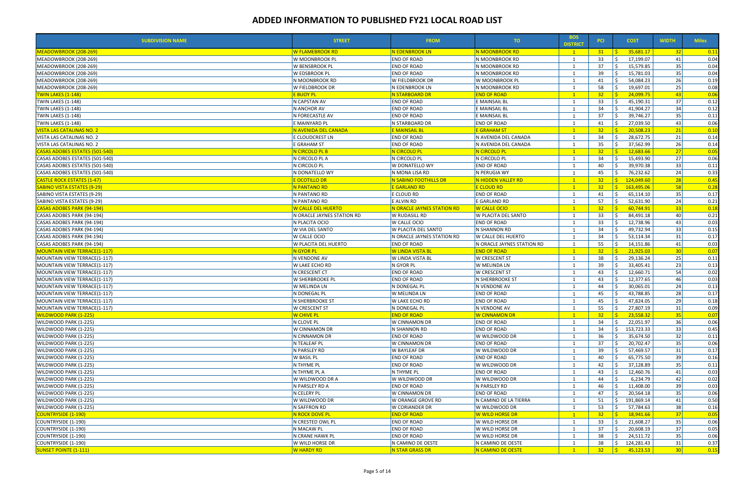# ADDED INFORMATION TO PUBLISHED FY21 LOCAL ROAD LIST

| SUBDIVISION NAME | STREET | FROM | TO | BOS DISTRICT | PCI | COST | WIDTH | Miles |
|---|---|---|---|---|---|---|---|---|
| MEADOWBROOK (208-269) | W FLAMEBROOK RD | N EDENBROOK LN | N MOONBROOK RD | 1 | 31 | $ 35,681.17 | 32 | 0.11 |
| MEADOWBROOK (208-269) | W MOONBROOK PL | END OF ROAD | N MOONBROOK RD | 1 | 33 | $ 17,199.07 | 41 | 0.04 |
| MEADOWBROOK (208-269) | W BENSBROOK PL | END OF ROAD | N MOONBROOK RD | 1 | 37 | $ 15,579.85 | 35 | 0.04 |
| MEADOWBROOK (208-269) | W EDSBROOK PL | END OF ROAD | N MOONBROOK RD | 1 | 39 | $ 15,781.03 | 35 | 0.04 |
| MEADOWBROOK (208-269) | N MOONBROOK RD | W FIELDBROOK DR | W MOONBROOK PL | 1 | 41 | $ 54,084.23 | 26 | 0.19 |
| MEADOWBROOK (208-269) | W FIELDBROOK DR | N EDENBROOK LN | N MOONBROOK RD | 1 | 58 | $ 19,697.01 | 25 | 0.08 |
| TWIN LAKES (1-148) | E BUOY PL | N STARBOARD DR | END OF ROAD | 1 | 32 | $ 24,099.75 | 43 | 0.06 |
| TWIN LAKES (1-148) | N CAPSTAN AV | END OF ROAD | E MAINSAIL BL | 1 | 33 | $ 45,190.31 | 37 | 0.12 |
| TWIN LAKES (1-148) | N ANCHOR AV | END OF ROAD | E MAINSAIL BL | 1 | 34 | $ 41,904.27 | 34 | 0.12 |
| TWIN LAKES (1-148) | N FORECASTLE AV | END OF ROAD | E MAINSAIL BL | 1 | 37 | $ 39,746.27 | 35 | 0.11 |
| TWIN LAKES (1-148) | E MAINYARD PL | N STARBOARD DR | END OF ROAD | 1 | 41 | $ 27,039.50 | 43 | 0.06 |
| VISTA LAS CATALINAS NO. 2 | N AVENIDA DEL CANADA | E MAINSAIL BL | E GRAHAM ST | 1 | 32 | $ 20,508.23 | 21 | 0.10 |
| VISTA LAS CATALINAS NO. 2 | E CLOUDCREST LN | END OF ROAD | N AVENIDA DEL CANADA | 1 | 34 | $ 28,672.75 | 21 | 0.14 |
| VISTA LAS CATALINAS NO. 2 | E GRAHAM ST | END OF ROAD | N AVENIDA DEL CANADA | 1 | 35 | $ 37,562.99 | 26 | 0.14 |
| CASAS ADOBES ESTATES (501-540) | N CIRCOLO PL B | N CIRCOLO PL | N CIRCOLO PL | 1 | 32 | $ 12,683.66 | 27 | 0.05 |
| CASAS ADOBES ESTATES (501-540) | N CIRCOLO PL A | N CIRCOLO PL | N CIRCOLO PL | 1 | 34 | $ 15,493.90 | 27 | 0.06 |
| CASAS ADOBES ESTATES (501-540) | N CIRCOLO PL | W DONATELLO WY | END OF ROAD | 1 | 40 | $ 39,970.38 | 33 | 0.11 |
| CASAS ADOBES ESTATES (501-540) | N DONATELLO WY | N MONA LISA RD | N PERUGIA WY | 1 | 45 | $ 76,232.62 | 24 | 0.33 |
| CASTLE ROCK ESTATES (1-47) | E OCOTILLO DR | N SABINO FOOTHILLS DR | N HIDDEN VALLEY RD | 1 | 32 | $ 124,049.60 | 28 | 0.45 |
| SABINO VISTA ESTATES (9-29) | N PANTANO RD | E GARLAND RD | E CLOUD RD | 1 | 32 | $ 163,495.06 | 58 | 0.28 |
| SABINO VISTA ESTATES (9-29) | N PANTANO RD | E CLOUD RD | END OF ROAD | 1 | 41 | $ 65,114.10 | 35 | 0.17 |
| SABINO VISTA ESTATES (9-29) | N PANTANO RD | E ALVIN RD | E GARLAND RD | 1 | 57 | $ 52,631.90 | 24 | 0.21 |
| CASAS ADOBES PARK (94-194) | W CALLE DEL HUERTO | N ORACLE JAYNES STATION RD | W CALLE OCIO | 1 | 32 | $ 60,744.91 | 33 | 0.18 |
| CASAS ADOBES PARK (94-194) | N ORACLE JAYNES STATION RD | W RUDASILL RD | W PLACITA DEL SANTO | 1 | 33 | $ 84,491.18 | 40 | 0.21 |
| CASAS ADOBES PARK (94-194) | N PLACITA OCIO | W CALLE OCIO | END OF ROAD | 1 | 33 | $ 12,738.96 | 43 | 0.03 |
| CASAS ADOBES PARK (94-194) | W VIA DEL SANTO | W PLACITA DEL SANTO | N SHANNON RD | 1 | 34 | $ 49,732.94 | 33 | 0.15 |
| CASAS ADOBES PARK (94-194) | W CALLE OCIO | N ORACLE JAYNES STATION RD | W CALLE DEL HUERTO | 1 | 34 | $ 53,114.34 | 31 | 0.17 |
| CASAS ADOBES PARK (94-194) | W PLACITA DEL HUERTO | END OF ROAD | N ORACLE JAYNES STATION RD | 1 | 55 | $ 14,151.86 | 41 | 0.03 |
| MOUNTAIN VIEW TERRACE(1-117) | N GYOR PL | W LINDA VISTA BL | END OF ROAD | 1 | 32 | $ 21,925.03 | 30 | 0.07 |
| MOUNTAIN VIEW TERRACE(1-117) | N VENDONE AV | W LINDA VISTA BL | W CRESCENT ST | 1 | 38 | $ 29,136.24 | 25 | 0.11 |
| MOUNTAIN VIEW TERRACE(1-117) | W LAKE ECHO RD | N GYOR PL | W MELINDA LN | 1 | 39 | $ 33,405.41 | 23 | 0.13 |
| MOUNTAIN VIEW TERRACE(1-117) | N CRESCENT CT | END OF ROAD | W CRESCENT ST | 1 | 43 | $ 12,660.71 | 54 | 0.02 |
| MOUNTAIN VIEW TERRACE(1-117) | W SHERBROOKE PL | END OF ROAD | N SHERBROOKE ST | 1 | 43 | $ 12,377.65 | 46 | 0.03 |
| MOUNTAIN VIEW TERRACE(1-117) | W MELINDA LN | N DONEGAL PL | N VENDONE AV | 1 | 44 | $ 30,065.01 | 24 | 0.13 |
| MOUNTAIN VIEW TERRACE(1-117) | N DONEGAL PL | W MELINDA LN | END OF ROAD | 1 | 45 | $ 43,788.85 | 28 | 0.17 |
| MOUNTAIN VIEW TERRACE(1-117) | N SHERBROOKE ST | W LAKE ECHO RD | END OF ROAD | 1 | 45 | $ 47,824.05 | 29 | 0.18 |
| MOUNTAIN VIEW TERRACE(1-117) | W CRESCENT ST | N DONEGAL PL | N VENDONE AV | 1 | 55 | $ 27,807.19 | 31 | 0.09 |
| WILDWOOD PARK (1-225) | W CHIVE PL | END OF ROAD | W CINNAMON DR | 1 | 32 | $ 23,558.32 | 35 | 0.07 |
| WILDWOOD PARK (1-225) | N CLOVE PL | W CINNAMON DR | END OF ROAD | 1 | 34 | $ 22,051.97 | 36 | 0.06 |
| WILDWOOD PARK (1-225) | W CINNAMON DR | N SHANNON RD | END OF ROAD | 1 | 34 | $ 153,723.33 | 33 | 0.45 |
| WILDWOOD PARK (1-225) | N CINNAMON DR | END OF ROAD | W WILDWOOD DR | 1 | 36 | $ 35,674.50 | 32 | 0.11 |
| WILDWOOD PARK (1-225) | N TEALEAF PL | W CINNAMON DR | END OF ROAD | 1 | 37 | $ 20,702.47 | 35 | 0.06 |
| WILDWOOD PARK (1-225) | N PARSLEY RD | W BAYLEAF DR | W WILDWOOD DR | 1 | 39 | $ 57,469.57 | 31 | 0.17 |
| WILDWOOD PARK (1-225) | W BASIL PL | END OF ROAD | END OF ROAD | 1 | 40 | $ 65,775.50 | 39 | 0.16 |
| WILDWOOD PARK (1-225) | N THYME PL | END OF ROAD | W WILDWOOD DR | 1 | 42 | $ 37,128.89 | 35 | 0.11 |
| WILDWOOD PARK (1-225) | N THYME PL A | N THYME PL | END OF ROAD | 1 | 43 | $ 12,460.76 | 41 | 0.03 |
| WILDWOOD PARK (1-225) | W WILDWOOD DR A | W WILDWOOD DR | W WILDWOOD DR | 1 | 44 | $ 6,234.79 | 42 | 0.02 |
| WILDWOOD PARK (1-225) | N PARSLEY RD A | END OF ROAD | N PARSLEY RD | 1 | 46 | $ 11,408.00 | 39 | 0.03 |
| WILDWOOD PARK (1-225) | N CELERY PL | W CINNAMON DR | END OF ROAD | 1 | 47 | $ 20,564.18 | 35 | 0.06 |
| WILDWOOD PARK (1-225) | W WILDWOOD DR | W ORANGE GROVE RD | N CAMINO DE LA TIERRA | 1 | 51 | $ 191,869.14 | 41 | 0.50 |
| WILDWOOD PARK (1-225) | N SAFFRON RD | W CORIANDER DR | W WILDWOOD DR | 1 | 53 | $ 57,784.63 | 38 | 0.16 |
| COUNTRYSIDE (1-190) | N ROCK DOVE PL | END OF ROAD | W WILD HORSE DR | 1 | 32 | $ 18,941.66 | 37 | 0.05 |
| COUNTRYSIDE (1-190) | N CRESTED OWL PL | END OF ROAD | W WILD HORSE DR | 1 | 33 | $ 21,608.27 | 35 | 0.06 |
| COUNTRYSIDE (1-190) | N MACAW PL | END OF ROAD | W WILD HORSE DR | 1 | 37 | $ 20,608.19 | 37 | 0.05 |
| COUNTRYSIDE (1-190) | N CRANE HAWK PL | END OF ROAD | W WILD HORSE DR | 1 | 38 | $ 24,511.72 | 35 | 0.06 |
| COUNTRYSIDE (1-190) | W WILD HORSE DR | N CAMINO DE OESTE | N CAMINO DE OESTE | 1 | 38 | $ 124,281.43 | 31 | 0.37 |
| SUNSET POINTE (1-111) | W HARDY RD | N STAR GRASS DR | N CAMINO DE OESTE | 1 | 32 | $ 45,123.53 | 30 | 0.15 |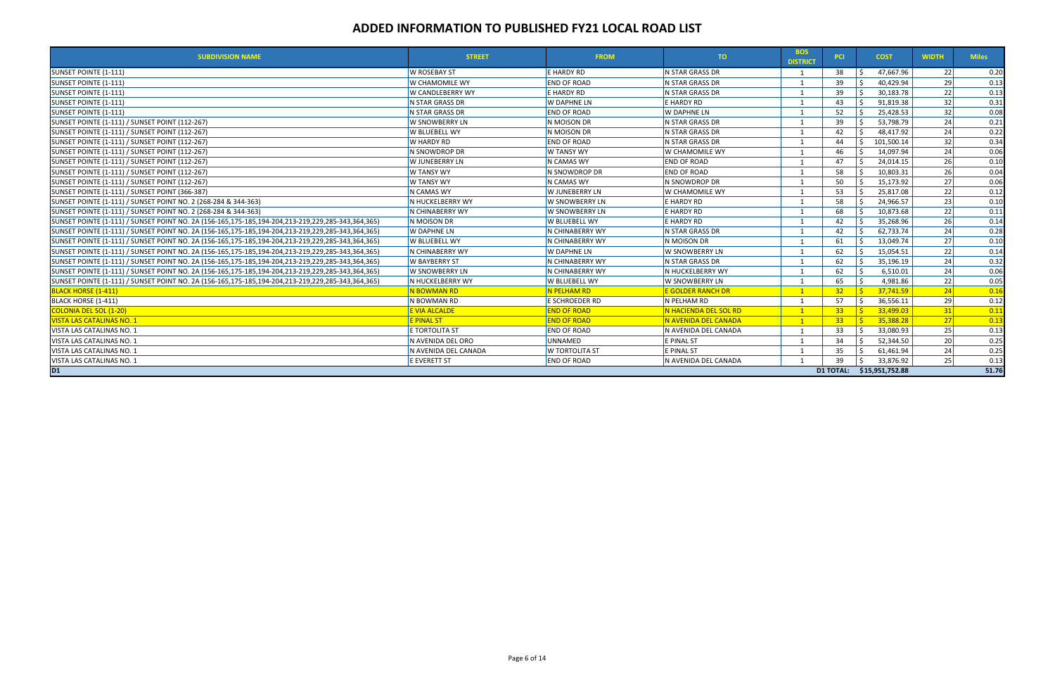# ADDED INFORMATION TO PUBLISHED FY21 LOCAL ROAD LIST

| SUBDIVISION NAME | STREET | FROM | TO | BOS DISTRICT | PCI | COST | WIDTH | Miles |
|---|---|---|---|---|---|---|---|---|
| SUNSET POINTE (1-111) | W ROSEBAY ST | E HARDY RD | N STAR GRASS DR | 1 | 38 | $ 47,667.96 | 22 | 0.20 |
| SUNSET POINTE (1-111) | W CHAMOMILE WY | END OF ROAD | N STAR GRASS DR | 1 | 39 | $ 40,429.94 | 29 | 0.13 |
| SUNSET POINTE (1-111) | W CANDLEBERRY WY | E HARDY RD | N STAR GRASS DR | 1 | 39 | $ 30,183.78 | 22 | 0.13 |
| SUNSET POINTE (1-111) | N STAR GRASS DR | W DAPHNE LN | E HARDY RD | 1 | 43 | $ 91,819.38 | 32 | 0.31 |
| SUNSET POINTE (1-111) | N STAR GRASS DR | END OF ROAD | W DAPHNE LN | 1 | 52 | $ 25,428.53 | 32 | 0.08 |
| SUNSET POINTE (1-111) / SUNSET POINT (112-267) | W SNOWBERRY LN | N MOISON DR | N STAR GRASS DR | 1 | 39 | $ 53,798.79 | 24 | 0.21 |
| SUNSET POINTE (1-111) / SUNSET POINT (112-267) | W BLUEBELL WY | N MOISON DR | N STAR GRASS DR | 1 | 42 | $ 48,417.92 | 24 | 0.22 |
| SUNSET POINTE (1-111) / SUNSET POINT (112-267) | W HARDY RD | END OF ROAD | N STAR GRASS DR | 1 | 44 | $ 101,500.14 | 32 | 0.34 |
| SUNSET POINTE (1-111) / SUNSET POINT (112-267) | N SNOWDROP DR | W TANSY WY | W CHAMOMILE WY | 1 | 46 | $ 14,097.94 | 24 | 0.06 |
| SUNSET POINTE (1-111) / SUNSET POINT (112-267) | W JUNEBERRY LN | N CAMAS WY | END OF ROAD | 1 | 47 | $ 24,014.15 | 26 | 0.10 |
| SUNSET POINTE (1-111) / SUNSET POINT (112-267) | W TANSY WY | N SNOWDROP DR | END OF ROAD | 1 | 58 | $ 10,803.31 | 26 | 0.04 |
| SUNSET POINTE (1-111) / SUNSET POINT (112-267) | W TANSY WY | N CAMAS WY | N SNOWDROP DR | 1 | 50 | $ 15,173.92 | 27 | 0.06 |
| SUNSET POINTE (1-111) / SUNSET POINT (366-387) | N CAMAS WY | W JUNEBERRY LN | W CHAMOMILE WY | 1 | 53 | $ 25,817.08 | 22 | 0.12 |
| SUNSET POINTE (1-111) / SUNSET POINT NO. 2 (268-284 & 344-363) | N HUCKELBERRY WY | W SNOWBERRY LN | E HARDY RD | 1 | 58 | $ 24,966.57 | 23 | 0.10 |
| SUNSET POINTE (1-111) / SUNSET POINT NO. 2 (268-284 & 344-363) | N CHINABERRY WY | W SNOWBERRY LN | E HARDY RD | 1 | 68 | $ 10,873.68 | 22 | 0.11 |
| SUNSET POINTE (1-111) / SUNSET POINT NO. 2A (156-165,175-185,194-204,213-219,229,285-343,364,365) | N MOISON DR | W BLUEBELL WY | E HARDY RD | 1 | 42 | $ 35,268.96 | 26 | 0.14 |
| SUNSET POINTE (1-111) / SUNSET POINT NO. 2A (156-165,175-185,194-204,213-219,229,285-343,364,365) | W DAPHNE LN | N CHINABERRY WY | N STAR GRASS DR | 1 | 42 | $ 62,733.74 | 24 | 0.28 |
| SUNSET POINTE (1-111) / SUNSET POINT NO. 2A (156-165,175-185,194-204,213-219,229,285-343,364,365) | W BLUEBELL WY | N CHINABERRY WY | N MOISON DR | 1 | 61 | $ 13,049.74 | 27 | 0.10 |
| SUNSET POINTE (1-111) / SUNSET POINT NO. 2A (156-165,175-185,194-204,213-219,229,285-343,364,365) | N CHINABERRY WY | W DAPHNE LN | W SNOWBERRY LN | 1 | 62 | $ 15,054.51 | 22 | 0.14 |
| SUNSET POINTE (1-111) / SUNSET POINT NO. 2A (156-165,175-185,194-204,213-219,229,285-343,364,365) | W BAYBERRY ST | N CHINABERRY WY | N STAR GRASS DR | 1 | 62 | $ 35,196.19 | 24 | 0.32 |
| SUNSET POINTE (1-111) / SUNSET POINT NO. 2A (156-165,175-185,194-204,213-219,229,285-343,364,365) | W SNOWBERRY LN | N CHINABERRY WY | N HUCKELBERRY WY | 1 | 62 | $ 6,510.01 | 24 | 0.06 |
| SUNSET POINTE (1-111) / SUNSET POINT NO. 2A (156-165,175-185,194-204,213-219,229,285-343,364,365) | N HUCKELBERRY WY | W BLUEBELL WY | W SNOWBERRY LN | 1 | 65 | $ 4,981.86 | 22 | 0.05 |
| BLACK HORSE (1-411) | N BOWMAN RD | N PELHAM RD | E GOLDER RANCH DR | 1 | 32 | $ 37,741.59 | 24 | 0.16 |
| BLACK HORSE (1-411) | N BOWMAN RD | E SCHROEDER RD | N PELHAM RD | 1 | 57 | $ 36,556.11 | 29 | 0.12 |
| COLONIA DEL SOL (1-20) | E VIA ALCALDE | END OF ROAD | N HACIENDA DEL SOL RD | 1 | 33 | $ 33,499.03 | 31 | 0.11 |
| VISTA LAS CATALINAS NO. 1 | E PINAL ST | END OF ROAD | N AVENIDA DEL CANADA | 1 | 33 | $ 35,388.28 | 27 | 0.13 |
| VISTA LAS CATALINAS NO. 1 | E TORTOLITA ST | END OF ROAD | N AVENIDA DEL CANADA | 1 | 33 | $ 33,080.93 | 25 | 0.13 |
| VISTA LAS CATALINAS NO. 1 | N AVENIDA DEL ORO | UNNAMED | E PINAL ST | 1 | 34 | $ 52,344.50 | 20 | 0.25 |
| VISTA LAS CATALINAS NO. 1 | N AVENIDA DEL CANADA | W TORTOLITA ST | E PINAL ST | 1 | 35 | $ 61,461.94 | 24 | 0.25 |
| VISTA LAS CATALINAS NO. 1 | E EVERETT ST | END OF ROAD | N AVENIDA DEL CANADA | 1 | 39 | $ 33,876.92 | 25 | 0.13 |
| **D1** | | | | | **D1 TOTAL:** | **$15,951,752.88** | | **51.76** |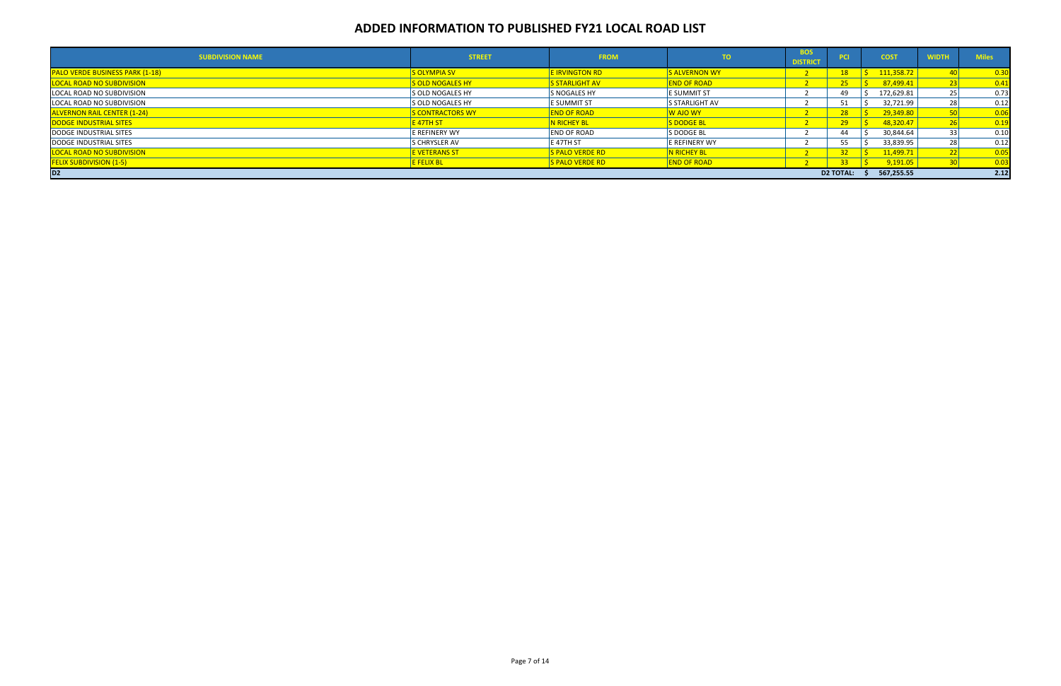# ADDED INFORMATION TO PUBLISHED FY21 LOCAL ROAD LIST

| SUBDIVISION NAME | STREET | FROM | TO | BOS DISTRICT | PCI | COST | WIDTH | Miles |
|---|---|---|---|---|---|---|---|---|
| PALO VERDE BUSINESS PARK (1-18) | S OLYMPIA SV | E IRVINGTON RD | S ALVERNON WY | 2 | 18 | $ 111,358.72 | 40 | 0.30 |
| LOCAL ROAD NO SUBDIVISION | S OLD NOGALES HY | S STARLIGHT AV | END OF ROAD | 2 | 25 | $ 87,499.41 | 23 | 0.41 |
| LOCAL ROAD NO SUBDIVISION | S OLD NOGALES HY | S NOGALES HY | E SUMMIT ST | 2 | 49 | $ 172,629.81 | 25 | 0.73 |
| LOCAL ROAD NO SUBDIVISION | S OLD NOGALES HY | E SUMMIT ST | S STARLIGHT AV | 2 | 51 | $ 32,721.99 | 28 | 0.12 |
| ALVERNON RAIL CENTER (1-24) | S CONTRACTORS WY | END OF ROAD | W AJO WY | 2 | 28 | $ 29,349.80 | 50 | 0.06 |
| DODGE INDUSTRIAL SITES | E 47TH ST | N RICHEY BL | S DODGE BL | 2 | 29 | $ 48,320.47 | 26 | 0.19 |
| DODGE INDUSTRIAL SITES | E REFINERY WY | END OF ROAD | S DODGE BL | 2 | 44 | $ 30,844.64 | 33 | 0.10 |
| DODGE INDUSTRIAL SITES | S CHRYSLER AV | E 47TH ST | E REFINERY WY | 2 | 55 | $ 33,839.95 | 28 | 0.12 |
| LOCAL ROAD NO SUBDIVISION | E VETERANS ST | S PALO VERDE RD | N RICHEY BL | 2 | 32 | $ 11,499.71 | 22 | 0.05 |
| FELIX SUBDIVISION (1-5) | E FELIX BL | S PALO VERDE RD | END OF ROAD | 2 | 33 | $ 9,191.05 | 30 | 0.03 |
| D2 | | | | | D2 TOTAL: | $ 567,255.55 | | 2.12 |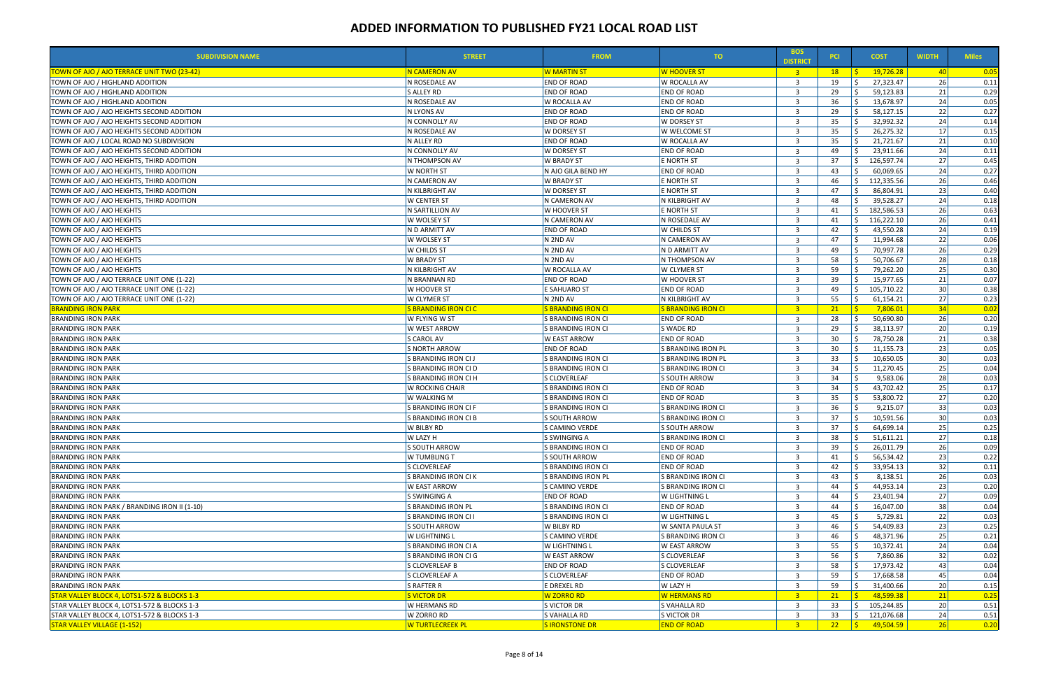# ADDED INFORMATION TO PUBLISHED FY21 LOCAL ROAD LIST

| SUBDIVISION NAME | STREET | FROM | TO | BOS DISTRICT | PCI | COST | WIDTH | Miles |
|---|---|---|---|---|---|---|---|---|
| TOWN OF AJO / AJO TERRACE UNIT TWO (23-42) | N CAMERON AV | W MARTIN ST | W HOOVER ST | 3 | 18 | $ 19,726.28 | 40 | 0.05 |
| TOWN OF AJO / HIGHLAND ADDITION | N ROSEDALE AV | END OF ROAD | W ROCALLA AV | 3 | 19 | $ 27,323.47 | 26 | 0.11 |
| TOWN OF AJO / HIGHLAND ADDITION | S ALLEY RD | END OF ROAD | END OF ROAD | 3 | 29 | $ 59,123.83 | 21 | 0.29 |
| TOWN OF AJO / HIGHLAND ADDITION | N ROSEDALE AV | W ROCALLA AV | END OF ROAD | 3 | 36 | $ 13,678.97 | 24 | 0.05 |
| TOWN OF AJO / AJO HEIGHTS SECOND ADDITION | N LYONS AV | END OF ROAD | END OF ROAD | 3 | 29 | $ 58,127.15 | 22 | 0.27 |
| TOWN OF AJO / AJO HEIGHTS SECOND ADDITION | N CONNOLLY AV | END OF ROAD | W DORSEY ST | 3 | 35 | $ 32,992.32 | 24 | 0.14 |
| TOWN OF AJO / AJO HEIGHTS SECOND ADDITION | N ROSEDALE AV | W DORSEY ST | W WELCOME ST | 3 | 35 | $ 26,275.32 | 17 | 0.15 |
| TOWN OF AJO / LOCAL ROAD NO SUBDIVISION | N ALLEY RD | END OF ROAD | W ROCALLA AV | 3 | 35 | $ 21,721.67 | 21 | 0.10 |
| TOWN OF AJO / AJO HEIGHTS SECOND ADDITION | N CONNOLLY AV | W DORSEY ST | END OF ROAD | 3 | 49 | $ 23,911.66 | 24 | 0.11 |
| TOWN OF AJO / AJO HEIGHTS, THIRD ADDITION | N THOMPSON AV | W BRADY ST | E NORTH ST | 3 | 37 | $ 126,597.74 | 27 | 0.45 |
| TOWN OF AJO / AJO HEIGHTS, THIRD ADDITION | W NORTH ST | N AJO GILA BEND HY | END OF ROAD | 3 | 43 | $ 60,069.65 | 24 | 0.27 |
| TOWN OF AJO / AJO HEIGHTS, THIRD ADDITION | N CAMERON AV | W BRADY ST | E NORTH ST | 3 | 46 | $ 112,335.56 | 26 | 0.46 |
| TOWN OF AJO / AJO HEIGHTS, THIRD ADDITION | N KILBRIGHT AV | W DORSEY ST | E NORTH ST | 3 | 47 | $ 86,804.91 | 23 | 0.40 |
| TOWN OF AJO / AJO HEIGHTS, THIRD ADDITION | W CENTER ST | N CAMERON AV | N KILBRIGHT AV | 3 | 48 | $ 39,528.27 | 24 | 0.18 |
| TOWN OF AJO / AJO HEIGHTS | N SARTILLION AV | W HOOVER ST | E NORTH ST | 3 | 41 | $ 182,586.53 | 26 | 0.63 |
| TOWN OF AJO / AJO HEIGHTS | W WOLSEY ST | N CAMERON AV | N ROSEDALE AV | 3 | 41 | $ 116,222.10 | 26 | 0.41 |
| TOWN OF AJO / AJO HEIGHTS | N D ARMITT AV | END OF ROAD | W CHILDS ST | 3 | 42 | $ 43,550.28 | 24 | 0.19 |
| TOWN OF AJO / AJO HEIGHTS | W WOLSEY ST | N 2ND AV | N CAMERON AV | 3 | 47 | $ 11,994.68 | 22 | 0.06 |
| TOWN OF AJO / AJO HEIGHTS | W CHILDS ST | N 2ND AV | N D ARMITT AV | 3 | 49 | $ 70,997.78 | 26 | 0.29 |
| TOWN OF AJO / AJO HEIGHTS | W BRADY ST | N 2ND AV | N THOMPSON AV | 3 | 58 | $ 50,706.67 | 28 | 0.18 |
| TOWN OF AJO / AJO HEIGHTS | N KILBRIGHT AV | W ROCALLA AV | W CLYMER ST | 3 | 59 | $ 79,262.20 | 25 | 0.30 |
| TOWN OF AJO / AJO TERRACE UNIT ONE (1-22) | N BRANNAN RD | END OF ROAD | W HOOVER ST | 3 | 39 | $ 15,977.65 | 21 | 0.07 |
| TOWN OF AJO / AJO TERRACE UNIT ONE (1-22) | W HOOVER ST | E SAHUARO ST | END OF ROAD | 3 | 49 | $ 105,710.22 | 30 | 0.38 |
| TOWN OF AJO / AJO TERRACE UNIT ONE (1-22) | W CLYMER ST | N 2ND AV | N KILBRIGHT AV | 3 | 55 | $ 61,154.21 | 27 | 0.23 |
| BRANDING IRON PARK | S BRANDING IRON CI C | S BRANDING IRON CI | S BRANDING IRON CI | 3 | 21 | $ 7,806.01 | 34 | 0.02 |
| BRANDING IRON PARK | W FLYING W ST | S BRANDING IRON CI | END OF ROAD | 3 | 28 | $ 50,690.80 | 26 | 0.20 |
| BRANDING IRON PARK | W WEST ARROW | S BRANDING IRON CI | S WADE RD | 3 | 29 | $ 38,113.97 | 20 | 0.19 |
| BRANDING IRON PARK | S CAROL AV | W EAST ARROW | END OF ROAD | 3 | 30 | $ 78,750.28 | 21 | 0.38 |
| BRANDING IRON PARK | S NORTH ARROW | END OF ROAD | S BRANDING IRON PL | 3 | 30 | $ 11,155.73 | 23 | 0.05 |
| BRANDING IRON PARK | S BRANDING IRON CI J | S BRANDING IRON CI | S BRANDING IRON PL | 3 | 33 | $ 10,650.05 | 30 | 0.03 |
| BRANDING IRON PARK | S BRANDING IRON CI D | S BRANDING IRON CI | S BRANDING IRON CI | 3 | 34 | $ 11,270.45 | 25 | 0.04 |
| BRANDING IRON PARK | S BRANDING IRON CI H | S CLOVERLEAF | S SOUTH ARROW | 3 | 34 | $ 9,583.06 | 28 | 0.03 |
| BRANDING IRON PARK | W ROCKING CHAIR | S BRANDING IRON CI | END OF ROAD | 3 | 34 | $ 43,702.42 | 25 | 0.17 |
| BRANDING IRON PARK | W WALKING M | S BRANDING IRON CI | END OF ROAD | 3 | 35 | $ 53,800.72 | 27 | 0.20 |
| BRANDING IRON PARK | S BRANDING IRON CI F | S BRANDING IRON CI | S BRANDING IRON CI | 3 | 36 | $ 9,215.07 | 33 | 0.03 |
| BRANDING IRON PARK | S BRANDING IRON CI B | S SOUTH ARROW | S BRANDING IRON CI | 3 | 37 | $ 10,591.56 | 30 | 0.03 |
| BRANDING IRON PARK | W BILBY RD | S CAMINO VERDE | S SOUTH ARROW | 3 | 37 | $ 64,699.14 | 25 | 0.25 |
| BRANDING IRON PARK | W LAZY H | S SWINGING A | S BRANDING IRON CI | 3 | 38 | $ 51,611.21 | 27 | 0.18 |
| BRANDING IRON PARK | S SOUTH ARROW | S BRANDING IRON CI | END OF ROAD | 3 | 39 | $ 26,011.79 | 26 | 0.09 |
| BRANDING IRON PARK | W TUMBLING T | S SOUTH ARROW | END OF ROAD | 3 | 41 | $ 56,534.42 | 23 | 0.22 |
| BRANDING IRON PARK | S CLOVERLEAF | S BRANDING IRON CI | END OF ROAD | 3 | 42 | $ 33,954.13 | 32 | 0.11 |
| BRANDING IRON PARK | S BRANDING IRON CI K | S BRANDING IRON PL | S BRANDING IRON CI | 3 | 43 | $ 8,138.51 | 26 | 0.03 |
| BRANDING IRON PARK | W EAST ARROW | S CAMINO VERDE | S BRANDING IRON CI | 3 | 44 | $ 44,953.14 | 23 | 0.20 |
| BRANDING IRON PARK | S SWINGING A | END OF ROAD | W LIGHTNING L | 3 | 44 | $ 23,401.94 | 27 | 0.09 |
| BRANDING IRON PARK / BRANDING IRON II (1-10) | S BRANDING IRON PL | S BRANDING IRON CI | END OF ROAD | 3 | 44 | $ 16,047.00 | 38 | 0.04 |
| BRANDING IRON PARK | S BRANDING IRON CI I | S BRANDING IRON CI | W LIGHTNING L | 3 | 45 | $ 5,729.81 | 22 | 0.03 |
| BRANDING IRON PARK | S SOUTH ARROW | W BILBY RD | W SANTA PAULA ST | 3 | 46 | $ 54,409.83 | 23 | 0.25 |
| BRANDING IRON PARK | W LIGHTNING L | S CAMINO VERDE | S BRANDING IRON CI | 3 | 46 | $ 48,371.96 | 25 | 0.21 |
| BRANDING IRON PARK | S BRANDING IRON CI A | W LIGHTNING L | W EAST ARROW | 3 | 55 | $ 10,372.41 | 24 | 0.04 |
| BRANDING IRON PARK | S BRANDING IRON CI G | W EAST ARROW | S CLOVERLEAF | 3 | 56 | $ 7,860.86 | 32 | 0.02 |
| BRANDING IRON PARK | S CLOVERLEAF B | END OF ROAD | S CLOVERLEAF | 3 | 58 | $ 17,973.42 | 43 | 0.04 |
| BRANDING IRON PARK | S CLOVERLEAF A | S CLOVERLEAF | END OF ROAD | 3 | 59 | $ 17,668.58 | 45 | 0.04 |
| BRANDING IRON PARK | S RAFTER R | E DREXEL RD | W LAZY H | 3 | 59 | $ 31,400.66 | 20 | 0.15 |
| STAR VALLEY BLOCK 4, LOTS1-572 & BLOCKS 1-3 | S VICTOR DR | W ZORRO RD | W HERMANS RD | 3 | 21 | $ 48,599.38 | 21 | 0.25 |
| STAR VALLEY BLOCK 4, LOTS1-572 & BLOCKS 1-3 | W HERMANS RD | S VICTOR DR | S VAHALLA RD | 3 | 33 | $ 105,244.85 | 20 | 0.51 |
| STAR VALLEY BLOCK 4, LOTS1-572 & BLOCKS 1-3 | W ZORRO RD | S VAHALLA RD | S VICTOR DR | 3 | 33 | $ 121,076.68 | 24 | 0.51 |
| STAR VALLEY VILLAGE (1-152) | W TURTLECREEK PL | S IRONSTONE DR | END OF ROAD | 3 | 22 | $ 49,504.59 | 26 | 0.20 |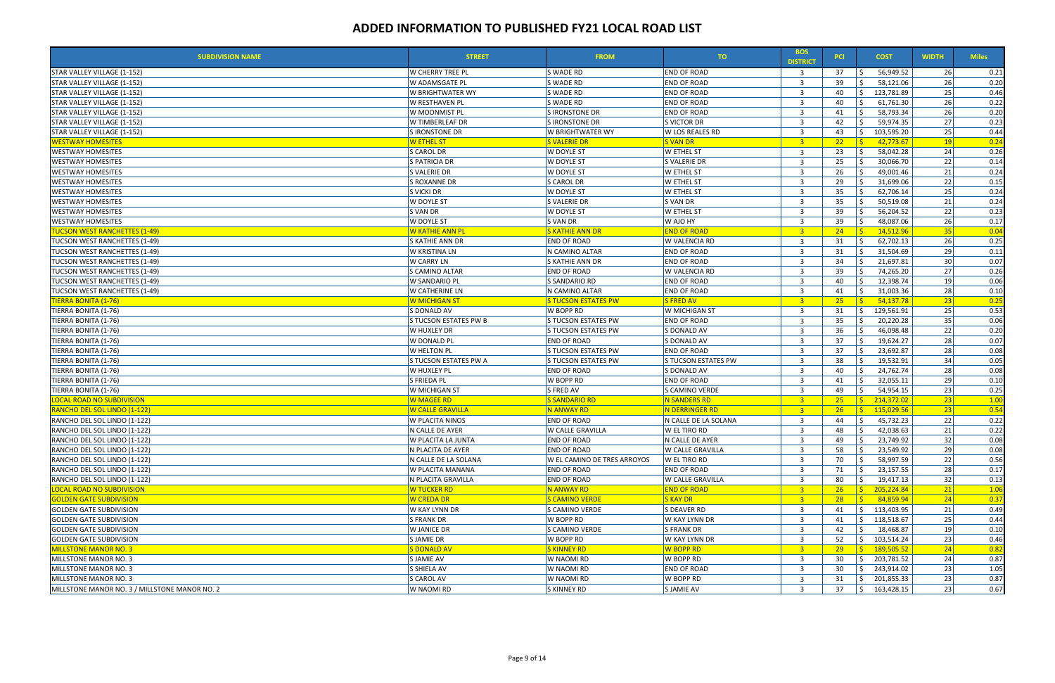# ADDED INFORMATION TO PUBLISHED FY21 LOCAL ROAD LIST

| SUBDIVISION NAME | STREET | FROM | TO | BOS DISTRICT | PCI | COST | WIDTH | Miles |
|---|---|---|---|---|---|---|---|---|
| STAR VALLEY VILLAGE (1-152) | W CHERRY TREE PL | S WADE RD | END OF ROAD | 3 | 37 | $ 56,949.52 | 26 | 0.21 |
| STAR VALLEY VILLAGE (1-152) | W ADAMSGATE PL | S WADE RD | END OF ROAD | 3 | 39 | $ 58,121.06 | 26 | 0.20 |
| STAR VALLEY VILLAGE (1-152) | W BRIGHTWATER WY | S WADE RD | END OF ROAD | 3 | 40 | $ 123,781.89 | 25 | 0.46 |
| STAR VALLEY VILLAGE (1-152) | W RESTHAVEN PL | S WADE RD | END OF ROAD | 3 | 40 | $ 61,761.30 | 26 | 0.22 |
| STAR VALLEY VILLAGE (1-152) | W MOONMIST PL | S IRONSTONE DR | END OF ROAD | 3 | 41 | $ 58,793.34 | 26 | 0.20 |
| STAR VALLEY VILLAGE (1-152) | W TIMBERLEAF DR | S IRONSTONE DR | S VICTOR DR | 3 | 42 | $ 59,974.35 | 27 | 0.23 |
| STAR VALLEY VILLAGE (1-152) | S IRONSTONE DR | W BRIGHTWATER WY | W LOS REALES RD | 3 | 43 | $ 103,595.20 | 25 | 0.44 |
| WESTWAY HOMESITES | W ETHEL ST | S VALERIE DR | S VAN DR | 3 | 22 | $ 42,773.67 | 19 | 0.24 |
| WESTWAY HOMESITES | S CAROL DR | W DOYLE ST | W ETHEL ST | 3 | 23 | $ 58,042.28 | 24 | 0.26 |
| WESTWAY HOMESITES | S PATRICIA DR | W DOYLE ST | S VALERIE DR | 3 | 25 | $ 30,066.70 | 22 | 0.14 |
| WESTWAY HOMESITES | S VALERIE DR | W DOYLE ST | W ETHEL ST | 3 | 26 | $ 49,001.46 | 21 | 0.24 |
| WESTWAY HOMESITES | S ROXANNE DR | S CAROL DR | W ETHEL ST | 3 | 29 | $ 31,699.06 | 22 | 0.15 |
| WESTWAY HOMESITES | S VICKI DR | W DOYLE ST | W ETHEL ST | 3 | 35 | $ 62,706.14 | 25 | 0.24 |
| WESTWAY HOMESITES | W DOYLE ST | S VALERIE DR | S VAN DR | 3 | 35 | $ 50,519.08 | 21 | 0.24 |
| WESTWAY HOMESITES | S VAN DR | W DOYLE ST | W ETHEL ST | 3 | 39 | $ 56,204.52 | 22 | 0.23 |
| WESTWAY HOMESITES | W DOYLE ST | S VAN DR | W AJO HY | 3 | 39 | $ 48,087.06 | 26 | 0.17 |
| TUCSON WEST RANCHETTES (1-49) | W KATHIE ANN PL | S KATHIE ANN DR | END OF ROAD | 3 | 24 | $ 14,512.96 | 35 | 0.04 |
| TUCSON WEST RANCHETTES (1-49) | S KATHIE ANN DR | END OF ROAD | W VALENCIA RD | 3 | 31 | $ 62,702.13 | 26 | 0.25 |
| TUCSON WEST RANCHETTES (1-49) | W KRISTINA LN | N CAMINO ALTAR | END OF ROAD | 3 | 31 | $ 31,504.69 | 29 | 0.11 |
| TUCSON WEST RANCHETTES (1-49) | W CARRY LN | S KATHIE ANN DR | END OF ROAD | 3 | 34 | $ 21,697.81 | 30 | 0.07 |
| TUCSON WEST RANCHETTES (1-49) | S CAMINO ALTAR | END OF ROAD | W VALENCIA RD | 3 | 39 | $ 74,265.20 | 27 | 0.26 |
| TUCSON WEST RANCHETTES (1-49) | W SANDARIO PL | S SANDARIO RD | END OF ROAD | 3 | 40 | $ 12,398.74 | 19 | 0.06 |
| TUCSON WEST RANCHETTES (1-49) | W CATHERINE LN | N CAMINO ALTAR | END OF ROAD | 3 | 41 | $ 31,003.36 | 28 | 0.10 |
| TIERRA BONITA (1-76) | W MICHIGAN ST | S TUCSON ESTATES PW | S FRED AV | 3 | 25 | $ 54,137.78 | 23 | 0.25 |
| TIERRA BONITA (1-76) | S DONALD AV | W BOPP RD | W MICHIGAN ST | 3 | 31 | $ 129,561.91 | 25 | 0.53 |
| TIERRA BONITA (1-76) | S TUCSON ESTATES PW B | S TUCSON ESTATES PW | END OF ROAD | 3 | 35 | $ 20,220.28 | 35 | 0.06 |
| TIERRA BONITA (1-76) | W HUXLEY DR | S TUCSON ESTATES PW | S DONALD AV | 3 | 36 | $ 46,098.48 | 22 | 0.20 |
| TIERRA BONITA (1-76) | W DONALD PL | END OF ROAD | S DONALD AV | 3 | 37 | $ 19,624.27 | 28 | 0.07 |
| TIERRA BONITA (1-76) | W HELTON PL | S TUCSON ESTATES PW | END OF ROAD | 3 | 37 | $ 23,692.87 | 28 | 0.08 |
| TIERRA BONITA (1-76) | S TUCSON ESTATES PW A | S TUCSON ESTATES PW | S TUCSON ESTATES PW | 3 | 38 | $ 19,532.91 | 34 | 0.05 |
| TIERRA BONITA (1-76) | W HUXLEY PL | END OF ROAD | S DONALD AV | 3 | 40 | $ 24,762.74 | 28 | 0.08 |
| TIERRA BONITA (1-76) | S FRIEDA PL | W BOPP RD | END OF ROAD | 3 | 41 | $ 32,055.11 | 29 | 0.10 |
| TIERRA BONITA (1-76) | W MICHIGAN ST | S FRED AV | S CAMINO VERDE | 3 | 49 | $ 54,954.15 | 23 | 0.25 |
| LOCAL ROAD NO SUBDIVISION | W MAGEE RD | S SANDARIO RD | N SANDERS RD | 3 | 25 | $ 214,372.02 | 23 | 1.00 |
| RANCHO DEL SOL LINDO (1-122) | W CALLE GRAVILLA | N ANWAY RD | N DERRINGER RD | 3 | 26 | $ 115,029.56 | 23 | 0.54 |
| RANCHO DEL SOL LINDO (1-122) | W PLACITA NINOS | END OF ROAD | N CALLE DE LA SOLANA | 3 | 44 | $ 45,732.23 | 22 | 0.22 |
| RANCHO DEL SOL LINDO (1-122) | N CALLE DE AYER | W CALLE GRAVILLA | W EL TIRO RD | 3 | 48 | $ 42,038.63 | 21 | 0.22 |
| RANCHO DEL SOL LINDO (1-122) | W PLACITA LA JUNTA | END OF ROAD | N CALLE DE AYER | 3 | 49 | $ 23,749.92 | 32 | 0.08 |
| RANCHO DEL SOL LINDO (1-122) | N PLACITA DE AYER | END OF ROAD | W CALLE GRAVILLA | 3 | 58 | $ 23,549.92 | 29 | 0.08 |
| RANCHO DEL SOL LINDO (1-122) | N CALLE DE LA SOLANA | W EL CAMINO DE TRES ARROYOS | W EL TIRO RD | 3 | 70 | $ 58,997.59 | 22 | 0.56 |
| RANCHO DEL SOL LINDO (1-122) | W PLACITA MANANA | END OF ROAD | END OF ROAD | 3 | 71 | $ 23,157.55 | 28 | 0.17 |
| RANCHO DEL SOL LINDO (1-122) | N PLACITA GRAVILLA | END OF ROAD | W CALLE GRAVILLA | 3 | 80 | $ 19,417.13 | 32 | 0.13 |
| LOCAL ROAD NO SUBDIVISION | W TUCKER RD | N ANWAY RD | END OF ROAD | 3 | 26 | $ 205,224.84 | 21 | 1.06 |
| GOLDEN GATE SUBDIVISION | W CREDA DR | S CAMINO VERDE | S KAY DR | 3 | 28 | $ 84,859.94 | 24 | 0.37 |
| GOLDEN GATE SUBDIVISION | W KAY LYNN DR | S CAMINO VERDE | S DEAVER RD | 3 | 41 | $ 113,403.95 | 21 | 0.49 |
| GOLDEN GATE SUBDIVISION | S FRANK DR | W BOPP RD | W KAY LYNN DR | 3 | 41 | $ 118,518.67 | 25 | 0.44 |
| GOLDEN GATE SUBDIVISION | W JANICE DR | S CAMINO VERDE | S FRANK DR | 3 | 42 | $ 18,468.87 | 19 | 0.10 |
| GOLDEN GATE SUBDIVISION | S JAMIE DR | W BOPP RD | W KAY LYNN DR | 3 | 52 | $ 103,514.24 | 23 | 0.46 |
| MILLSTONE MANOR NO. 3 | S DONALD AV | S KINNEY RD | W BOPP RD | 3 | 29 | $ 189,505.52 | 24 | 0.82 |
| MILLSTONE MANOR NO. 3 | S JAMIE AV | W NAOMI RD | W BOPP RD | 3 | 30 | $ 203,781.52 | 24 | 0.87 |
| MILLSTONE MANOR NO. 3 | S SHIELA AV | W NAOMI RD | END OF ROAD | 3 | 30 | $ 243,914.02 | 23 | 1.05 |
| MILLSTONE MANOR NO. 3 | S CAROL AV | W NAOMI RD | W BOPP RD | 3 | 31 | $ 201,855.33 | 23 | 0.87 |
| MILLSTONE MANOR NO. 3 / MILLSTONE MANOR NO. 2 | W NAOMI RD | S KINNEY RD | S JAMIE AV | 3 | 37 | $ 163,428.15 | 23 | 0.67 |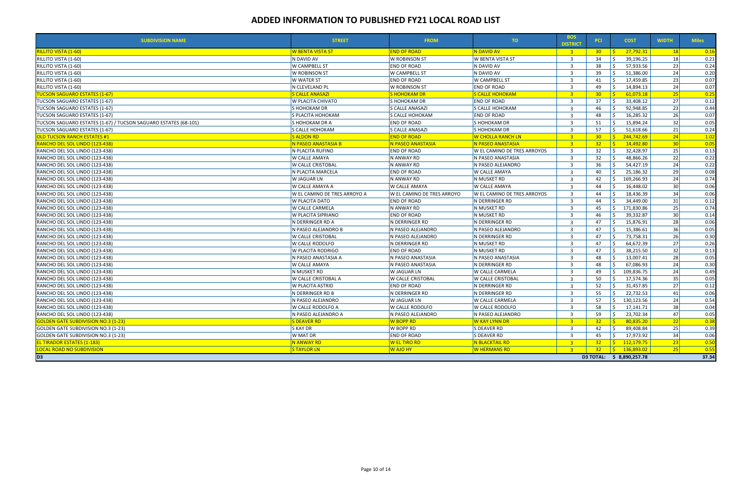# ADDED INFORMATION TO PUBLISHED FY21 LOCAL ROAD LIST

| SUBDIVISION NAME | STREET | FROM | TO | BOS DISTRICT | PCI | COST | WIDTH | Miles |
|---|---|---|---|---|---|---|---|---|
| RILLITO VISTA (1-60) | W BENTA VISTA ST | END OF ROAD | N DAVID AV | 3 | 30 | $ 27,792.31 | 18 | 0.16 |
| RILLITO VISTA (1-60) | N DAVID AV | W ROBINSON ST | W BENTA VISTA ST | 3 | 34 | $ 39,196.25 | 18 | 0.21 |
| RILLITO VISTA (1-60) | W CAMPBELL ST | END OF ROAD | N DAVID AV | 3 | 38 | $ 57,933.56 | 23 | 0.24 |
| RILLITO VISTA (1-60) | W ROBINSON ST | W CAMPBELL ST | N DAVID AV | 3 | 39 | $ 51,386.00 | 24 | 0.20 |
| RILLITO VISTA (1-60) | W WATER ST | END OF ROAD | W CAMPBELL ST | 3 | 41 | $ 17,459.85 | 23 | 0.07 |
| RILLITO VISTA (1-60) | N CLEVELAND PL | W ROBINSON ST | END OF ROAD | 3 | 49 | $ 14,894.13 | 24 | 0.07 |
| TUCSON SAGUARO ESTATES (1-67) | S CALLE ANASAZI | S HOHOKAM DR | S CALLE HOHOKAM | 3 | 30 | $ 61,073.18 | 25 | 0.25 |
| TUCSON SAGUARO ESTATES (1-67) | W PLACITA CHIVATO | S HOHOKAM DR | END OF ROAD | 3 | 37 | $ 33,408.12 | 27 | 0.12 |
| TUCSON SAGUARO ESTATES (1-67) | S HOHOKAM DR | S CALLE ANASAZI | S CALLE HOHOKAM | 3 | 46 | $ 92,948.85 | 23 | 0.44 |
| TUCSON SAGUARO ESTATES (1-67) | S PLACITA HOHOKAM | S CALLE HOHOKAM | END OF ROAD | 3 | 48 | $ 16,285.32 | 26 | 0.07 |
| TUCSON SAGUARO ESTATES (1-67) / TUCSON SAGUARO ESTATES (68-101) | S HOHOKAM DR A | END OF ROAD | S HOHOKAM DR | 3 | 51 | $ 15,894.24 | 32 | 0.05 |
| TUCSON SAGUARO ESTATES (1-67) | S CALLE HOHOKAM | S CALLE ANASAZI | S HOHOKAM DR | 3 | 57 | $ 51,618.66 | 21 | 0.24 |
| OLD TUCSON RANCH ESTATES #1 | S ALDON RD | END OF ROAD | W CHOLLA RANCH LN | 3 | 30 | $ 244,742.69 | 24 | 1.02 |
| RANCHO DEL SOL LINDO (123-438) | N PASEO ANASTASIA B | N PASEO ANASTASIA | N PASEO ANASTASIA | 3 | 32 | $ 14,492.80 | 30 | 0.05 |
| RANCHO DEL SOL LINDO (123-438) | N PLACITA RUFINO | END OF ROAD | W EL CAMINO DE TRES ARROYOS | 3 | 32 | $ 32,428.97 | 25 | 0.13 |
| RANCHO DEL SOL LINDO (123-438) | W CALLE AMAYA | N ANWAY RD | N PASEO ANASTASIA | 3 | 32 | $ 48,866.26 | 22 | 0.22 |
| RANCHO DEL SOL LINDO (123-438) | W CALLE CRISTOBAL | N ANWAY RD | N PASEO ALEJANDRO | 3 | 36 | $ 54,427.19 | 24 | 0.22 |
| RANCHO DEL SOL LINDO (123-438) | N PLACITA MARCELA | END OF ROAD | W CALLE AMAYA | 3 | 40 | $ 25,186.32 | 29 | 0.08 |
| RANCHO DEL SOL LINDO (123-438) | W JAGUAR LN | N ANWAY RD | N MUSKET RD | 3 | 42 | $ 169,266.93 | 24 | 0.74 |
| RANCHO DEL SOL LINDO (123-438) | W CALLE AMAYA A | W CALLE AMAYA | W CALLE AMAYA | 3 | 44 | $ 16,448.02 | 30 | 0.06 |
| RANCHO DEL SOL LINDO (123-438) | W EL CAMINO DE TRES ARROYO A | W EL CAMINO DE TRES ARROYO | W EL CAMINO DE TRES ARROYOS | 3 | 44 | $ 18,436.39 | 34 | 0.06 |
| RANCHO DEL SOL LINDO (123-438) | W PLACITA DATO | END OF ROAD | N DERRINGER RD | 3 | 44 | $ 34,449.00 | 31 | 0.12 |
| RANCHO DEL SOL LINDO (123-438) | W CALLE CARMELA | N ANWAY RD | N MUSKET RD | 3 | 45 | $ 171,830.86 | 25 | 0.74 |
| RANCHO DEL SOL LINDO (123-438) | W PLACITA SIPRIANO | END OF ROAD | N MUSKET RD | 3 | 46 | $ 39,332.87 | 30 | 0.14 |
| RANCHO DEL SOL LINDO (123-438) | N DERRINGER RD A | N DERRINGER RD | N DERRINGER RD | 3 | 47 | $ 15,876.91 | 28 | 0.06 |
| RANCHO DEL SOL LINDO (123-438) | N PASEO ALEJANDRO B | N PASEO ALEJANDRO | N PASEO ALEJANDRO | 3 | 47 | $ 15,386.61 | 36 | 0.05 |
| RANCHO DEL SOL LINDO (123-438) | W CALLE CRISTOBAL | N PASEO ALEJANDRO | N DERRINGER RD | 3 | 47 | $ 73,758.31 | 26 | 0.30 |
| RANCHO DEL SOL LINDO (123-438) | W CALLE RODOLFO | N DERRINGER RD | N MUSKET RD | 3 | 47 | $ 64,672.39 | 27 | 0.26 |
| RANCHO DEL SOL LINDO (123-438) | W PLACITA RODRIGO | END OF ROAD | N MUSKET RD | 3 | 47 | $ 38,215.50 | 32 | 0.13 |
| RANCHO DEL SOL LINDO (123-438) | N PASEO ANASTASIA A | N PASEO ANASTASIA | N PASEO ANASTASIA | 3 | 48 | $ 13,007.41 | 28 | 0.05 |
| RANCHO DEL SOL LINDO (123-438) | W CALLE AMAYA | N PASEO ANASTASIA | N DERRINGER RD | 3 | 48 | $ 67,086.93 | 24 | 0.30 |
| RANCHO DEL SOL LINDO (123-438) | N MUSKET RD | W JAGUAR LN | W CALLE CARMELA | 3 | 49 | $ 109,836.75 | 24 | 0.49 |
| RANCHO DEL SOL LINDO (123-438) | W CALLE CRISTOBAL A | W CALLE CRISTOBAL | W CALLE CRISTOBAL | 3 | 50 | $ 17,574.36 | 35 | 0.05 |
| RANCHO DEL SOL LINDO (123-438) | W PLACITA ASTRID | END OF ROAD | N DERRINGER RD | 3 | 52 | $ 31,457.85 | 27 | 0.12 |
| RANCHO DEL SOL LINDO (123-438) | N DERRINGER RD B | N DERRINGER RD | N DERRINGER RD | 3 | 55 | $ 22,732.53 | 41 | 0.06 |
| RANCHO DEL SOL LINDO (123-438) | N PASEO ALEJANDRO | W JAGUAR LN | W CALLE CARMELA | 3 | 57 | $ 130,123.56 | 24 | 0.54 |
| RANCHO DEL SOL LINDO (123-438) | W CALLE RODOLFO A | W CALLE RODOLFO | W CALLE RODOLFO | 3 | 58 | $ 17,141.71 | 38 | 0.04 |
| RANCHO DEL SOL LINDO (123-438) | N PASEO ALEJANDRO A | N PASEO ALEJANDRO | N PASEO ALEJANDRO | 3 | 59 | $ 23,702.34 | 47 | 0.05 |
| GOLDEN GATE SUBDIVISION NO.3 (1-23) | S DEAVER RD | W BOPP RD | W KAY LYNN DR | 3 | 32 | $ 80,835.20 | 22 | 0.38 |
| GOLDEN GATE SUBDIVISION NO.3 (1-23) | S KAY DR | W BOPP RD | S DEAVER RD | 3 | 42 | $ 89,408.84 | 25 | 0.39 |
| GOLDEN GATE SUBDIVISION NO.3 (1-23) | W MAT DR | END OF ROAD | S DEAVER RD | 3 | 45 | $ 17,973.92 | 34 | 0.06 |
| EL TIRADOR ESTATES (1-183) | N ANWAY RD | W EL TIRO RD | N BLACKTAIL RD | 3 | 32 | $ 112,179.75 | 23 | 0.50 |
| LOCAL ROAD NO SUBDIVISION | S TAYLOR LN | W AJO HY | W HERMANS RD | 3 | 32 | $ 136,893.02 | 25 | 0.55 |
| D3 | | | | | D3 TOTAL: | $ 8,890,257.78 | | 37.34 |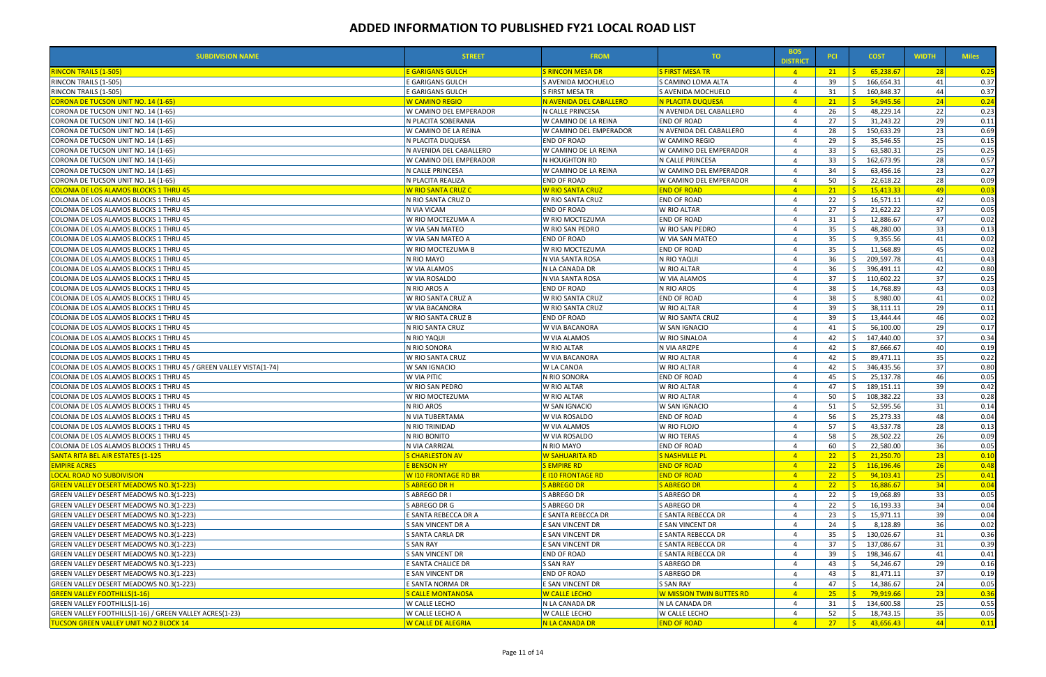# ADDED INFORMATION TO PUBLISHED FY21 LOCAL ROAD LIST

| SUBDIVISION NAME | STREET | FROM | TO | BOS DISTRICT | PCI | COST | WIDTH | Miles |
|---|---|---|---|---|---|---|---|---|
| RINCON TRAILS (1-505) | E GARIGANS GULCH | S RINCON MESA DR | S FIRST MESA TR | 4 | 21 | $ 65,238.67 | 28 | 0.25 |
| RINCON TRAILS (1-505) | E GARIGANS GULCH | S AVENIDA MOCHUELO | S CAMINO LOMA ALTA | 4 | 39 | $ 166,654.31 | 41 | 0.37 |
| RINCON TRAILS (1-505) | E GARIGANS GULCH | S FIRST MESA TR | S AVENIDA MOCHUELO | 4 | 31 | $ 160,848.37 | 44 | 0.37 |
| CORONA DE TUCSON UNIT NO. 14 (1-65) | W CAMINO REGIO | N AVENIDA DEL CABALLERO | N PLACITA DUQUESA | 4 | 21 | $ 54,945.56 | 24 | 0.24 |
| CORONA DE TUCSON UNIT NO. 14 (1-65) | W CAMINO DEL EMPERADOR | N CALLE PRINCESA | N AVENIDA DEL CABALLERO | 4 | 26 | $ 48,229.14 | 22 | 0.23 |
| CORONA DE TUCSON UNIT NO. 14 (1-65) | N PLACITA SOBERANIA | W CAMINO DE LA REINA | END OF ROAD | 4 | 27 | $ 31,243.22 | 29 | 0.11 |
| CORONA DE TUCSON UNIT NO. 14 (1-65) | W CAMINO DE LA REINA | W CAMINO DEL EMPERADOR | N AVENIDA DEL CABALLERO | 4 | 28 | $ 150,633.29 | 23 | 0.69 |
| CORONA DE TUCSON UNIT NO. 14 (1-65) | N PLACITA DUQUESA | END OF ROAD | W CAMINO REGIO | 4 | 29 | $ 35,546.55 | 25 | 0.15 |
| CORONA DE TUCSON UNIT NO. 14 (1-65) | N AVENIDA DEL CABALLERO | W CAMINO DE LA REINA | W CAMINO DEL EMPERADOR | 4 | 33 | $ 63,580.31 | 25 | 0.25 |
| CORONA DE TUCSON UNIT NO. 14 (1-65) | W CAMINO DEL EMPERADOR | N HOUGHTON RD | N CALLE PRINCESA | 4 | 33 | $ 162,673.95 | 28 | 0.57 |
| CORONA DE TUCSON UNIT NO. 14 (1-65) | N CALLE PRINCESA | W CAMINO DE LA REINA | W CAMINO DEL EMPERADOR | 4 | 34 | $ 63,456.16 | 23 | 0.27 |
| CORONA DE TUCSON UNIT NO. 14 (1-65) | N PLACITA REALIZA | END OF ROAD | W CAMINO DEL EMPERADOR | 4 | 50 | $ 22,618.22 | 28 | 0.09 |
| COLONIA DE LOS ALAMOS BLOCKS 1 THRU 45 | W RIO SANTA CRUZ C | W RIO SANTA CRUZ | END OF ROAD | 4 | 21 | $ 15,413.33 | 49 | 0.03 |
| COLONIA DE LOS ALAMOS BLOCKS 1 THRU 45 | N RIO SANTA CRUZ D | W RIO SANTA CRUZ | END OF ROAD | 4 | 22 | $ 16,571.11 | 42 | 0.03 |
| COLONIA DE LOS ALAMOS BLOCKS 1 THRU 45 | N VIA VICAM | END OF ROAD | W RIO ALTAR | 4 | 27 | $ 21,622.22 | 37 | 0.05 |
| COLONIA DE LOS ALAMOS BLOCKS 1 THRU 45 | W RIO MOCTEZUMA A | W RIO MOCTEZUMA | END OF ROAD | 4 | 31 | $ 12,886.67 | 47 | 0.02 |
| COLONIA DE LOS ALAMOS BLOCKS 1 THRU 45 | W VIA SAN MATEO | W RIO SAN PEDRO | W RIO SAN PEDRO | 4 | 35 | $ 48,280.00 | 33 | 0.13 |
| COLONIA DE LOS ALAMOS BLOCKS 1 THRU 45 | W VIA SAN MATEO A | END OF ROAD | W VIA SAN MATEO | 4 | 35 | $ 9,355.56 | 41 | 0.02 |
| COLONIA DE LOS ALAMOS BLOCKS 1 THRU 45 | W RIO MOCTEZUMA B | W RIO MOCTEZUMA | END OF ROAD | 4 | 35 | $ 11,568.89 | 45 | 0.02 |
| COLONIA DE LOS ALAMOS BLOCKS 1 THRU 45 | N RIO MAYO | N VIA SANTA ROSA | N RIO YAQUI | 4 | 36 | $ 209,597.78 | 41 | 0.43 |
| COLONIA DE LOS ALAMOS BLOCKS 1 THRU 45 | W VIA ALAMOS | N LA CANADA DR | W RIO ALTAR | 4 | 36 | $ 396,491.11 | 42 | 0.80 |
| COLONIA DE LOS ALAMOS BLOCKS 1 THRU 45 | W VIA ROSALDO | N VIA SANTA ROSA | W VIA ALAMOS | 4 | 37 | $ 110,602.22 | 37 | 0.25 |
| COLONIA DE LOS ALAMOS BLOCKS 1 THRU 45 | N RIO AROS A | END OF ROAD | N RIO AROS | 4 | 38 | $ 14,768.89 | 43 | 0.03 |
| COLONIA DE LOS ALAMOS BLOCKS 1 THRU 45 | W RIO SANTA CRUZ A | W RIO SANTA CRUZ | END OF ROAD | 4 | 38 | $ 8,980.00 | 41 | 0.02 |
| COLONIA DE LOS ALAMOS BLOCKS 1 THRU 45 | W VIA BACANORA | W RIO SANTA CRUZ | W RIO ALTAR | 4 | 39 | $ 38,111.11 | 29 | 0.11 |
| COLONIA DE LOS ALAMOS BLOCKS 1 THRU 45 | W RIO SANTA CRUZ B | END OF ROAD | W RIO SANTA CRUZ | 4 | 39 | $ 13,444.44 | 46 | 0.02 |
| COLONIA DE LOS ALAMOS BLOCKS 1 THRU 45 | N RIO SANTA CRUZ | W VIA BACANORA | W SAN IGNACIO | 4 | 41 | $ 56,100.00 | 29 | 0.17 |
| COLONIA DE LOS ALAMOS BLOCKS 1 THRU 45 | N RIO YAQUI | W VIA ALAMOS | W RIO SINALOA | 4 | 42 | $ 147,440.00 | 37 | 0.34 |
| COLONIA DE LOS ALAMOS BLOCKS 1 THRU 45 | N RIO SONORA | W RIO ALTAR | N VIA ARIZPE | 4 | 42 | $ 87,666.67 | 40 | 0.19 |
| COLONIA DE LOS ALAMOS BLOCKS 1 THRU 45 | W RIO SANTA CRUZ | W VIA BACANORA | W RIO ALTAR | 4 | 42 | $ 89,471.11 | 35 | 0.22 |
| COLONIA DE LOS ALAMOS BLOCKS 1 THRU 45 / GREEN VALLEY VISTA(1-74) | W SAN IGNACIO | W LA CANOA | W RIO ALTAR | 4 | 42 | $ 346,435.56 | 37 | 0.80 |
| COLONIA DE LOS ALAMOS BLOCKS 1 THRU 45 | W VIA PITIC | N RIO SONORA | END OF ROAD | 4 | 45 | $ 25,137.78 | 46 | 0.05 |
| COLONIA DE LOS ALAMOS BLOCKS 1 THRU 45 | W RIO SAN PEDRO | W RIO ALTAR | W RIO ALTAR | 4 | 47 | $ 189,151.11 | 39 | 0.42 |
| COLONIA DE LOS ALAMOS BLOCKS 1 THRU 45 | W RIO MOCTEZUMA | W RIO ALTAR | W RIO ALTAR | 4 | 50 | $ 108,382.22 | 33 | 0.28 |
| COLONIA DE LOS ALAMOS BLOCKS 1 THRU 45 | N RIO AROS | W SAN IGNACIO | W SAN IGNACIO | 4 | 51 | $ 52,595.56 | 31 | 0.14 |
| COLONIA DE LOS ALAMOS BLOCKS 1 THRU 45 | N VIA TUBERTAMA | W VIA ROSALDO | END OF ROAD | 4 | 56 | $ 25,273.33 | 48 | 0.04 |
| COLONIA DE LOS ALAMOS BLOCKS 1 THRU 45 | N RIO TRINIDAD | W VIA ALAMOS | W RIO FLOJO | 4 | 57 | $ 43,537.78 | 28 | 0.13 |
| COLONIA DE LOS ALAMOS BLOCKS 1 THRU 45 | N RIO BONITO | W VIA ROSALDO | W RIO TERAS | 4 | 58 | $ 28,502.22 | 26 | 0.09 |
| COLONIA DE LOS ALAMOS BLOCKS 1 THRU 45 | N VIA CARRIZAL | N RIO MAYO | END OF ROAD | 4 | 60 | $ 22,580.00 | 36 | 0.05 |
| SANTA RITA BEL AIR ESTATES (1-125 | S CHARLESTON AV | W SAHUARITA RD | S NASHVILLE PL | 4 | 22 | $ 21,250.70 | 23 | 0.10 |
| EMPIRE ACRES | E BENSON HY | S EMPIRE RD | END OF ROAD | 4 | 22 | $ 116,196.46 | 26 | 0.48 |
| LOCAL ROAD NO SUBDIVISION | W I10 FRONTAGE RD BR | E I10 FRONTAGE RD | END OF ROAD | 4 | 22 | $ 94,103.41 | 25 | 0.41 |
| GREEN VALLEY DESERT MEADOWS NO.3(1-223) | S ABREGO DR H | S ABREGO DR | S ABREGO DR | 4 | 22 | $ 16,886.67 | 34 | 0.04 |
| GREEN VALLEY DESERT MEADOWS NO.3(1-223) | S ABREGO DR I | S ABREGO DR | S ABREGO DR | 4 | 22 | $ 19,068.89 | 33 | 0.05 |
| GREEN VALLEY DESERT MEADOWS NO.3(1-223) | S ABREGO DR G | S ABREGO DR | S ABREGO DR | 4 | 22 | $ 16,193.33 | 34 | 0.04 |
| GREEN VALLEY DESERT MEADOWS NO.3(1-223) | E SANTA REBECCA DR A | E SANTA REBECCA DR | E SANTA REBECCA DR | 4 | 23 | $ 15,971.11 | 39 | 0.04 |
| GREEN VALLEY DESERT MEADOWS NO.3(1-223) | S SAN VINCENT DR A | E SAN VINCENT DR | E SAN VINCENT DR | 4 | 24 | $ 8,128.89 | 36 | 0.02 |
| GREEN VALLEY DESERT MEADOWS NO.3(1-223) | S SANTA CARLA DR | E SAN VINCENT DR | E SANTA REBECCA DR | 4 | 35 | $ 130,026.67 | 31 | 0.36 |
| GREEN VALLEY DESERT MEADOWS NO.3(1-223) | S SAN RAY | E SAN VINCENT DR | E SANTA REBECCA DR | 4 | 37 | $ 137,086.67 | 31 | 0.39 |
| GREEN VALLEY DESERT MEADOWS NO.3(1-223) | S SAN VINCENT DR | END OF ROAD | E SANTA REBECCA DR | 4 | 39 | $ 198,346.67 | 41 | 0.41 |
| GREEN VALLEY DESERT MEADOWS NO.3(1-223) | E SANTA CHALICE DR | S SAN RAY | S ABREGO DR | 4 | 43 | $ 54,246.67 | 29 | 0.16 |
| GREEN VALLEY DESERT MEADOWS NO.3(1-223) | E SAN VINCENT DR | END OF ROAD | S ABREGO DR | 4 | 43 | $ 81,471.11 | 37 | 0.19 |
| GREEN VALLEY DESERT MEADOWS NO.3(1-223) | E SANTA NORMA DR | E SAN VINCENT DR | S SAN RAY | 4 | 47 | $ 14,386.67 | 24 | 0.05 |
| GREEN VALLEY FOOTHILLS(1-16) | S CALLE MONTANOSA | W CALLE LECHO | W MISSION TWIN BUTTES RD | 4 | 25 | $ 79,919.66 | 23 | 0.36 |
| GREEN VALLEY FOOTHILLS(1-16) | W CALLE LECHO | N LA CANADA DR | N LA CANADA DR | 4 | 31 | $ 134,600.58 | 25 | 0.55 |
| GREEN VALLEY FOOTHILLS(1-16) / GREEN VALLEY ACRES(1-23) | W CALLE LECHO A | W CALLE LECHO | W CALLE LECHO | 4 | 52 | $ 18,743.15 | 35 | 0.05 |
| TUCSON GREEN VALLEY UNIT NO.2 BLOCK 14 | W CALLE DE ALEGRIA | N LA CANADA DR | END OF ROAD | 4 | 27 | $ 43,656.43 | 44 | 0.11 |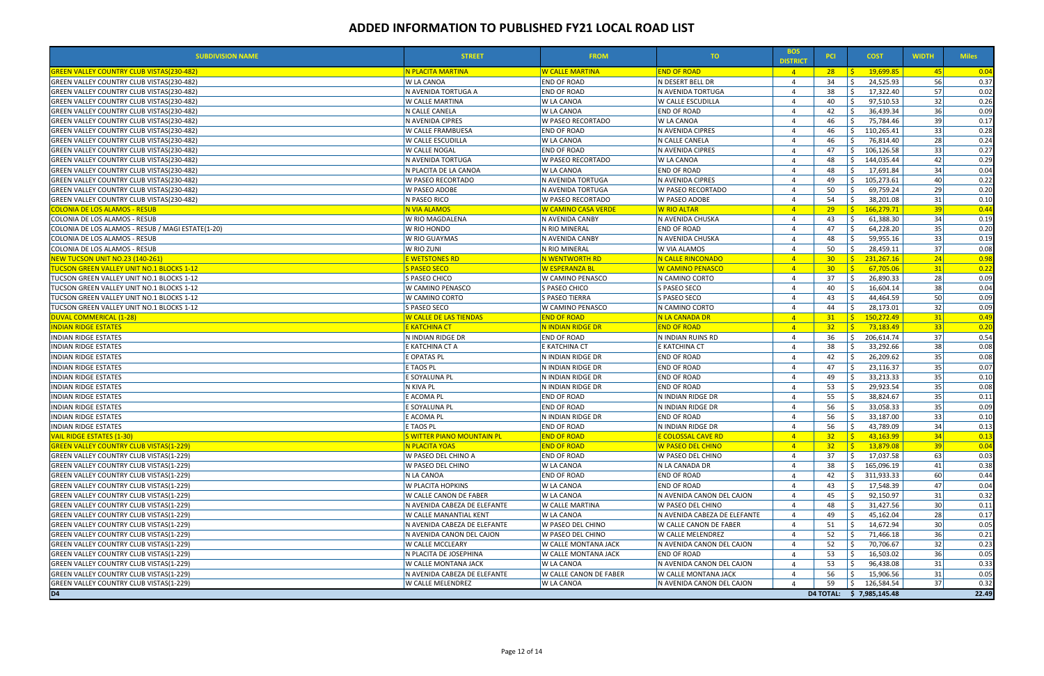# ADDED INFORMATION TO PUBLISHED FY21 LOCAL ROAD LIST

| SUBDIVISION NAME | STREET | FROM | TO | BOS DISTRICT | PCI | COST | WIDTH | Miles |
|---|---|---|---|---|---|---|---|---|
| GREEN VALLEY COUNTRY CLUB VISTAS(230-482) | N PLACITA MARTINA | W CALLE MARTINA | END OF ROAD | 4 | 28 | $ 19,699.85 | 45 | 0.04 |
| GREEN VALLEY COUNTRY CLUB VISTAS(230-482) | W LA CANOA | END OF ROAD | N DESERT BELL DR | 4 | 34 | $ 24,525.93 | 56 | 0.37 |
| GREEN VALLEY COUNTRY CLUB VISTAS(230-482) | N AVENIDA TORTUGA A | END OF ROAD | N AVENIDA TORTUGA | 4 | 38 | $ 17,322.40 | 57 | 0.02 |
| GREEN VALLEY COUNTRY CLUB VISTAS(230-482) | W CALLE MARTINA | W LA CANOA | W CALLE ESCUDILLA | 4 | 40 | $ 97,510.53 | 32 | 0.26 |
| GREEN VALLEY COUNTRY CLUB VISTAS(230-482) | N CALLE CANELA | W LA CANOA | END OF ROAD | 4 | 42 | $ 36,439.34 | 36 | 0.09 |
| GREEN VALLEY COUNTRY CLUB VISTAS(230-482) | N AVENIDA CIPRES | W PASEO RECORTADO | W LA CANOA | 4 | 46 | $ 75,784.46 | 39 | 0.17 |
| GREEN VALLEY COUNTRY CLUB VISTAS(230-482) | W CALLE FRAMBUESA | END OF ROAD | N AVENIDA CIPRES | 4 | 46 | $ 110,265.41 | 33 | 0.28 |
| GREEN VALLEY COUNTRY CLUB VISTAS(230-482) | W CALLE ESCUDILLA | W LA CANOA | N CALLE CANELA | 4 | 46 | $ 76,814.40 | 28 | 0.24 |
| GREEN VALLEY COUNTRY CLUB VISTAS(230-482) | W CALLE NOGAL | END OF ROAD | N AVENIDA CIPRES | 4 | 47 | $ 106,126.58 | 33 | 0.27 |
| GREEN VALLEY COUNTRY CLUB VISTAS(230-482) | N AVENIDA TORTUGA | W PASEO RECORTADO | W LA CANOA | 4 | 48 | $ 144,035.44 | 42 | 0.29 |
| GREEN VALLEY COUNTRY CLUB VISTAS(230-482) | N PLACITA DE LA CANOA | W LA CANOA | END OF ROAD | 4 | 48 | $ 17,691.84 | 34 | 0.04 |
| GREEN VALLEY COUNTRY CLUB VISTAS(230-482) | W PASEO RECORTADO | N AVENIDA TORTUGA | N AVENIDA CIPRES | 4 | 49 | $ 105,273.61 | 40 | 0.22 |
| GREEN VALLEY COUNTRY CLUB VISTAS(230-482) | W PASEO ADOBE | N AVENIDA TORTUGA | W PASEO RECORTADO | 4 | 50 | $ 69,759.24 | 29 | 0.20 |
| GREEN VALLEY COUNTRY CLUB VISTAS(230-482) | N PASEO RICO | W PASEO RECORTADO | W PASEO ADOBE | 4 | 54 | $ 38,201.08 | 31 | 0.10 |
| COLONIA DE LOS ALAMOS - RESUB | N VIA ALAMOS | W CAMINO CASA VERDE | W RIO ALTAR | 4 | 29 | $ 166,279.71 | 39 | 0.44 |
| COLONIA DE LOS ALAMOS - RESUB | W RIO MAGDALENA | N AVENIDA CANBY | N AVENIDA CHUSKA | 4 | 43 | $ 61,388.30 | 34 | 0.19 |
| COLONIA DE LOS ALAMOS - RESUB / MAGI ESTATE(1-20) | W RIO HONDO | N RIO MINERAL | END OF ROAD | 4 | 47 | $ 64,228.20 | 35 | 0.20 |
| COLONIA DE LOS ALAMOS - RESUB | W RIO GUAYMAS | N AVENIDA CANBY | N AVENIDA CHUSKA | 4 | 48 | $ 59,955.16 | 33 | 0.19 |
| COLONIA DE LOS ALAMOS - RESUB | W RIO ZUNI | N RIO MINERAL | W VIA ALAMOS | 4 | 50 | $ 28,459.11 | 37 | 0.08 |
| NEW TUCSON UNIT NO.23 (140-261) | E WETSTONES RD | N WENTWORTH RD | N CALLE RINCONADO | 4 | 30 | $ 231,267.16 | 24 | 0.98 |
| TUCSON GREEN VALLEY UNIT NO.1 BLOCKS 1-12 | S PASEO SECO | W ESPERANZA BL | W CAMINO PENASCO | 4 | 30 | $ 67,705.06 | 31 | 0.22 |
| TUCSON GREEN VALLEY UNIT NO.1 BLOCKS 1-12 | S PASEO CHICO | W CAMINO PENASCO | N CAMINO CORTO | 4 | 37 | $ 26,890.33 | 28 | 0.09 |
| TUCSON GREEN VALLEY UNIT NO.1 BLOCKS 1-12 | W CAMINO PENASCO | S PASEO CHICO | S PASEO SECO | 4 | 40 | $ 16,604.14 | 38 | 0.04 |
| TUCSON GREEN VALLEY UNIT NO.1 BLOCKS 1-12 | W CAMINO CORTO | S PASEO TIERRA | S PASEO SECO | 4 | 43 | $ 44,464.59 | 50 | 0.09 |
| TUCSON GREEN VALLEY UNIT NO.1 BLOCKS 1-12 | S PASEO SECO | W CAMINO PENASCO | N CAMINO CORTO | 4 | 44 | $ 28,173.01 | 32 | 0.09 |
| DUVAL COMMERICAL (1-28) | W CALLE DE LAS TIENDAS | END OF ROAD | N LA CANADA DR | 4 | 31 | $ 150,272.49 | 31 | 0.49 |
| INDIAN RIDGE ESTATES | E KATCHINA CT | N INDIAN RIDGE DR | END OF ROAD | 4 | 32 | $ 73,183.49 | 33 | 0.20 |
| INDIAN RIDGE ESTATES | N INDIAN RIDGE DR | END OF ROAD | N INDIAN RUINS RD | 4 | 36 | $ 206,614.74 | 37 | 0.54 |
| INDIAN RIDGE ESTATES | E KATCHINA CT A | E KATCHINA CT | E KATCHINA CT | 4 | 38 | $ 33,292.66 | 38 | 0.08 |
| INDIAN RIDGE ESTATES | E OPATAS PL | N INDIAN RIDGE DR | END OF ROAD | 4 | 42 | $ 26,209.62 | 35 | 0.08 |
| INDIAN RIDGE ESTATES | E TAOS PL | N INDIAN RIDGE DR | END OF ROAD | 4 | 47 | $ 23,116.37 | 35 | 0.07 |
| INDIAN RIDGE ESTATES | E SOYALUNA PL | N INDIAN RIDGE DR | END OF ROAD | 4 | 49 | $ 33,213.33 | 35 | 0.10 |
| INDIAN RIDGE ESTATES | N KIVA PL | N INDIAN RIDGE DR | END OF ROAD | 4 | 53 | $ 29,923.54 | 35 | 0.08 |
| INDIAN RIDGE ESTATES | E ACOMA PL | END OF ROAD | N INDIAN RIDGE DR | 4 | 55 | $ 38,824.67 | 35 | 0.11 |
| INDIAN RIDGE ESTATES | E SOYALUNA PL | END OF ROAD | N INDIAN RIDGE DR | 4 | 56 | $ 33,058.33 | 35 | 0.09 |
| INDIAN RIDGE ESTATES | E ACOMA PL | N INDIAN RIDGE DR | END OF ROAD | 4 | 56 | $ 33,187.00 | 33 | 0.10 |
| INDIAN RIDGE ESTATES | E TAOS PL | END OF ROAD | N INDIAN RIDGE DR | 4 | 56 | $ 43,789.09 | 34 | 0.13 |
| VAIL RIDGE ESTATES (1-30) | S WITTER PIANO MOUNTAIN PL | END OF ROAD | E COLOSSAL CAVE RD | 4 | 32 | $ 43,163.99 | 34 | 0.13 |
| GREEN VALLEY COUNTRY CLUB VISTAS(1-229) | N PLACITA YOAS | END OF ROAD | W PASEO DEL CHINO | 4 | 32 | $ 13,879.08 | 39 | 0.04 |
| GREEN VALLEY COUNTRY CLUB VISTAS(1-229) | W PASEO DEL CHINO A | END OF ROAD | W PASEO DEL CHINO | 4 | 37 | $ 17,037.58 | 63 | 0.03 |
| GREEN VALLEY COUNTRY CLUB VISTAS(1-229) | W PASEO DEL CHINO | W LA CANOA | N LA CANADA DR | 4 | 38 | $ 165,096.19 | 41 | 0.38 |
| GREEN VALLEY COUNTRY CLUB VISTAS(1-229) | N LA CANOA | END OF ROAD | END OF ROAD | 4 | 42 | $ 311,933.33 | 60 | 0.44 |
| GREEN VALLEY COUNTRY CLUB VISTAS(1-229) | W PLACITA HOPKINS | W LA CANOA | END OF ROAD | 4 | 43 | $ 17,548.39 | 47 | 0.04 |
| GREEN VALLEY COUNTRY CLUB VISTAS(1-229) | W CALLE CANON DE FABER | W LA CANOA | N AVENIDA CANON DEL CAJON | 4 | 45 | $ 92,150.97 | 31 | 0.32 |
| GREEN VALLEY COUNTRY CLUB VISTAS(1-229) | N AVENIDA CABEZA DE ELEFANTE | W CALLE MARTINA | W PASEO DEL CHINO | 4 | 48 | $ 31,427.56 | 30 | 0.11 |
| GREEN VALLEY COUNTRY CLUB VISTAS(1-229) | W CALLE MANANTIAL KENT | W LA CANOA | N AVENIDA CABEZA DE ELEFANTE | 4 | 49 | $ 45,162.04 | 28 | 0.17 |
| GREEN VALLEY COUNTRY CLUB VISTAS(1-229) | N AVENIDA CABEZA DE ELEFANTE | W PASEO DEL CHINO | W CALLE CANON DE FABER | 4 | 51 | $ 14,672.94 | 30 | 0.05 |
| GREEN VALLEY COUNTRY CLUB VISTAS(1-229) | N AVENIDA CANON DEL CAJON | W PASEO DEL CHINO | W CALLE MELENDREZ | 4 | 52 | $ 71,466.18 | 36 | 0.21 |
| GREEN VALLEY COUNTRY CLUB VISTAS(1-229) | W CALLE MCCLEARY | W CALLE MONTANA JACK | N AVENIDA CANON DEL CAJON | 4 | 52 | $ 70,706.67 | 32 | 0.23 |
| GREEN VALLEY COUNTRY CLUB VISTAS(1-229) | N PLACITA DE JOSEPHINA | W CALLE MONTANA JACK | END OF ROAD | 4 | 53 | $ 16,503.02 | 36 | 0.05 |
| GREEN VALLEY COUNTRY CLUB VISTAS(1-229) | W CALLE MONTANA JACK | W LA CANOA | N AVENIDA CANON DEL CAJON | 4 | 53 | $ 96,438.08 | 31 | 0.33 |
| GREEN VALLEY COUNTRY CLUB VISTAS(1-229) | N AVENIDA CABEZA DE ELEFANTE | W CALLE CANON DE FABER | W CALLE MONTANA JACK | 4 | 56 | $ 15,906.56 | 31 | 0.05 |
| GREEN VALLEY COUNTRY CLUB VISTAS(1-229) | W CALLE MELENDREZ | W LA CANOA | N AVENIDA CANON DEL CAJON | 4 | 59 | $ 126,584.54 | 37 | 0.32 |
| **D4** | | | | | **D4 TOTAL:** | **$ 7,985,145.48** | | **22.49** |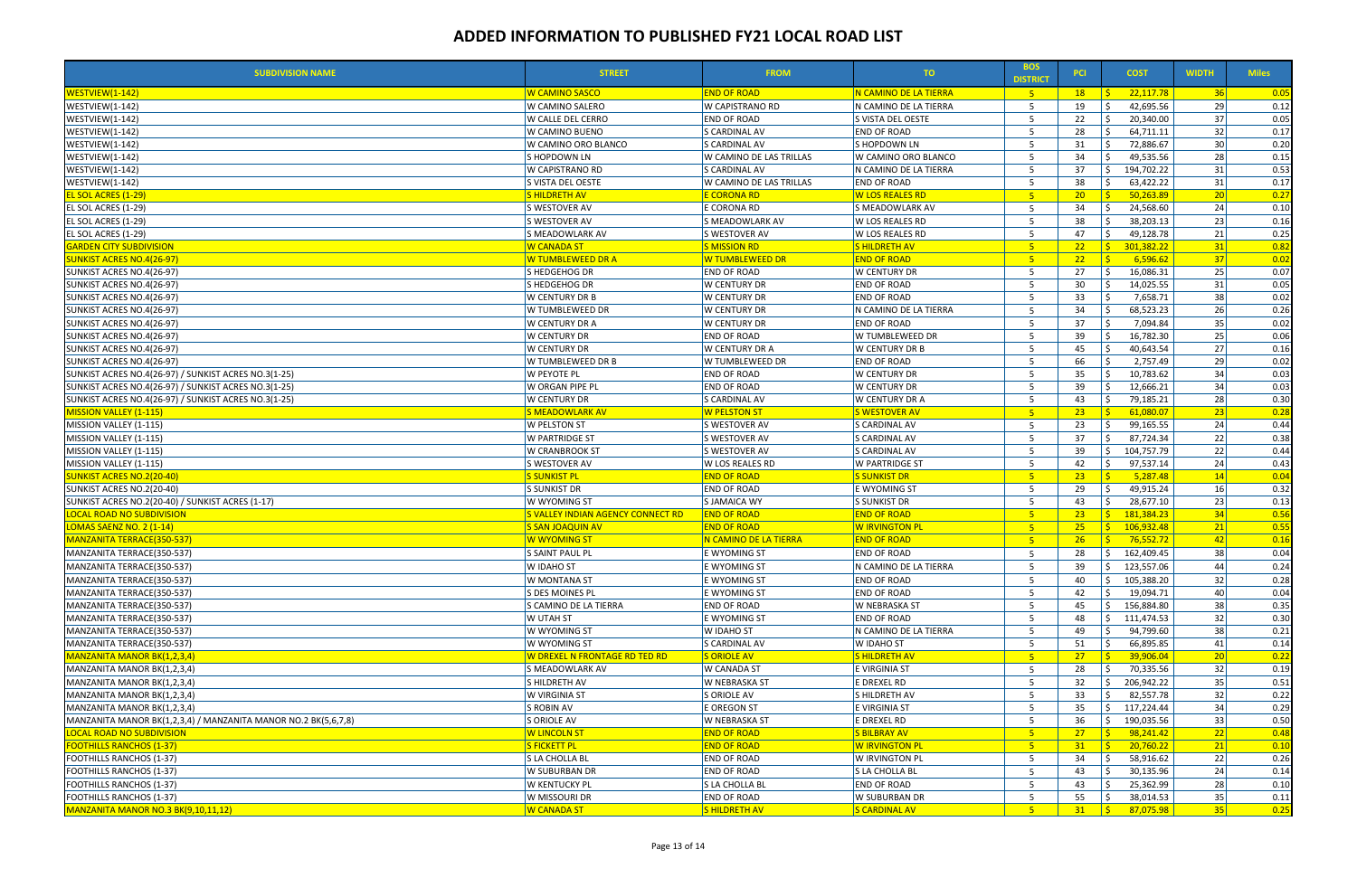# ADDED INFORMATION TO PUBLISHED FY21 LOCAL ROAD LIST

| SUBDIVISION NAME | STREET | FROM | TO | BOS DISTRICT | PCI | COST | WIDTH | Miles |
|---|---|---|---|---|---|---|---|---|
| WESTVIEW(1-142) | W CAMINO SASCO | END OF ROAD | N CAMINO DE LA TIERRA | 5 | 18 | $ 22,117.78 | 36 | 0.05 |
| WESTVIEW(1-142) | W CAMINO SALERO | W CAPISTRANO RD | N CAMINO DE LA TIERRA | 5 | 19 | $ 42,695.56 | 29 | 0.12 |
| WESTVIEW(1-142) | W CALLE DEL CERRO | END OF ROAD | S VISTA DEL OESTE | 5 | 22 | $ 20,340.00 | 37 | 0.05 |
| WESTVIEW(1-142) | W CAMINO BUENO | S CARDINAL AV | END OF ROAD | 5 | 28 | $ 64,711.11 | 32 | 0.17 |
| WESTVIEW(1-142) | W CAMINO ORO BLANCO | S CARDINAL AV | S HOPDOWN LN | 5 | 31 | $ 72,886.67 | 30 | 0.20 |
| WESTVIEW(1-142) | S HOPDOWN LN | W CAMINO DE LAS TRILLAS | W CAMINO ORO BLANCO | 5 | 34 | $ 49,535.56 | 28 | 0.15 |
| WESTVIEW(1-142) | W CAPISTRANO RD | S CARDINAL AV | N CAMINO DE LA TIERRA | 5 | 37 | $ 194,702.22 | 31 | 0.53 |
| WESTVIEW(1-142) | S VISTA DEL OESTE | W CAMINO DE LAS TRILLAS | END OF ROAD | 5 | 38 | $ 63,422.22 | 31 | 0.17 |
| EL SOL ACRES (1-29) | S HILDRETH AV | E CORONA RD | W LOS REALES RD | 5 | 20 | $ 50,263.89 | 20 | 0.27 |
| EL SOL ACRES (1-29) | S WESTOVER AV | E CORONA RD | S MEADOWLARK AV | 5 | 34 | $ 24,568.60 | 24 | 0.10 |
| EL SOL ACRES (1-29) | S WESTOVER AV | S MEADOWLARK AV | W LOS REALES RD | 5 | 38 | $ 38,203.13 | 23 | 0.16 |
| EL SOL ACRES (1-29) | S MEADOWLARK AV | S WESTOVER AV | W LOS REALES RD | 5 | 47 | $ 49,128.78 | 21 | 0.25 |
| GARDEN CITY SUBDIVISION | W CANADA ST | S MISSION RD | S HILDRETH AV | 5 | 22 | $ 301,382.22 | 31 | 0.82 |
| SUNKIST ACRES NO.4(26-97) | W TUMBLEWEED DR A | W TUMBLEWEED DR | END OF ROAD | 5 | 22 | $ 6,596.62 | 37 | 0.02 |
| SUNKIST ACRES NO.4(26-97) | S HEDGEHOG DR | END OF ROAD | W CENTURY DR | 5 | 27 | $ 16,086.31 | 25 | 0.07 |
| SUNKIST ACRES NO.4(26-97) | S HEDGEHOG DR | W CENTURY DR | END OF ROAD | 5 | 30 | $ 14,025.55 | 31 | 0.05 |
| SUNKIST ACRES NO.4(26-97) | W CENTURY DR B | W CENTURY DR | END OF ROAD | 5 | 33 | $ 7,658.71 | 38 | 0.02 |
| SUNKIST ACRES NO.4(26-97) | W TUMBLEWEED DR | W CENTURY DR | N CAMINO DE LA TIERRA | 5 | 34 | $ 68,523.23 | 26 | 0.26 |
| SUNKIST ACRES NO.4(26-97) | W CENTURY DR A | W CENTURY DR | END OF ROAD | 5 | 37 | $ 7,094.84 | 35 | 0.02 |
| SUNKIST ACRES NO.4(26-97) | W CENTURY DR | END OF ROAD | W TUMBLEWEED DR | 5 | 39 | $ 16,782.30 | 25 | 0.06 |
| SUNKIST ACRES NO.4(26-97) | W CENTURY DR | W CENTURY DR A | W CENTURY DR B | 5 | 45 | $ 40,643.54 | 27 | 0.16 |
| SUNKIST ACRES NO.4(26-97) | W TUMBLEWEED DR B | W TUMBLEWEED DR | END OF ROAD | 5 | 66 | $ 2,757.49 | 29 | 0.02 |
| SUNKIST ACRES NO.4(26-97) / SUNKIST ACRES NO.3(1-25) | W PEYOTE PL | END OF ROAD | W CENTURY DR | 5 | 35 | $ 10,783.62 | 34 | 0.03 |
| SUNKIST ACRES NO.4(26-97) / SUNKIST ACRES NO.3(1-25) | W ORGAN PIPE PL | END OF ROAD | W CENTURY DR | 5 | 39 | $ 12,666.21 | 34 | 0.03 |
| SUNKIST ACRES NO.4(26-97) / SUNKIST ACRES NO.3(1-25) | W CENTURY DR | S CARDINAL AV | W CENTURY DR A | 5 | 43 | $ 79,185.21 | 28 | 0.30 |
| MISSION VALLEY (1-115) | S MEADOWLARK AV | W PELSTON ST | S WESTOVER AV | 5 | 23 | $ 61,080.07 | 23 | 0.28 |
| MISSION VALLEY (1-115) | W PELSTON ST | S WESTOVER AV | S CARDINAL AV | 5 | 23 | $ 99,165.55 | 24 | 0.44 |
| MISSION VALLEY (1-115) | W PARTRIDGE ST | S WESTOVER AV | S CARDINAL AV | 5 | 37 | $ 87,724.34 | 22 | 0.38 |
| MISSION VALLEY (1-115) | W CRANBROOK ST | S WESTOVER AV | S CARDINAL AV | 5 | 39 | $ 104,757.79 | 22 | 0.44 |
| MISSION VALLEY (1-115) | S WESTOVER AV | W LOS REALES RD | W PARTRIDGE ST | 5 | 42 | $ 97,537.14 | 24 | 0.43 |
| SUNKIST ACRES NO.2(20-40) | S SUNKIST PL | END OF ROAD | S SUNKIST DR | 5 | 23 | $ 5,287.48 | 14 | 0.04 |
| SUNKIST ACRES NO.2(20-40) | S SUNKIST DR | END OF ROAD | E WYOMING ST | 5 | 29 | $ 49,915.24 | 16 | 0.32 |
| SUNKIST ACRES NO.2(20-40) / SUNKIST ACRES (1-17) | W WYOMING ST | S JAMAICA WY | S SUNKIST DR | 5 | 43 | $ 28,677.10 | 23 | 0.13 |
| LOCAL ROAD NO SUBDIVISION | S VALLEY INDIAN AGENCY CONNECT RD | END OF ROAD | END OF ROAD | 5 | 23 | $ 181,384.23 | 34 | 0.56 |
| LOMAS SAENZ NO. 2 (1-14) | S SAN JOAQUIN AV | END OF ROAD | W IRVINGTON PL | 5 | 25 | $ 106,932.48 | 21 | 0.55 |
| MANZANITA TERRACE(350-537) | W WYOMING ST | N CAMINO DE LA TIERRA | END OF ROAD | 5 | 26 | $ 76,552.72 | 42 | 0.16 |
| MANZANITA TERRACE(350-537) | S SAINT PAUL PL | E WYOMING ST | END OF ROAD | 5 | 28 | $ 162,409.45 | 38 | 0.04 |
| MANZANITA TERRACE(350-537) | W IDAHO ST | E WYOMING ST | N CAMINO DE LA TIERRA | 5 | 39 | $ 123,557.06 | 44 | 0.24 |
| MANZANITA TERRACE(350-537) | W MONTANA ST | E WYOMING ST | END OF ROAD | 5 | 40 | $ 105,388.20 | 32 | 0.28 |
| MANZANITA TERRACE(350-537) | S DES MOINES PL | E WYOMING ST | END OF ROAD | 5 | 42 | $ 19,094.71 | 40 | 0.04 |
| MANZANITA TERRACE(350-537) | S CAMINO DE LA TIERRA | END OF ROAD | W NEBRASKA ST | 5 | 45 | $ 156,884.80 | 38 | 0.35 |
| MANZANITA TERRACE(350-537) | W UTAH ST | E WYOMING ST | END OF ROAD | 5 | 48 | $ 111,474.53 | 32 | 0.30 |
| MANZANITA TERRACE(350-537) | W WYOMING ST | W IDAHO ST | N CAMINO DE LA TIERRA | 5 | 49 | $ 94,799.60 | 38 | 0.21 |
| MANZANITA TERRACE(350-537) | W WYOMING ST | S CARDINAL AV | W IDAHO ST | 5 | 51 | $ 66,895.85 | 41 | 0.14 |
| MANZANITA MANOR BK(1,2,3,4) | W DREXEL N FRONTAGE RD TED RD | S ORIOLE AV | S HILDRETH AV | 5 | 27 | $ 39,906.04 | 20 | 0.22 |
| MANZANITA MANOR BK(1,2,3,4) | S MEADOWLARK AV | W CANADA ST | E VIRGINIA ST | 5 | 28 | $ 70,335.56 | 32 | 0.19 |
| MANZANITA MANOR BK(1,2,3,4) | S HILDRETH AV | W NEBRASKA ST | E DREXEL RD | 5 | 32 | $ 206,942.22 | 35 | 0.51 |
| MANZANITA MANOR BK(1,2,3,4) | W VIRGINIA ST | S ORIOLE AV | S HILDRETH AV | 5 | 33 | $ 82,557.78 | 32 | 0.22 |
| MANZANITA MANOR BK(1,2,3,4) | S ROBIN AV | E OREGON ST | E VIRGINIA ST | 5 | 35 | $ 117,224.44 | 34 | 0.29 |
| MANZANITA MANOR BK(1,2,3,4) / MANZANITA MANOR NO.2 BK(5,6,7,8) | S ORIOLE AV | W NEBRASKA ST | E DREXEL RD | 5 | 36 | $ 190,035.56 | 33 | 0.50 |
| LOCAL ROAD NO SUBDIVISION | W LINCOLN ST | END OF ROAD | S BILBRAY AV | 5 | 27 | $ 98,241.42 | 22 | 0.48 |
| FOOTHILLS RANCHOS (1-37) | S FICKETT PL | END OF ROAD | W IRVINGTON PL | 5 | 31 | $ 20,760.22 | 21 | 0.10 |
| FOOTHILLS RANCHOS (1-37) | S LA CHOLLA BL | END OF ROAD | W IRVINGTON PL | 5 | 34 | $ 58,916.62 | 22 | 0.26 |
| FOOTHILLS RANCHOS (1-37) | W SUBURBAN DR | END OF ROAD | S LA CHOLLA BL | 5 | 43 | $ 30,135.96 | 24 | 0.14 |
| FOOTHILLS RANCHOS (1-37) | W KENTUCKY PL | S LA CHOLLA BL | END OF ROAD | 5 | 43 | $ 25,362.99 | 28 | 0.10 |
| FOOTHILLS RANCHOS (1-37) | W MISSOURI DR | END OF ROAD | W SUBURBAN DR | 5 | 55 | $ 38,014.53 | 35 | 0.11 |
| MANZANITA MANOR NO.3 BK(9,10,11,12) | W CANADA ST | S HILDRETH AV | S CARDINAL AV | 5 | 31 | $ 87,075.98 | 35 | 0.25 |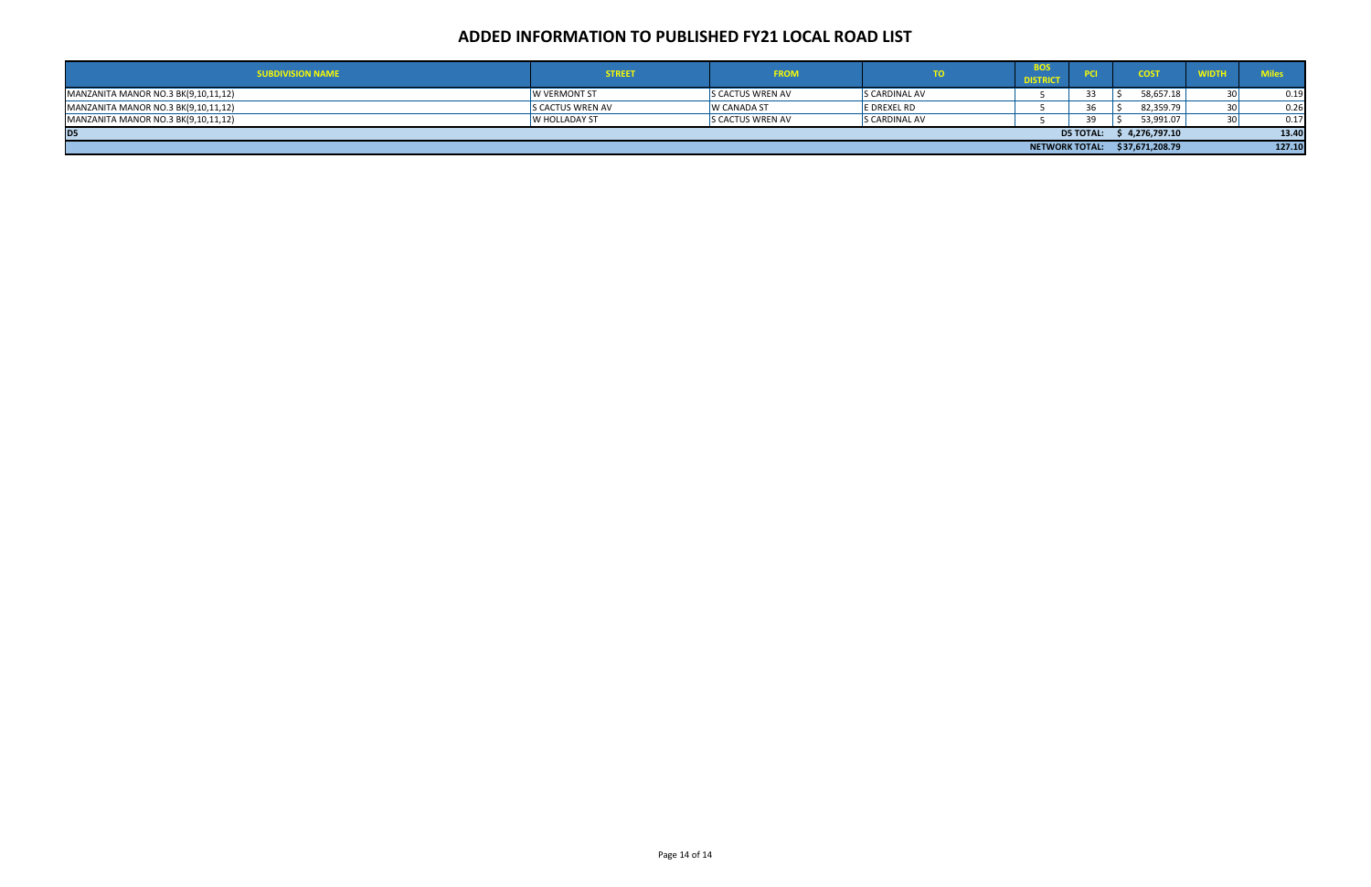# ADDED INFORMATION TO PUBLISHED FY21 LOCAL ROAD LIST

| SUBDIVISION NAME | STREET | FROM | TO | BOS DISTRICT | PCI | COST | WIDTH | Miles |
|---|---|---|---|---|---|---|---|---|
| MANZANITA MANOR NO.3 BK(9,10,11,12) | W VERMONT ST | S CACTUS WREN AV | S CARDINAL AV | 5 | 33 | $ 58,657.18 | 30 | 0.19 |
| MANZANITA MANOR NO.3 BK(9,10,11,12) | S CACTUS WREN AV | W CANADA ST | E DREXEL RD | 5 | 36 | $ 82,359.79 | 30 | 0.26 |
| MANZANITA MANOR NO.3 BK(9,10,11,12) | W HOLLADAY ST | S CACTUS WREN AV | S CARDINAL AV | 5 | 39 | $ 53,991.07 | 30 | 0.17 |
| D5 | | | | | D5 TOTAL: | $ 4,276,797.10 | | 13.40 |
| | | | | | NETWORK TOTAL: | $37,671,208.79 | | 127.10 |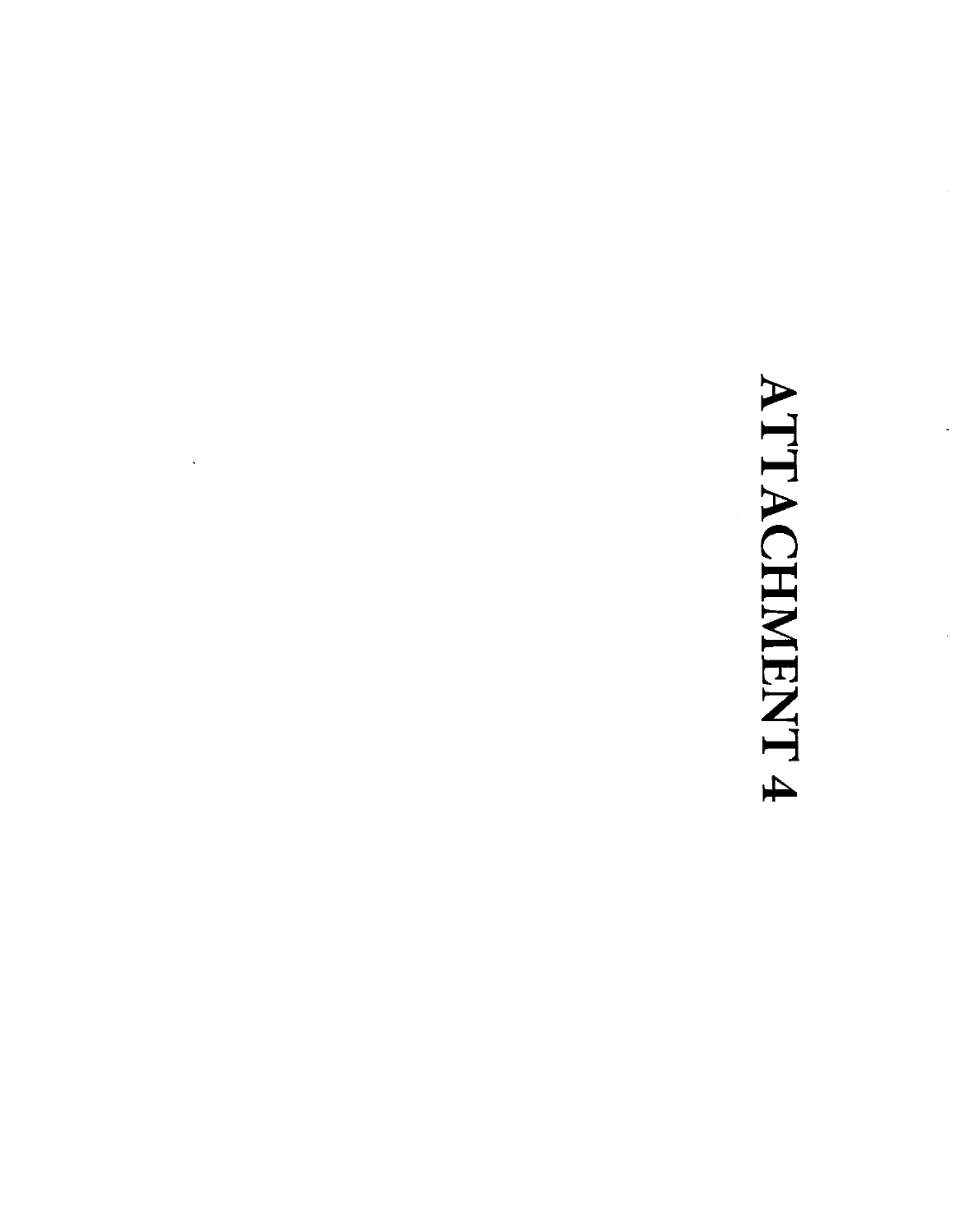# ATTACHMENT 4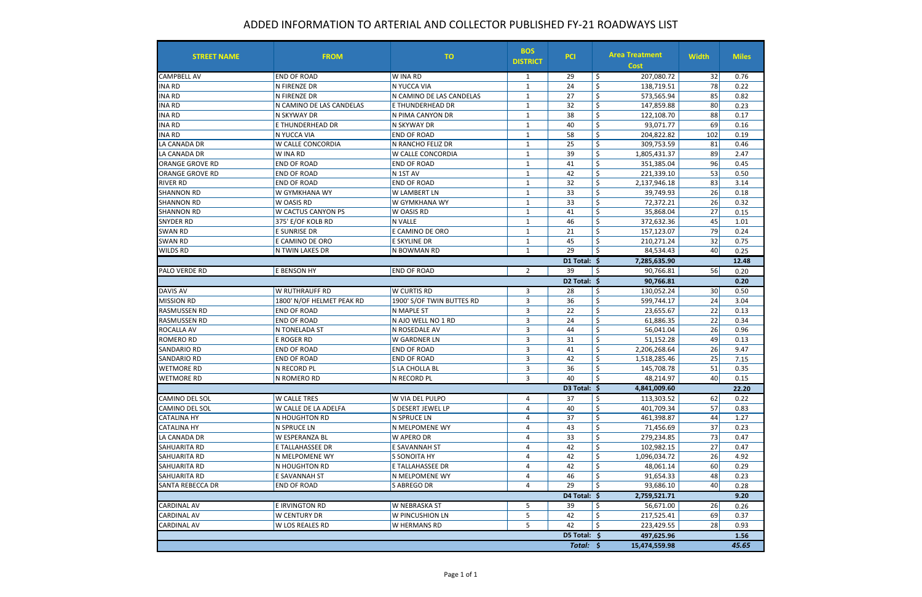# ADDED INFORMATION TO ARTERIAL AND COLLECTOR PUBLISHED FY-21 ROADWAYS LIST

| STREET NAME | FROM | TO | BOS DISTRICT | PCI | Area Treatment Cost | Width | Miles |
|---|---|---|---|---|---|---|---|
| CAMPBELL AV | END OF ROAD | W INA RD | 1 | 29 | $ 207,080.72 | 32 | 0.76 |
| INA RD | N FIRENZE DR | N YUCCA VIA | 1 | 24 | $ 138,719.51 | 78 | 0.22 |
| INA RD | N FIRENZE DR | N CAMINO DE LAS CANDELAS | 1 | 27 | $ 573,565.94 | 85 | 0.82 |
| INA RD | N CAMINO DE LAS CANDELAS | E THUNDERHEAD DR | 1 | 32 | $ 147,859.88 | 80 | 0.23 |
| INA RD | N SKYWAY DR | N PIMA CANYON DR | 1 | 38 | $ 122,108.70 | 88 | 0.17 |
| INA RD | E THUNDERHEAD DR | N SKYWAY DR | 1 | 40 | $ 93,071.77 | 69 | 0.16 |
| INA RD | N YUCCA VIA | END OF ROAD | 1 | 58 | $ 204,822.82 | 102 | 0.19 |
| LA CANADA DR | W CALLE CONCORDIA | N RANCHO FELIZ DR | 1 | 25 | $ 309,753.59 | 81 | 0.46 |
| LA CANADA DR | W INA RD | W CALLE CONCORDIA | 1 | 39 | $ 1,805,431.37 | 89 | 2.47 |
| ORANGE GROVE RD | END OF ROAD | END OF ROAD | 1 | 41 | $ 351,385.04 | 96 | 0.45 |
| ORANGE GROVE RD | END OF ROAD | N 1ST AV | 1 | 42 | $ 221,339.10 | 53 | 0.50 |
| RIVER RD | END OF ROAD | END OF ROAD | 1 | 32 | $ 2,137,946.18 | 83 | 3.14 |
| SHANNON RD | W GYMKHANA WY | W LAMBERT LN | 1 | 33 | $ 39,749.93 | 26 | 0.18 |
| SHANNON RD | W OASIS RD | W GYMKHANA WY | 1 | 33 | $ 72,372.21 | 26 | 0.32 |
| SHANNON RD | W CACTUS CANYON PS | W OASIS RD | 1 | 41 | $ 35,868.04 | 27 | 0.15 |
| SNYDER RD | 375' E/OF KOLB RD | N VALLE | 1 | 46 | $ 372,632.36 | 45 | 1.01 |
| SWAN RD | E SUNRISE DR | E CAMINO DE ORO | 1 | 21 | $ 157,123.07 | 79 | 0.24 |
| SWAN RD | E CAMINO DE ORO | E SKYLINE DR | 1 | 45 | $ 210,271.24 | 32 | 0.75 |
| WILDS RD | N TWIN LAKES DR | N BOWMAN RD | 1 | 29 | $ 84,534.43 | 40 | 0.25 |
| | | | | **D1 Total:** | **$ 7,285,635.90** | | **12.48** |
| PALO VERDE RD | E BENSON HY | END OF ROAD | 2 | 39 | $ 90,766.81 | 56 | 0.20 |
| | | | | **D2 Total:** | **$ 90,766.81** | | **0.20** |
| DAVIS AV | W RUTHRAUFF RD | W CURTIS RD | 3 | 28 | $ 130,052.24 | 30 | 0.50 |
| MISSION RD | 1800' N/OF HELMET PEAK RD | 1900' S/OF TWIN BUTTES RD | 3 | 36 | $ 599,744.17 | 24 | 3.04 |
| RASMUSSEN RD | END OF ROAD | N MAPLE ST | 3 | 22 | $ 23,655.67 | 22 | 0.13 |
| RASMUSSEN RD | END OF ROAD | N AJO WELL NO 1 RD | 3 | 24 | $ 61,886.35 | 22 | 0.34 |
| ROCALLA AV | N TONELADA ST | N ROSEDALE AV | 3 | 44 | $ 56,041.04 | 26 | 0.96 |
| ROMERO RD | E ROGER RD | W GARDNER LN | 3 | 31 | $ 51,152.28 | 49 | 0.13 |
| SANDARIO RD | END OF ROAD | END OF ROAD | 3 | 41 | $ 2,206,268.64 | 26 | 9.47 |
| SANDARIO RD | END OF ROAD | END OF ROAD | 3 | 42 | $ 1,518,285.46 | 25 | 7.15 |
| WETMORE RD | N RECORD PL | S LA CHOLLA BL | 3 | 36 | $ 145,708.78 | 51 | 0.35 |
| WETMORE RD | N ROMERO RD | N RECORD PL | 3 | 40 | $ 48,214.97 | 40 | 0.15 |
| | | | | **D3 Total:** | **$ 4,841,009.60** | | **22.20** |
| CAMINO DEL SOL | W CALLE TRES | W VIA DEL PULPO | 4 | 37 | $ 113,303.52 | 62 | 0.22 |
| CAMINO DEL SOL | W CALLE DE LA ADELFA | S DESERT JEWEL LP | 4 | 40 | $ 401,709.34 | 57 | 0.83 |
| CATALINA HY | N HOUGHTON RD | N SPRUCE LN | 4 | 37 | $ 461,398.87 | 44 | 1.27 |
| CATALINA HY | N SPRUCE LN | N MELPOMENE WY | 4 | 43 | $ 71,456.69 | 37 | 0.23 |
| LA CANADA DR | W ESPERANZA BL | W APERO DR | 4 | 33 | $ 279,234.85 | 73 | 0.47 |
| SAHUARITA RD | E TALLAHASSEE DR | E SAVANNAH ST | 4 | 42 | $ 102,982.15 | 27 | 0.47 |
| SAHUARITA RD | N MELPOMENE WY | S SONOITA HY | 4 | 42 | $ 1,096,034.72 | 26 | 4.92 |
| SAHUARITA RD | N HOUGHTON RD | E TALLAHASSEE DR | 4 | 42 | $ 48,061.14 | 60 | 0.29 |
| SAHUARITA RD | E SAVANNAH ST | N MELPOMENE WY | 4 | 46 | $ 91,654.33 | 48 | 0.23 |
| SANTA REBECCA DR | END OF ROAD | S ABREGO DR | 4 | 29 | $ 93,686.10 | 40 | 0.28 |
| | | | | **D4 Total:** | **$ 2,759,521.71** | | **9.20** |
| CARDINAL AV | E IRVINGTON RD | W NEBRASKA ST | 5 | 39 | $ 56,671.00 | 26 | 0.26 |
| CARDINAL AV | W CENTURY DR | W PINCUSHION LN | 5 | 42 | $ 217,525.41 | 69 | 0.37 |
| CARDINAL AV | W LOS REALES RD | W HERMANS RD | 5 | 42 | $ 223,429.55 | 28 | 0.93 |
| | | | | **D5 Total:** | **$ 497,625.96** | | **1.56** |
| | | | | ***Total:*** | **$ 15,474,559.98** | | ***45.65*** |